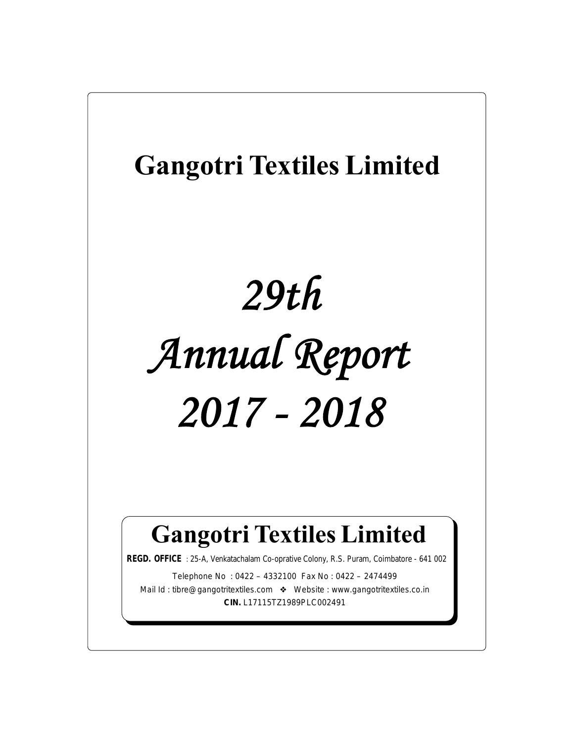# Gangotri Textiles Limited

# *29th*

# *Annual Report*

# *2017 - 2018*

## Gangotri Textiles Limited

**REGD. OFFICE** : 25-A, Venkatachalam Co-oprative Colony, R.S. Puram, Coimbatore - 641 002

Telephone No : 0422 – 4332100 Fax No : 0422 – 2474499

Mail Id : tibre@gangotritextiles.com ❖ Website : www.gangotritextiles.co.in

**CIN.** L17115TZ1989PLC002491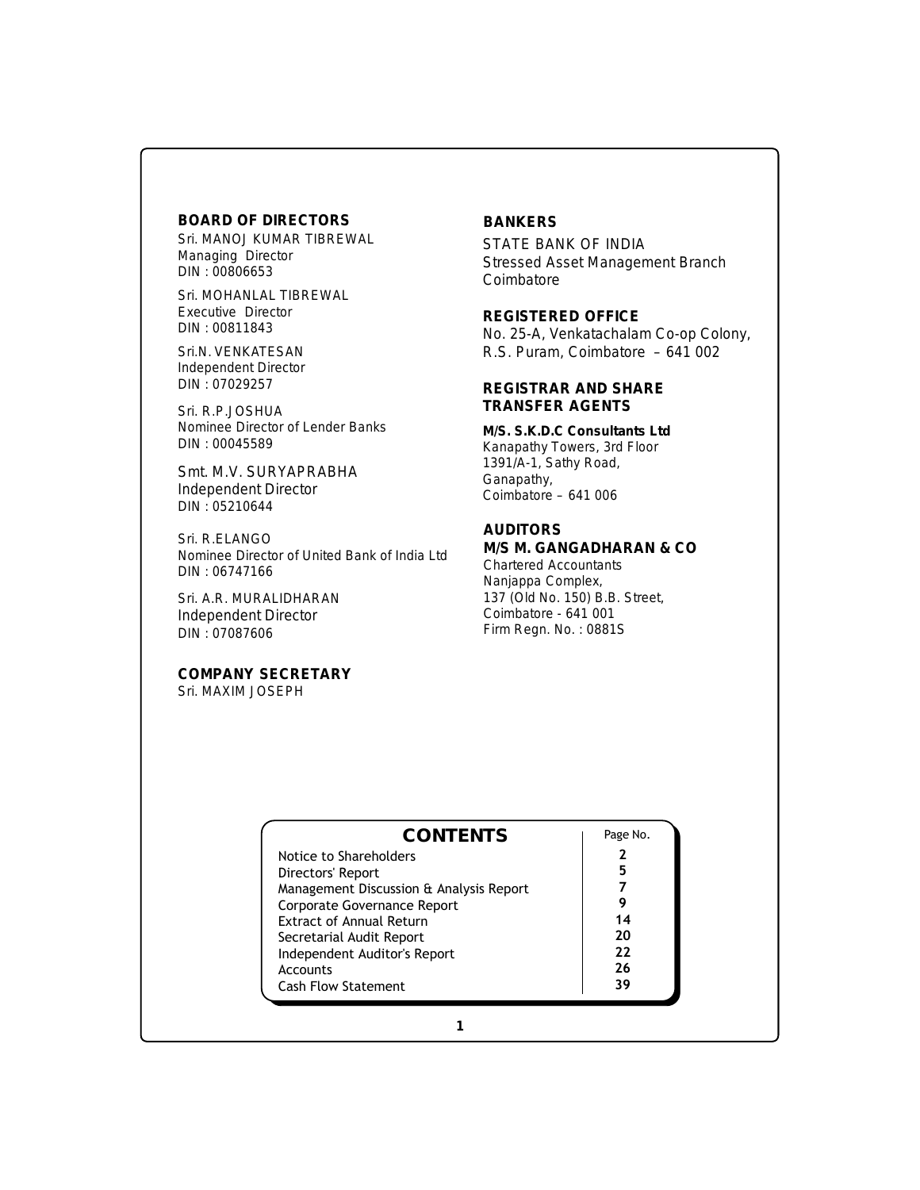## BOARD OF DIRECTORS

Sri. MANOJ KUMAR TIBREWAL
Managing Director
DIN : 00806653

Sri. MOHANLAL TIBREWAL
Executive Director
DIN : 00811843

Sri.N. VENKATESAN
Independent Director
DIN : 07029257

Sri. R.P.JOSHUA
Nominee Director of Lender Banks
DIN : 00045589

Smt. M.V. SURYAPRABHA
Independent Director
DIN : 05210644

Sri. R.ELANGO
Nominee Director of United Bank of India Ltd
DIN : 06747166

Sri. A.R. MURALIDHARAN
Independent Director
DIN : 07087606

## COMPANY SECRETARY

Sri. MAXIM JOSEPH

## BANKERS

STATE BANK OF INDIA
Stressed Asset Management Branch
Coimbatore

## REGISTERED OFFICE

No. 25-A, Venkatachalam Co-op Colony,
R.S. Puram, Coimbatore – 641 002

## REGISTRAR AND SHARE TRANSFER AGENTS

**M/S. S.K.D.C Consultants Ltd**
Kanapathy Towers, 3rd Floor
1391/A-1, Sathy Road,
Ganapathy,
Coimbatore – 641 006

## AUDITORS

**M/S M. GANGADHARAN & CO**
Chartered Accountants
Nanjappa Complex,
137 (Old No. 150) B.B. Street,
Coimbatore - 641 001
Firm Regn. No. : 0881S

## CONTENTS

| | Page No. |
|---|---|
| Notice to Shareholders | 2 |
| Directors' Report | 5 |
| Management Discussion & Analysis Report | 7 |
| Corporate Governance Report | 9 |
| Extract of Annual Return | 14 |
| Secretarial Audit Report | 20 |
| Independent Auditor's Report | 22 |
| Accounts | 26 |
| Cash Flow Statement | 39 |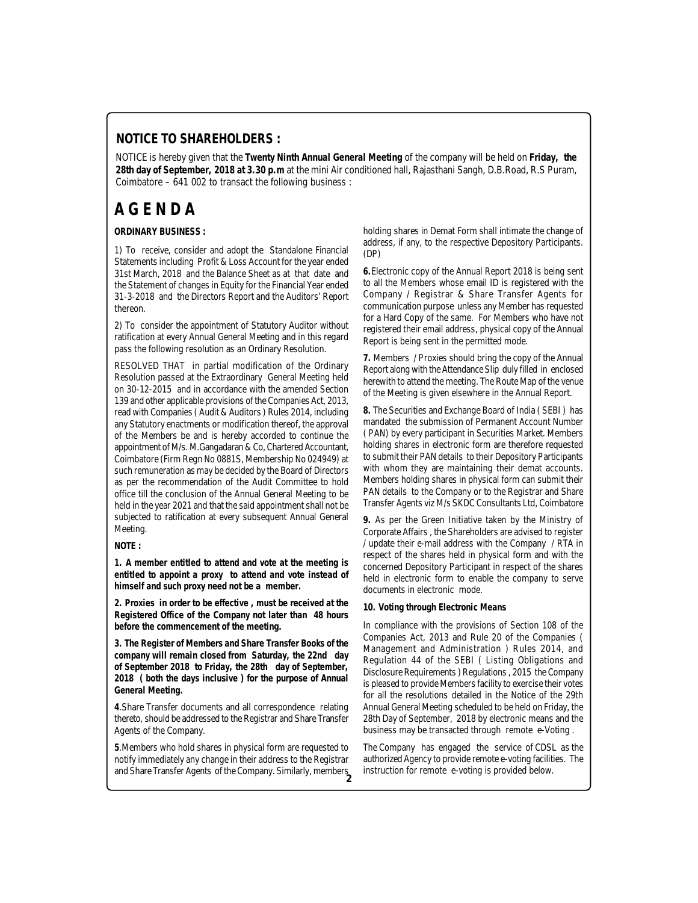## NOTICE TO SHAREHOLDERS :

NOTICE is hereby given that the **Twenty Ninth Annual General Meeting** of the company will be held on **Friday, the 28th day of September, 2018 at 3.30 p.m** at the mini Air conditioned hall, Rajasthani Sangh, D.B.Road, R.S Puram, Coimbatore – 641 002 to transact the following business :

# AGENDA

**ORDINARY BUSINESS :**

1) To receive, consider and adopt the Standalone Financial Statements including Profit & Loss Account for the year ended 31st March, 2018 and the Balance Sheet as at that date and the Statement of changes in Equity for the Financial Year ended 31-3-2018 and the Directors Report and the Auditors' Report thereon.

2) To consider the appointment of Statutory Auditor without ratification at every Annual General Meeting and in this regard pass the following resolution as an Ordinary Resolution.

RESOLVED THAT in partial modification of the Ordinary Resolution passed at the Extraordinary General Meeting held on 30-12-2015 and in accordance with the amended Section 139 and other applicable provisions of the Companies Act, 2013, read with Companies ( Audit & Auditors ) Rules 2014, including any Statutory enactments or modification thereof, the approval of the Members be and is hereby accorded to continue the appointment of M/s. M.Gangadaran & Co, Chartered Accountant, Coimbatore (Firm Regn No 0881S, Membership No 024949) at such remuneration as may be decided by the Board of Directors as per the recommendation of the Audit Committee to hold office till the conclusion of the Annual General Meeting to be held in the year 2021 and that the said appointment shall not be subjected to ratification at every subsequent Annual General Meeting.

**NOTE :**

**1. A member entitled to attend and vote at the meeting is entitled to appoint a proxy to attend and vote instead of himself and such proxy need not be a member.**

**2. Proxies in order to be effective , must be received at the Registered Office of the Company not later than 48 hours before the commencement of the meeting.**

**3. The Register of Members and Share Transfer Books of the company will remain closed from Saturday, the 22nd day of September 2018 to Friday, the 28th day of September, 2018 ( both the days inclusive ) for the purpose of Annual General Meeting.**

**4**.Share Transfer documents and all correspondence relating thereto, should be addressed to the Registrar and Share Transfer Agents of the Company.

**5**.Members who hold shares in physical form are requested to notify immediately any change in their address to the Registrar and Share Transfer Agents of the Company. Similarly, members holding shares in Demat Form shall intimate the change of address, if any, to the respective Depository Participants. (DP)

**6.**Electronic copy of the Annual Report 2018 is being sent to all the Members whose email ID is registered with the Company / Registrar & Share Transfer Agents for communication purpose unless any Member has requested for a Hard Copy of the same. For Members who have not registered their email address, physical copy of the Annual Report is being sent in the permitted mode.

**7.** Members / Proxies should bring the copy of the Annual Report along with the Attendance Slip duly filled in enclosed herewith to attend the meeting. The Route Map of the venue of the Meeting is given elsewhere in the Annual Report.

**8.** The Securities and Exchange Board of India ( SEBI ) has mandated the submission of Permanent Account Number ( PAN) by every participant in Securities Market. Members holding shares in electronic form are therefore requested to submit their PAN details to their Depository Participants with whom they are maintaining their demat accounts. Members holding shares in physical form can submit their PAN details to the Company or to the Registrar and Share Transfer Agents viz M/s SKDC Consultants Ltd, Coimbatore

**9.** As per the Green Initiative taken by the Ministry of Corporate Affairs , the Shareholders are advised to register / update their e-mail address with the Company / RTA in respect of the shares held in physical form and with the concerned Depository Participant in respect of the shares held in electronic form to enable the company to serve documents in electronic mode.

**10. Voting through Electronic Means**

In compliance with the provisions of Section 108 of the Companies Act, 2013 and Rule 20 of the Companies ( Management and Administration ) Rules 2014, and Regulation 44 of the SEBI ( Listing Obligations and Disclosure Requirements ) Regulations , 2015 the Company is pleased to provide Members facility to exercise their votes for all the resolutions detailed in the Notice of the 29th Annual General Meeting scheduled to be held on Friday, the 28th Day of September, 2018 by electronic means and the business may be transacted through remote e-Voting .

The Company has engaged the service of CDSL as the authorized Agency to provide remote e-voting facilities. The instruction for remote e-voting is provided below.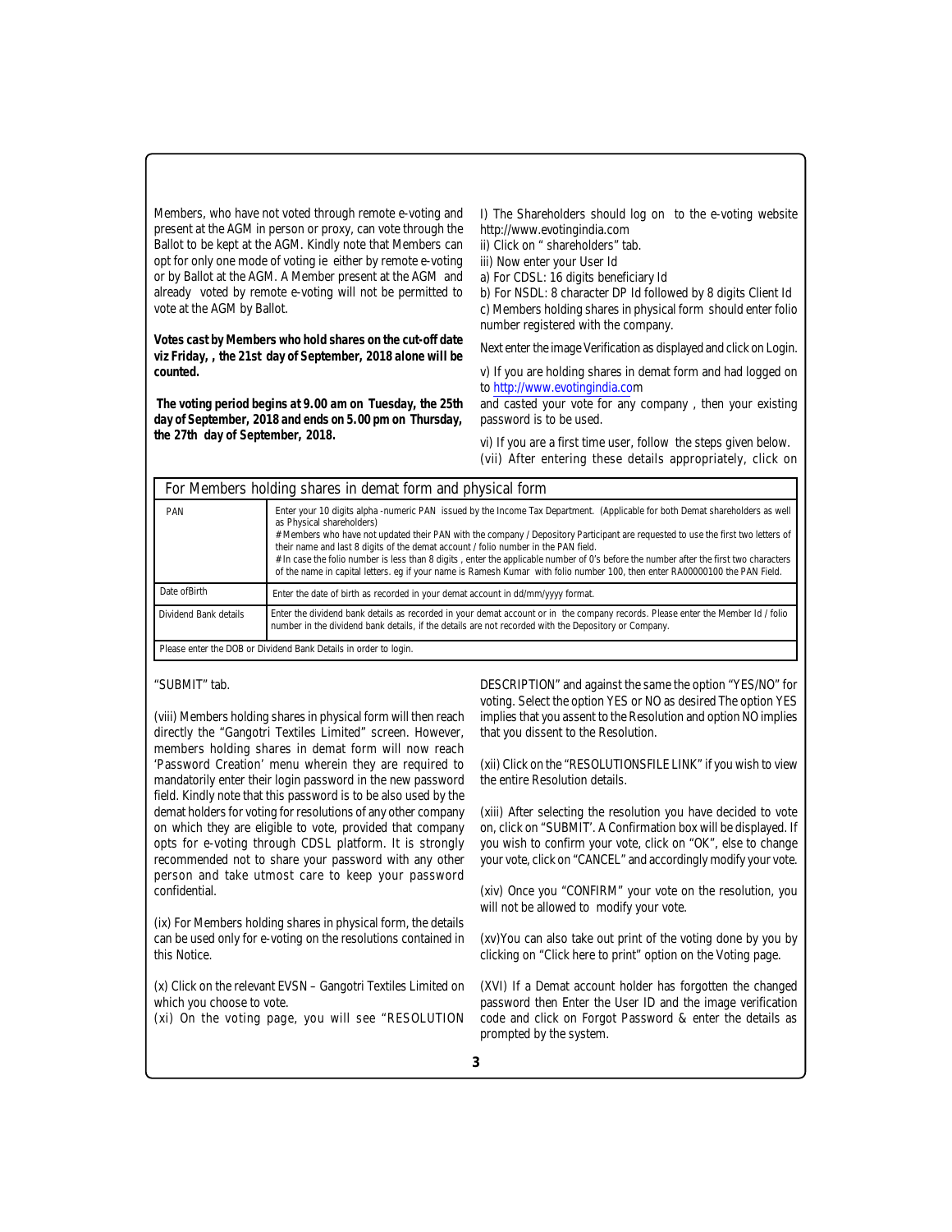Members, who have not voted through remote e-voting and present at the AGM in person or proxy, can vote through the Ballot to be kept at the AGM. Kindly note that Members can opt for only one mode of voting ie either by remote e-voting or by Ballot at the AGM. A Member present at the AGM and already voted by remote e-voting will not be permitted to vote at the AGM by Ballot.

**Votes cast by Members who hold shares on the cut-off date viz Friday, , the 21st day of September, 2018 alone will be counted.**

**The voting period begins at 9.00 am on Tuesday, the 25th day of September, 2018 and ends on 5.00 pm on Thursday, the 27th day of September, 2018.**

I) The Shareholders should log on to the e-voting website http://www.evotingindia.com

ii) Click on " shareholders" tab.

iii) Now enter your User Id

a) For CDSL: 16 digits beneficiary Id

b) For NSDL: 8 character DP Id followed by 8 digits Client Id

c) Members holding shares in physical form should enter folio number registered with the company.

Next enter the image Verification as displayed and click on Login.

v) If you are holding shares in demat form and had logged on to http://www.evotingindia.com and casted your vote for any company , then your existing password is to be used.

vi) If you are a first time user, follow the steps given below.

(vii) After entering these details appropriately, click on "SUBMIT" tab.

| For Members holding shares in demat form and physical form | |
|---|---|
| PAN | Enter your 10 digits alpha -numeric PAN issued by the Income Tax Department. (Applicable for both Demat shareholders as well as Physical shareholders)<br># Members who have not updated their PAN with the company / Depository Participant are requested to use the first two letters of their name and last 8 digits of the demat account / folio number in the PAN field.<br># In case the folio number is less than 8 digits , enter the applicable number of 0's before the number after the first two characters of the name in capital letters. eg if your name is Ramesh Kumar with folio number 100, then enter RA00000100 the PAN Field. |
| Date ofBirth | Enter the date of birth as recorded in your demat account in dd/mm/yyyy format. |
| Dividend Bank details | Enter the dividend bank details as recorded in your demat account or in the company records. Please enter the Member Id / folio number in the dividend bank details, if the details are not recorded with the Depository or Company. |
| Please enter the DOB or Dividend Bank Details in order to login. | |

(viii) Members holding shares in physical form will then reach directly the "Gangotri Textiles Limited" screen. However, members holding shares in demat form will now reach 'Password Creation' menu wherein they are required to mandatorily enter their login password in the new password field. Kindly note that this password is to be also used by the demat holders for voting for resolutions of any other company on which they are eligible to vote, provided that company opts for e-voting through CDSL platform. It is strongly recommended not to share your password with any other person and take utmost care to keep your password confidential.

(ix) For Members holding shares in physical form, the details can be used only for e-voting on the resolutions contained in this Notice.

(x) Click on the relevant EVSN – Gangotri Textiles Limited on which you choose to vote.

(xi) On the voting page, you will see "RESOLUTION DESCRIPTION" and against the same the option "YES/NO" for voting. Select the option YES or NO as desired The option YES implies that you assent to the Resolution and option NO implies that you dissent to the Resolution.

(xii) Click on the "RESOLUTIONSFILE LINK" if you wish to view the entire Resolution details.

(xiii) After selecting the resolution you have decided to vote on, click on "SUBMIT'. A Confirmation box will be displayed. If you wish to confirm your vote, click on "OK", else to change your vote, click on "CANCEL" and accordingly modify your vote.

(xiv) Once you "CONFIRM" your vote on the resolution, you will not be allowed to modify your vote.

(xv)You can also take out print of the voting done by you by clicking on "Click here to print" option on the Voting page.

(XVI) If a Demat account holder has forgotten the changed password then Enter the User ID and the image verification code and click on Forgot Password & enter the details as prompted by the system.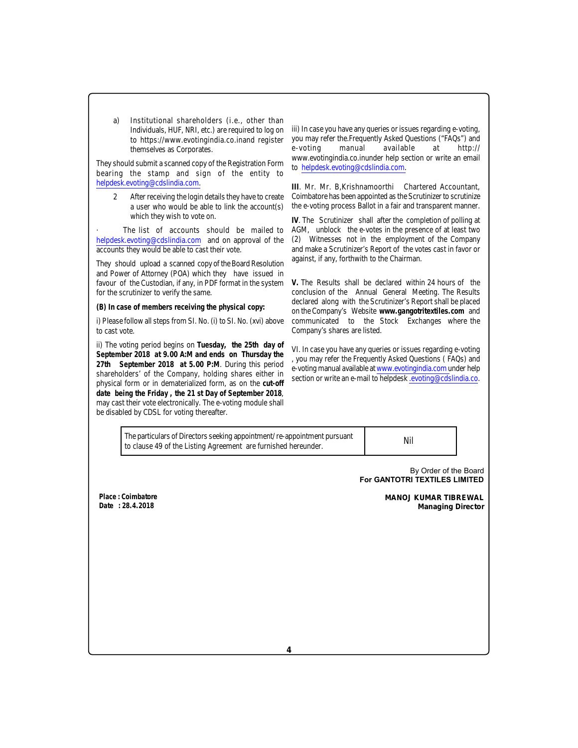a) Institutional shareholders (i.e., other than Individuals, HUF, NRI, etc.) are required to log on to https://www.evotingindia.co.inand register themselves as Corporates.

They should submit a scanned copy of the Registration Form bearing the stamp and sign of the entity to helpdesk.evoting@cdslindia.com.

2 After receiving the login details they have to create a user who would be able to link the account(s) which they wish to vote on.

· The list of accounts should be mailed to helpdesk.evoting@cdslindia.com and on approval of the accounts they would be able to cast their vote.

They should upload a scanned copy of the Board Resolution and Power of Attorney (POA) which they have issued in favour of the Custodian, if any, in PDF format in the system for the scrutinizer to verify the same.

**(B) In case of members receiving the physical copy:**

i) Please follow all steps from SI. No. (i) to SI. No. (xvi) above to cast vote.

ii) The voting period begins on **Tuesday, the 25th day of September 2018 at 9.00 A:M and ends on Thursday the 27th September 2018 at 5.00 P:M**. During this period shareholders' of the Company, holding shares either in physical form or in dematerialized form, as on the **cut-off date being the Friday , the 21 st Day of September 2018**, may cast their vote electronically. The e-voting module shall be disabled by CDSL for voting thereafter.

iii) In case you have any queries or issues regarding e-voting, you may refer the.Frequently Asked Questions ("FAQs") and e-voting manual available at http:// www.evotingindia.co.inunder help section or write an email to helpdesk.evoting@cdslindia.com.

**III**. Mr. Mr. B,Krishnamoorthi Chartered Accountant, Coimbatore has been appointed as the Scrutinizer to scrutinize the e-voting process Ballot in a fair and transparent manner.

**IV**. The Scrutinizer shall after the completion of polling at AGM, unblock the e-votes in the presence of at least two (2) Witnesses not in the employment of the Company and make a Scrutinizer's Report of the votes cast in favor or against, if any, forthwith to the Chairman.

**V.** The Results shall be declared within 24 hours of the conclusion of the Annual General Meeting. The Results declared along with the Scrutinizer's Report shall be placed on the Company's Website **www.gangotritextiles.com** and communicated to the Stock Exchanges where the Company's shares are listed.

VI. In case you have any queries or issues regarding e-voting , you may refer the Frequently Asked Questions ( FAQs) and e-voting manual available at www.evotingindia.com under help section or write an e-mail to helpdesk .evoting@cdslindia.co.

| The particulars of Directors seeking appointment/ re-appointment pursuant to clause 49 of the Listing Agreement are furnished hereunder. | Nil |
|---|---|

By Order of the Board
**For GANTOTRI TEXTILES LIMITED**

**Place : Coimbatore**
**Date : 28.4.2018**

**MANOJ KUMAR TIBREWAL**
**Managing Director**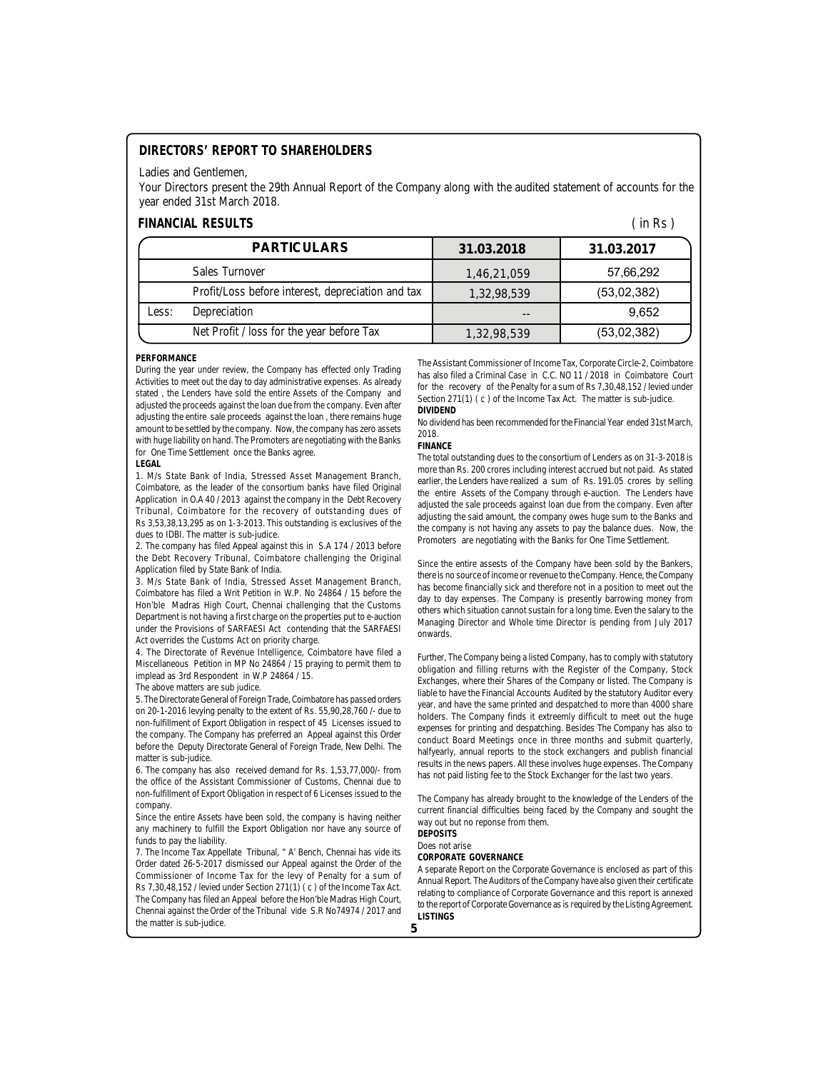## DIRECTORS' REPORT TO SHAREHOLDERS

Ladies and Gentlemen,

Your Directors present the 29th Annual Report of the Company along with the audited statement of accounts for the year ended 31st March 2018.

### FINANCIAL RESULTS

( in Rs )

| | PARTICULARS | 31.03.2018 | 31.03.2017 |
|---|---|---|---|
| | Sales Turnover | 1,46,21,059 | 57,66,292 |
| | Profit/Loss before interest, depreciation and tax | 1,32,98,539 | (53,02,382) |
| Less: | Depreciation | -- | 9,652 |
| | Net Profit / loss for the year before Tax | 1,32,98,539 | (53,02,382) |

**PERFORMANCE**

During the year under review, the Company has effected only Trading Activities to meet out the day to day administrative expenses. As already stated , the Lenders have sold the entire Assets of the Company and adjusted the proceeds against the loan due from the company. Even after adjusting the entire sale proceeds against the loan , there remains huge amount to be settled by the company. Now, the company has zero assets with huge liability on hand. The Promoters are negotiating with the Banks for One Time Settlement once the Banks agree.

**LEGAL**

1. M/s State Bank of India, Stressed Asset Management Branch, Coimbatore, as the leader of the consortium banks have filed Original Application in O.A 40 / 2013 against the company in the Debt Recovery Tribunal, Coimbatore for the recovery of outstanding dues of Rs 3,53,38,13,295 as on 1-3-2013. This outstanding is exclusives of the dues to IDBI. The matter is sub-judice.
2. The company has filed Appeal against this in S.A 174 / 2013 before the Debt Recovery Tribunal, Coimbatore challenging the Original Application filed by State Bank of India.
3. M/s State Bank of India, Stressed Asset Management Branch, Coimbatore has filed a Writ Petition in W.P. No 24864 / 15 before the Hon'ble Madras High Court, Chennai challenging that the Customs Department is not having a first charge on the properties put to e-auction under the Provisions of SARFAESI Act contending that the SARFAESI Act overrides the Customs Act on priority charge.
4. The Directorate of Revenue Intelligence, Coimbatore have filed a Miscellaneous Petition in MP No 24864 / 15 praying to permit them to implead as 3rd Respondent in W.P 24864 / 15.

The above matters are sub judice.

5. The Directorate General of Foreign Trade, Coimbatore has passed orders on 20-1-2016 levying penalty to the extent of Rs. 55,90,28,760 /- due to non-fulfillment of Export Obligation in respect of 45 Licenses issued to the company. The Company has preferred an Appeal against this Order before the Deputy Directorate General of Foreign Trade, New Delhi. The matter is sub-judice.
6. The company has also received demand for Rs. 1,53,77,000/- from the office of the Assistant Commissioner of Customs, Chennai due to non-fulfillment of Export Obligation in respect of 6 Licenses issued to the company.

Since the entire Assets have been sold, the company is having neither any machinery to fulfill the Export Obligation nor have any source of funds to pay the liability.

7. The Income Tax Appellate Tribunal, " A' Bench, Chennai has vide its Order dated 26-5-2017 dismissed our Appeal against the Order of the Commissioner of Income Tax for the levy of Penalty for a sum of Rs 7,30,48,152 / levied under Section 271(1) ( c ) of the Income Tax Act. The Company has filed an Appeal before the Hon'ble Madras High Court, Chennai against the Order of the Tribunal vide S.R No74974 / 2017 and the matter is sub-judice.

The Assistant Commissioner of Income Tax, Corporate Circle-2, Coimbatore has also filed a Criminal Case in C.C. NO 11 / 2018 in Coimbatore Court for the recovery of the Penalty for a sum of Rs 7,30,48,152 / levied under Section 271(1) ( c ) of the Income Tax Act. The matter is sub-judice.

**DIVIDEND**

No dividend has been recommended for the Financial Year ended 31st March, 2018.

**FINANCE**

The total outstanding dues to the consortium of Lenders as on 31-3-2018 is more than Rs. 200 crores including interest accrued but not paid. As stated earlier, the Lenders have realized a sum of Rs. 191.05 crores by selling the entire Assets of the Company through e-auction. The Lenders have adjusted the sale proceeds against loan due from the company. Even after adjusting the said amount, the company owes huge sum to the Banks and the company is not having any assets to pay the balance dues. Now, the Promoters are negotiating with the Banks for One Time Settlement.

Since the entire assests of the Company have been sold by the Bankers, there is no source of income or revenue to the Company. Hence, the Company has become financially sick and therefore not in a position to meet out the day to day expenses. The Company is presently borrowing money from others which situation cannot sustain for a long time. Even the salary to the Managing Director and Whole time Director is pending from July 2017 onwards.

Further, The Company being a listed Company, has to comply with statutory obligation and filling returns with the Register of the Company, Stock Exchanges, where their Shares of the Company or listed. The Company is liable to have the Financial Accounts Audited by the statutory Auditor every year, and have the same printed and despatched to more than 4000 share holders. The Company finds it extreemly difficult to meet out the huge expenses for printing and despatching. Besides The Company has also to conduct Board Meetings once in three months and submit quarterly, halfyearly, annual reports to the stock exchangers and publish financial results in the news papers. All these involves huge expenses. The Company has not paid listing fee to the Stock Exchanger for the last two years.

The Company has already brought to the knowledge of the Lenders of the current financial difficulties being faced by the Company and sought the way out but no reponse from them.

**DEPOSITS**

Does not arise

**CORPORATE GOVERNANCE**

A separate Report on the Corporate Governance is enclosed as part of this Annual Report. The Auditors of the Company have also given their certificate relating to compliance of Corporate Governance and this report is annexed to the report of Corporate Governance as is required by the Listing Agreement.

**LISTINGS**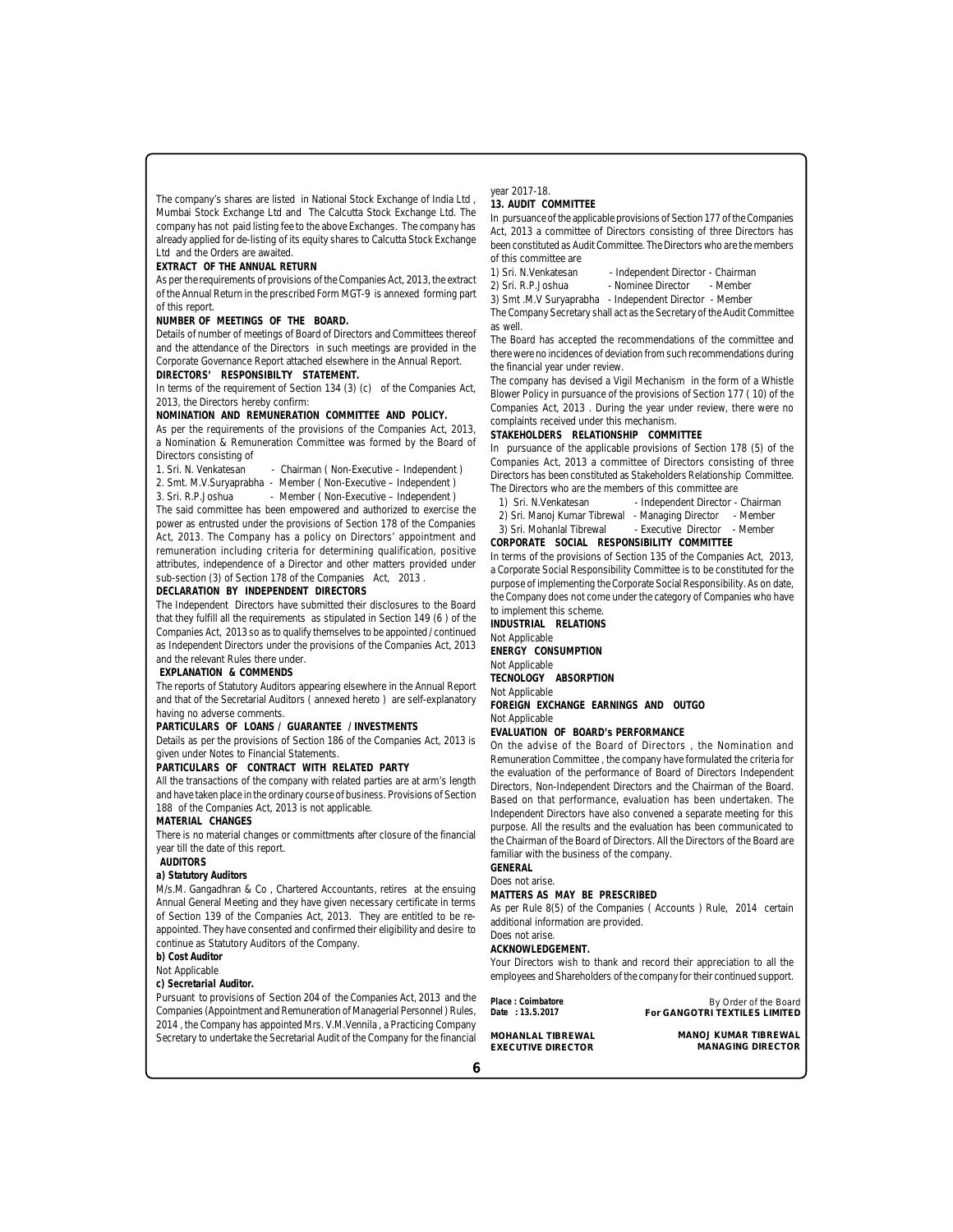The company's shares are listed in National Stock Exchange of India Ltd , Mumbai Stock Exchange Ltd and The Calcutta Stock Exchange Ltd. The company has not paid listing fee to the above Exchanges. The company has already applied for de-listing of its equity shares to Calcutta Stock Exchange Ltd and the Orders are awaited.

**EXTRACT OF THE ANNUAL RETURN**

As per the requirements of provisions of the Companies Act, 2013, the extract of the Annual Return in the prescribed Form MGT-9 is annexed forming part of this report.

**NUMBER OF MEETINGS OF THE BOARD.**

Details of number of meetings of Board of Directors and Committees thereof and the attendance of the Directors in such meetings are provided in the Corporate Governance Report attached elsewhere in the Annual Report.

**DIRECTORS' RESPONSIBILTY STATEMENT.**

In terms of the requirement of Section 134 (3) (c) of the Companies Act, 2013, the Directors hereby confirm:

**NOMINATION AND REMUNERATION COMMITTEE AND POLICY.**

As per the requirements of the provisions of the Companies Act, 2013, a Nomination & Remuneration Committee was formed by the Board of Directors consisting of

1. Sri. N. Venkatesan - Chairman ( Non-Executive – Independent )
2. Smt. M.V.Suryaprabha - Member ( Non-Executive – Independent )
3. Sri. R.P.Joshua - Member ( Non-Executive – Independent )

The said committee has been empowered and authorized to exercise the power as entrusted under the provisions of Section 178 of the Companies Act, 2013. The Company has a policy on Directors' appointment and remuneration including criteria for determining qualification, positive attributes, independence of a Director and other matters provided under sub-section (3) of Section 178 of the Companies Act, 2013 .

**DECLARATION BY INDEPENDENT DIRECTORS**

The Independent Directors have submitted their disclosures to the Board that they fulfill all the requirements as stipulated in Section 149 (6 ) of the Companies Act, 2013 so as to qualify themselves to be appointed / continued as Independent Directors under the provisions of the Companies Act, 2013 and the relevant Rules there under.

**EXPLANATION & COMMENDS**

The reports of Statutory Auditors appearing elsewhere in the Annual Report and that of the Secretarial Auditors ( annexed hereto ) are self-explanatory having no adverse comments.

**PARTICULARS OF LOANS / GUARANTEE / INVESTMENTS**

Details as per the provisions of Section 186 of the Companies Act, 2013 is given under Notes to Financial Statements.

**PARTICULARS OF CONTRACT WITH RELATED PARTY**

All the transactions of the company with related parties are at arm's length and have taken place in the ordinary course of business. Provisions of Section 188 of the Companies Act, 2013 is not applicable.

**MATERIAL CHANGES**

There is no material changes or committments after closure of the financial year till the date of this report.

**AUDITORS**

**a) Statutory Auditors**

M/s.M. Gangadhran & Co , Chartered Accountants, retires at the ensuing Annual General Meeting and they have given necessary certificate in terms of Section 139 of the Companies Act, 2013. They are entitled to be re-appointed. They have consented and confirmed their eligibility and desire to continue as Statutory Auditors of the Company.

**b) Cost Auditor**

Not Applicable

**c) Secretarial Auditor.**

Pursuant to provisions of Section 204 of the Companies Act, 2013 and the Companies (Appointment and Remuneration of Managerial Personnel ) Rules, 2014 , the Company has appointed Mrs. V.M.Vennila , a Practicing Company Secretary to undertake the Secretarial Audit of the Company for the financial year 2017-18.

**13. AUDIT COMMITTEE**

In pursuance of the applicable provisions of Section 177 of the Companies Act, 2013 a committee of Directors consisting of three Directors has been constituted as Audit Committee. The Directors who are the members of this committee are

1) Sri. N.Venkatesan - Independent Director - Chairman
2) Sri. R.P.Joshua - Nominee Director - Member
3) Smt .M.V Suryaprabha - Independent Director - Member

The Company Secretary shall act as the Secretary of the Audit Committee as well.

The Board has accepted the recommendations of the committee and there were no incidences of deviation from such recommendations during the financial year under review.

The company has devised a Vigil Mechanism in the form of a Whistle Blower Policy in pursuance of the provisions of Section 177 ( 10) of the Companies Act, 2013 . During the year under review, there were no complaints received under this mechanism.

**STAKEHOLDERS RELATIONSHIP COMMITTEE**

In pursuance of the applicable provisions of Section 178 (5) of the Companies Act, 2013 a committee of Directors consisting of three Directors has been constituted as Stakeholders Relationship Committee. The Directors who are the members of this committee are

1) Sri. N.Venkatesan - Independent Director - Chairman
2) Sri. Manoj Kumar Tibrewal - Managing Director - Member
3) Sri. Mohanlal Tibrewal - Executive Director - Member

**CORPORATE SOCIAL RESPONSIBILITY COMMITTEE**

In terms of the provisions of Section 135 of the Companies Act, 2013, a Corporate Social Responsibility Committee is to be constituted for the purpose of implementing the Corporate Social Responsibility. As on date, the Company does not come under the category of Companies who have to implement this scheme.

**INDUSTRIAL RELATIONS**

Not Applicable

**ENERGY CONSUMPTION**

Not Applicable

**TECNOLOGY ABSORPTION**

Not Applicable

**FOREIGN EXCHANGE EARNINGS AND OUTGO**

Not Applicable

**EVALUATION OF BOARD's PERFORMANCE**

On the advise of the Board of Directors , the Nomination and Remuneration Committee , the company have formulated the criteria for the evaluation of the performance of Board of Directors Independent Directors, Non-Independent Directors and the Chairman of the Board. Based on that performance, evaluation has been undertaken. The Independent Directors have also convened a separate meeting for this purpose. All the results and the evaluation has been communicated to the Chairman of the Board of Directors. All the Directors of the Board are familiar with the business of the company.

**GENERAL**

Does not arise.

**MATTERS AS MAY BE PRESCRIBED**

As per Rule 8(5) of the Companies ( Accounts ) Rule, 2014 certain additional information are provided.

Does not arise.

**ACKNOWLEDGEMENT.**

Your Directors wish to thank and record their appreciation to all the employees and Shareholders of the company for their continued support.

**Place : Coimbatore**
**Date : 13.5.2017**

By Order of the Board
**For GANGOTRI TEXTILES LIMITED**

**MOHANLAL TIBREWAL**
**EXECUTIVE DIRECTOR**

**MANOJ KUMAR TIBREWAL**
**MANAGING DIRECTOR**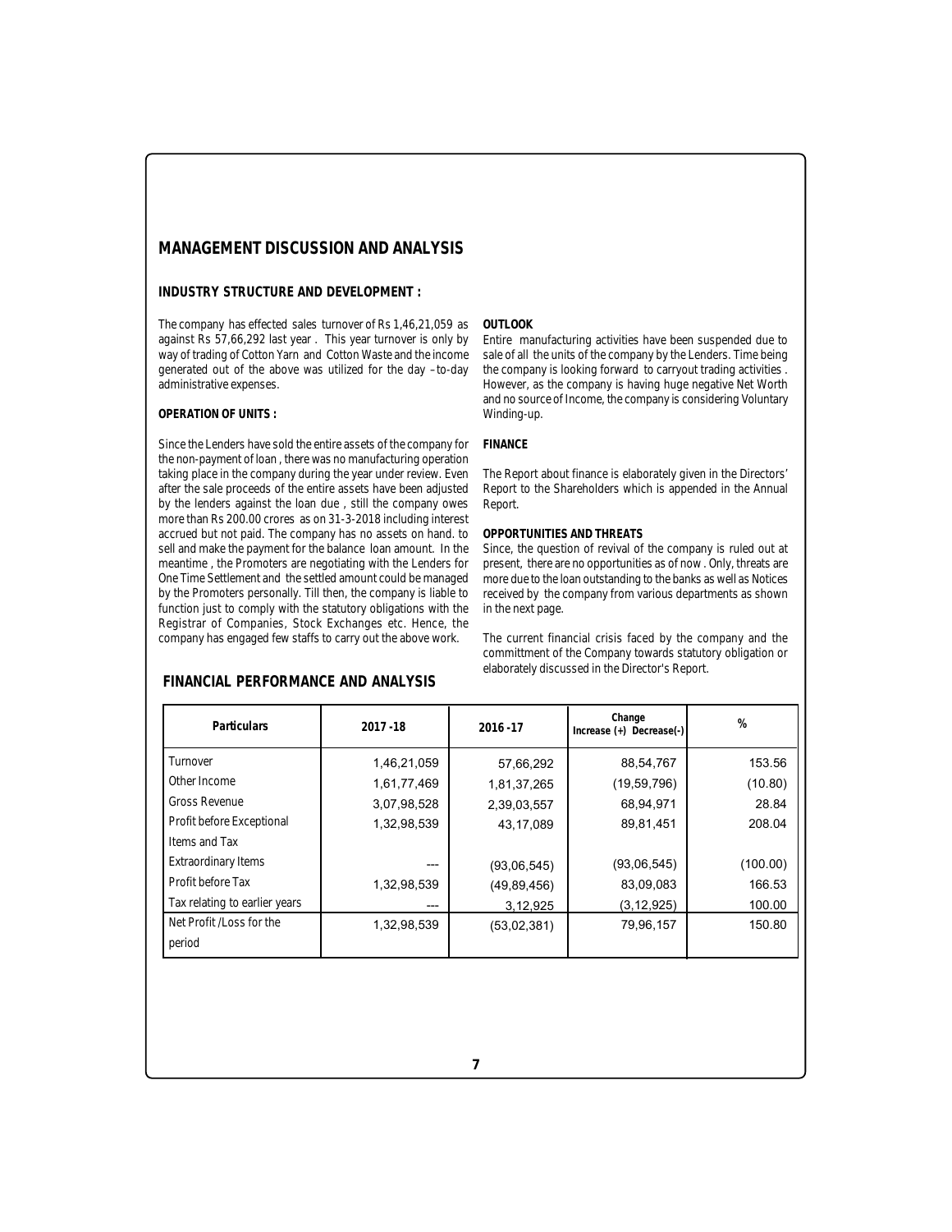# MANAGEMENT DISCUSSION AND ANALYSIS

## INDUSTRY STRUCTURE AND DEVELOPMENT :

The company has effected sales turnover of Rs 1,46,21,059 as against Rs 57,66,292 last year . This year turnover is only by way of trading of Cotton Yarn and Cotton Waste and the income generated out of the above was utilized for the day –to-day administrative expenses.

### OPERATION OF UNITS :

Since the Lenders have sold the entire assets of the company for the non-payment of loan , there was no manufacturing operation taking place in the company during the year under review. Even after the sale proceeds of the entire assets have been adjusted by the lenders against the loan due , still the company owes more than Rs 200.00 crores as on 31-3-2018 including interest accrued but not paid. The company has no assets on hand. to sell and make the payment for the balance loan amount. In the meantime , the Promoters are negotiating with the Lenders for One Time Settlement and the settled amount could be managed by the Promoters personally. Till then, the company is liable to function just to comply with the statutory obligations with the Registrar of Companies, Stock Exchanges etc. Hence, the company has engaged few staffs to carry out the above work.

### OUTLOOK

Entire manufacturing activities have been suspended due to sale of all the units of the company by the Lenders. Time being the company is looking forward to carryout trading activities . However, as the company is having huge negative Net Worth and no source of Income, the company is considering Voluntary Winding-up.

### FINANCE

The Report about finance is elaborately given in the Directors' Report to the Shareholders which is appended in the Annual Report.

### OPPORTUNITIES AND THREATS

Since, the question of revival of the company is ruled out at present, there are no opportunities as of now . Only, threats are more due to the loan outstanding to the banks as well as Notices received by the company from various departments as shown in the next page.

The current financial crisis faced by the company and the committment of the Company towards statutory obligation or elaborately discussed in the Director's Report.

## FINANCIAL PERFORMANCE AND ANALYSIS

| Particulars | 2017 -18 | 2016 -17 | Change Increase (+) Decrease(-) | % |
|---|---|---|---|---|
| Turnover | 1,46,21,059 | 57,66,292 | 88,54,767 | 153.56 |
| Other Income | 1,61,77,469 | 1,81,37,265 | (19,59,796) | (10.80) |
| Gross Revenue | 3,07,98,528 | 2,39,03,557 | 68,94,971 | 28.84 |
| Profit before Exceptional Items and Tax | 1,32,98,539 | 43,17,089 | 89,81,451 | 208.04 |
| Extraordinary Items | --- | (93,06,545) | (93,06,545) | (100.00) |
| Profit before Tax | 1,32,98,539 | (49,89,456) | 83,09,083 | 166.53 |
| Tax relating to earlier years | --- | 3,12,925 | (3,12,925) | 100.00 |
| Net Profit /Loss for the period | 1,32,98,539 | (53,02,381) | 79,96,157 | 150.80 |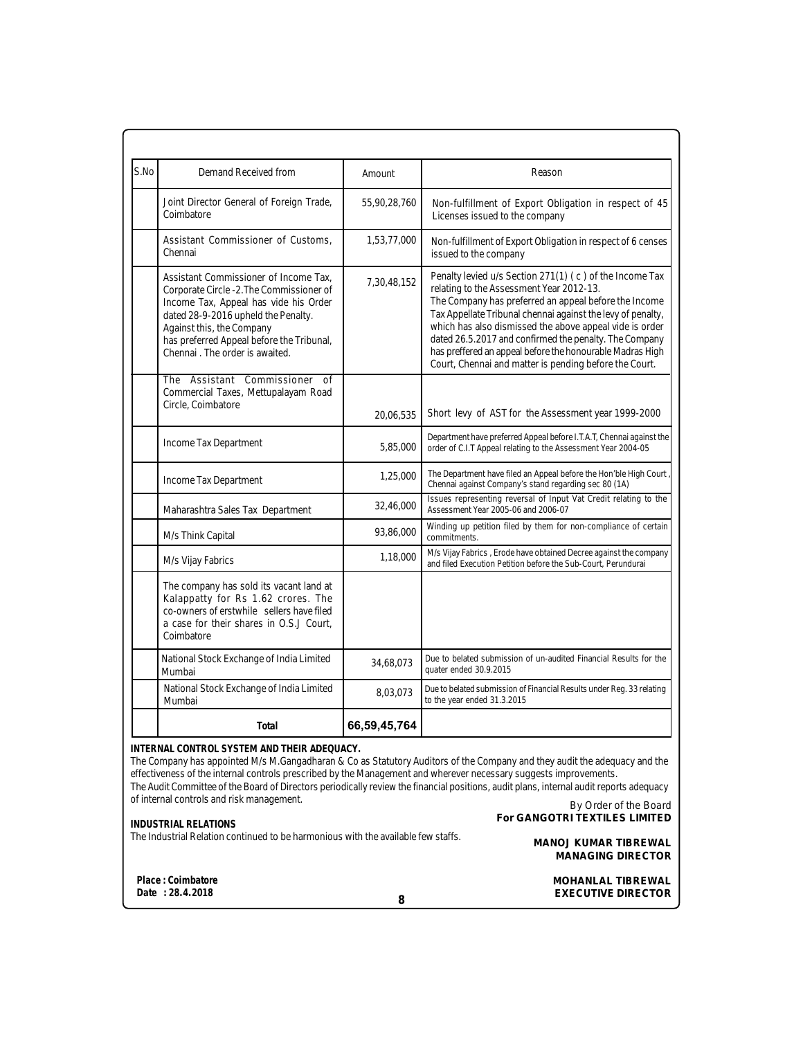| S.No | Demand Received from | Amount | Reason |
|---|---|---|---|
| | Joint Director General of Foreign Trade, Coimbatore | 55,90,28,760 | Non-fulfillment of Export Obligation in respect of 45 Licenses issued to the company |
| | Assistant Commissioner of Customs, Chennai | 1,53,77,000 | Non-fulfillment of Export Obligation in respect of 6 censes issued to the company |
| | Assistant Commissioner of Income Tax, Corporate Circle -2.The Commissioner of Income Tax, Appeal has vide his Order dated 28-9-2016 upheld the Penalty. Against this, the Company has preferred Appeal before the Tribunal, Chennai . The order is awaited. | 7,30,48,152 | Penalty levied u/s Section 271(1) ( c ) of the Income Tax relating to the Assessment Year 2012-13. The Company has preferred an appeal before the Income Tax Appellate Tribunal chennai against the levy of penalty, which has also dismissed the above appeal vide is order dated 26.5.2017 and confirmed the penalty. The Company has preffered an appeal before the honourable Madras High Court, Chennai and matter is pending before the Court. |
| | The Assistant Commissioner of Commercial Taxes, Mettupalayam Road Circle, Coimbatore | 20,06,535 | Short levy of AST for the Assessment year 1999-2000 |
| | Income Tax Department | 5,85,000 | Department have preferred Appeal before I.T.A.T, Chennai against the order of C.I.T Appeal relating to the Assessment Year 2004-05 |
| | Income Tax Department | 1,25,000 | The Department have filed an Appeal before the Hon'ble High Court , Chennai against Company's stand regarding sec 80 (1A) |
| | Maharashtra Sales Tax Department | 32,46,000 | Issues representing reversal of Input Vat Credit relating to the Assessment Year 2005-06 and 2006-07 |
| | M/s Think Capital | 93,86,000 | Winding up petition filed by them for non-compliance of certain commitments. |
| | M/s Vijay Fabrics | 1,18,000 | M/s Vijay Fabrics , Erode have obtained Decree against the company and filed Execution Petition before the Sub-Court, Perundurai |
| | The company has sold its vacant land at Kalappatty for Rs 1.62 crores. The co-owners of erstwhile sellers have filed a case for their shares in O.S.J Court, Coimbatore | | |
| | National Stock Exchange of India Limited Mumbai | 34,68,073 | Due to belated submission of un-audited Financial Results for the quater ended 30.9.2015 |
| | National Stock Exchange of India Limited Mumbai | 8,03,073 | Due to belated submission of Financial Results under Reg. 33 relating to the year ended 31.3.2015 |
| | **Total** | **66,59,45,764** | |

**INTERNAL CONTROL SYSTEM AND THEIR ADEQUACY.**

The Company has appointed M/s M.Gangadharan & Co as Statutory Auditors of the Company and they audit the adequacy and the effectiveness of the internal controls prescribed by the Management and wherever necessary suggests improvements.

The Audit Committee of the Board of Directors periodically review the financial positions, audit plans, internal audit reports adequacy of internal controls and risk management.

**INDUSTRIAL RELATIONS**

The Industrial Relation continued to be harmonious with the available few staffs.

By Order of the Board
**For GANGOTRI TEXTILES LIMITED**

**MANOJ KUMAR TIBREWAL**
**MANAGING DIRECTOR**

**MOHANLAL TIBREWAL**
**EXECUTIVE DIRECTOR**

**Place : Coimbatore**
**Date : 28.4.2018**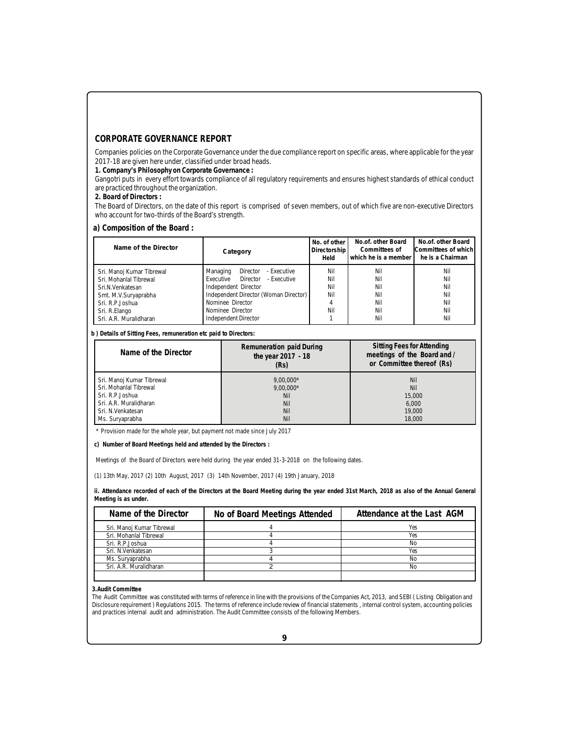## CORPORATE GOVERNANCE REPORT

Companies policies on the Corporate Governance under the due compliance report on specific areas, where applicable for the year 2017-18 are given here under, classified under broad heads.

**1. Company's Philosophy on Corporate Governance :**

Gangotri puts in every effort towards compliance of all regulatory requirements and ensures highest standards of ethical conduct are practiced throughout the organization.

**2. Board of Directors :**

The Board of Directors, on the date of this report is comprised of seven members, out of which five are non-executive Directors who account for two-thirds of the Board's strength.

### a) Composition of the Board :

| Name of the Director | Category | No. of other Directorship Held | No.of. other Board Committees of which he is a member | No.of. other Board Committees of which he is a Chairman |
|---|---|---|---|---|
| Sri. Manoj Kumar Tibrewal | Managing Director - Executive | Nil | Nil | Nil |
| Sri. Mohanlal Tibrewal | Executive Director - Executive | Nil | Nil | Nil |
| Sri.N.Venkatesan | Independent Director | Nil | Nil | Nil |
| Smt. M.V.Suryaprabha | Independent Director (Woman Director) | Nil | Nil | Nil |
| Sri. R.P.Joshua | Nominee Director | 4 | Nil | Nil |
| Sri. R.Elango | Nominee Director | Nil | Nil | Nil |
| Sri. A.R. Muralidharan | Independent Director | 1 | Nil | Nil |

**b ) Details of Sitting Fees, remuneration etc paid to Directors:**

| Name of the Director | Remuneration paid During the year 2017 - 18 (Rs) | Sitting Fees for Attending meetings of the Board and / or Committee thereof (Rs) |
|---|---|---|
| Sri. Manoj Kumar Tibrewal | 9,00,000* | Nil |
| Sri. Mohanlal Tibrewal | 9,00,000* | Nil |
| Sri. R.P.Joshua | Nil | 15,000 |
| Sri. A.R. Muralidharan | Nil | 6,000 |
| Sri. N.Venkatesan | Nil | 19,000 |
| Ms. Suryaprabha | Nil | 18,000 |

\* Provision made for the whole year, but payment not made since July 2017

**c) Number of Board Meetings held and attended by the Directors :**

Meetings of the Board of Directors were held during the year ended 31-3-2018 on the following dates.

(1) 13th May, 2017 (2) 10th August, 2017 (3) 14th November, 2017 (4) 19th January, 2018

**ii. Attendance recorded of each of the Directors at the Board Meeting during the year ended 31st March, 2018 as also of the Annual General Meeting is as under.**

| Name of the Director | No of Board Meetings Attended | Attendance at the Last AGM |
|---|---|---|
| Sri. Manoj Kumar Tibrewal | 4 | Yes |
| Sri. Mohanlal Tibrewal | 4 | Yes |
| Sri. R.P.Joshua | 4 | No |
| Sri. N.Venkatesan | 3 | Yes |
| Ms. Suryaprabha | 4 | No |
| Sri. A.R. Muralidharan | 2 | No |

**3.Audit Committee**

The Audit Committee was constituted with terms of reference in line with the provisions of the Companies Act, 2013, and SEBI ( Listing Obligation and Disclosure requirement ) Regulations 2015. The terms of reference include review of financial statements , internal control system, accounting policies and practices internal audit and administration. The Audit Committee consists of the following Members.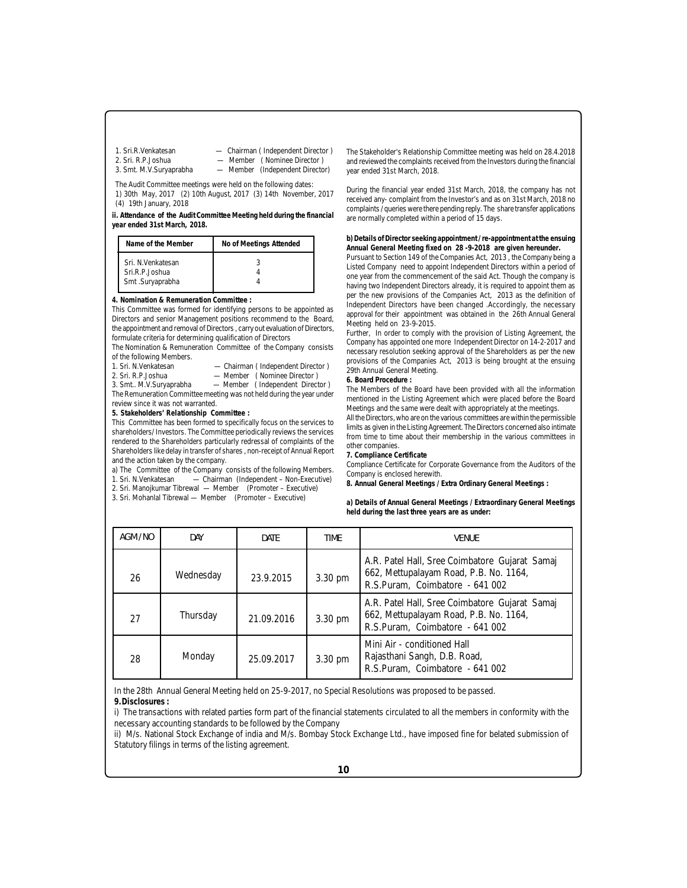1. Sri.R.Venkatesan — Chairman ( Independent Director )
2. Sri. R.P.Joshua — Member ( Nominee Director )
3. Smt. M.V.Suryaprabha — Member (Independent Director)

The Audit Committee meetings were held on the following dates:
1) 30th May, 2017 (2) 10th August, 2017 (3) 14th November, 2017 (4) 19th January, 2018

**ii. Attendance of the Audit Committee Meeting held during the financial year ended 31st March, 2018.**

| Name of the Member | No of Meetings Attended |
|---|---|
| Sri. N.Venkatesan | 3 |
| Sri.R.P.Joshua | 4 |
| Smt .Suryaprabha | 4 |

**4. Nomination & Remuneration Committee :**

This Committee was formed for identifying persons to be appointed as Directors and senior Management positions recommend to the Board, the appointment and removal of Directors , carry out evaluation of Directors, formulate criteria for determining qualification of Directors

The Nomination & Remuneration Committee of the Company consists of the following Members.

1. Sri. N.Venkatesan — Chairman ( Independent Director )
2. Sri. R.P.Joshua — Member ( Nominee Director )
3. Smt.. M.V.Suryaprabha — Member ( Independent Director )

The Remuneration Committee meeting was not held during the year under review since it was not warranted.

**5. Stakeholders' Relationship Committee :**

This Committee has been formed to specifically focus on the services to shareholders/Investors. The Committee periodically reviews the services rendered to the Shareholders particularly redressal of complaints of the Shareholders like delay in transfer of shares , non-receipt of Annual Report and the action taken by the company.

a) The Committee of the Company consists of the following Members.
1. Sri. N.Venkatesan — Chairman (Independent – Non-Executive)
2. Sri. Manojkumar Tibrewal — Member (Promoter – Executive)
3. Sri. Mohanlal Tibrewal — Member (Promoter – Executive)

The Stakeholder's Relationship Committee meeting was held on 28.4.2018 and reviewed the complaints received from the Investors during the financial year ended 31st March, 2018.

During the financial year ended 31st March, 2018, the company has not received any- complaint from the Investor's and as on 31st March, 2018 no complaints / queries were there pending reply. The share transfer applications are normally completed within a period of 15 days.

**b) Details of Director seeking appointment / re-appointment at the ensuing Annual General Meeting fixed on 28 -9-2018 are given hereunder.**

Pursuant to Section 149 of the Companies Act, 2013 , the Company being a Listed Company need to appoint Independent Directors within a period of one year from the commencement of the said Act. Though the company is having two Independent Directors already, it is required to appoint them as per the new provisions of the Companies Act, 2013 as the definition of Independent Directors have been changed .Accordingly, the necessary approval for their appointment was obtained in the 26th Annual General Meeting held on 23-9-2015.

Further, In order to comply with the provision of Listing Agreement, the Company has appointed one more Independent Director on 14-2-2017 and necessary resolution seeking approval of the Shareholders as per the new provisions of the Companies Act, 2013 is being brought at the ensuing 29th Annual General Meeting.

**6. Board Procedure :**

The Members of the Board have been provided with all the information mentioned in the Listing Agreement which were placed before the Board Meetings and the same were dealt with appropriately at the meetings.

All the Directors, who are on the various committees are within the permissible limits as given in the Listing Agreement. The Directors concerned also intimate from time to time about their membership in the various committees in other companies.

**7. Compliance Certificate**

Compliance Certificate for Corporate Governance from the Auditors of the Company is enclosed herewith.

**8. Annual General Meetings / Extra Ordinary General Meetings :**

**a) Details of Annual General Meetings / Extraordinary General Meetings held during the last three years are as under:**

| AGM/NO | DAY | DATE | TIME | VENUE |
|---|---|---|---|---|
| 26 | Wednesday | 23.9.2015 | 3.30 pm | A.R. Patel Hall, Sree Coimbatore Gujarat Samaj 662, Mettupalayam Road, P.B. No. 1164, R.S.Puram, Coimbatore - 641 002 |
| 27 | Thursday | 21.09.2016 | 3.30 pm | A.R. Patel Hall, Sree Coimbatore Gujarat Samaj 662, Mettupalayam Road, P.B. No. 1164, R.S.Puram, Coimbatore - 641 002 |
| 28 | Monday | 25.09.2017 | 3.30 pm | Mini Air - conditioned Hall Rajasthani Sangh, D.B. Road, R.S.Puram, Coimbatore - 641 002 |

In the 28th Annual General Meeting held on 25-9-2017, no Special Resolutions was proposed to be passed.

**9. Disclosures :**

i) The transactions with related parties form part of the financial statements circulated to all the members in conformity with the necessary accounting standards to be followed by the Company

ii) M/s. National Stock Exchange of india and M/s. Bombay Stock Exchange Ltd., have imposed fine for belated submission of Statutory filings in terms of the listing agreement.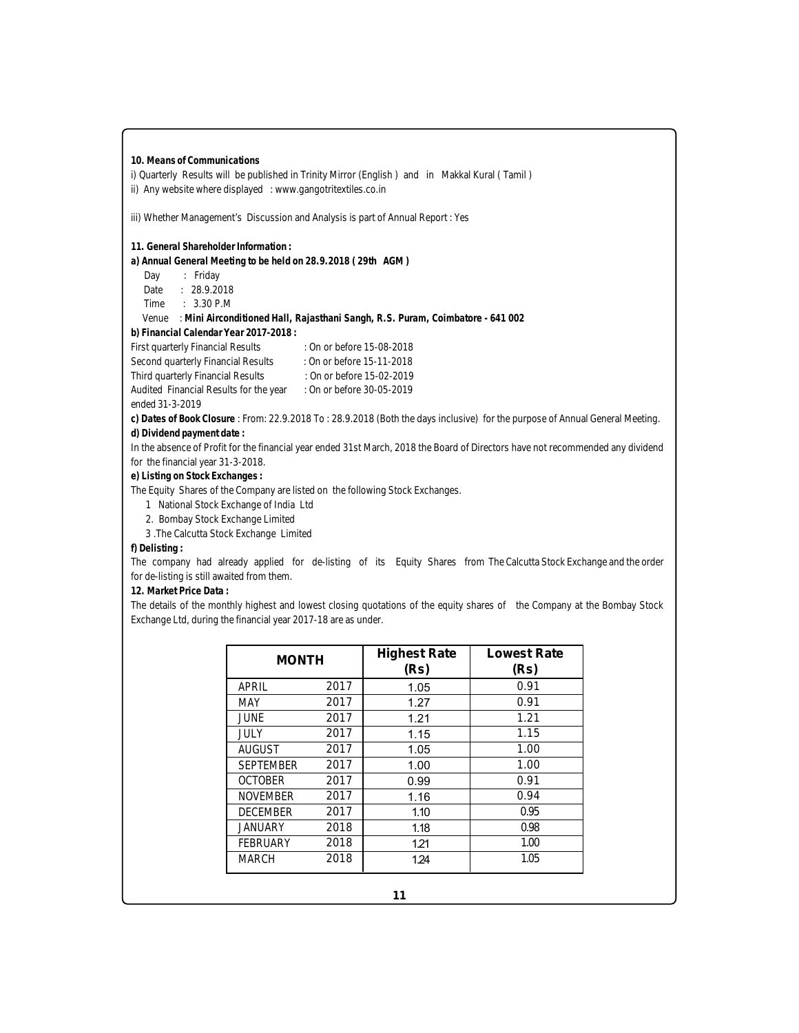**10. Means of Communications**

i) Quarterly Results will be published in Trinity Mirror (English ) and in Makkal Kural ( Tamil )

ii) Any website where displayed : www.gangotritextiles.co.in

iii) Whether Management's Discussion and Analysis is part of Annual Report : Yes

**11. General Shareholder Information :**

**a) Annual General Meeting to be held on 28.9.2018 ( 29th AGM )**

Day : Friday

Date : 28.9.2018

Time : 3.30 P.M

Venue : **Mini Airconditioned Hall, Rajasthani Sangh, R.S. Puram, Coimbatore - 641 002**

**b) Financial Calendar Year 2017-2018 :**

First quarterly Financial Results : On or before 15-08-2018

Second quarterly Financial Results : On or before 15-11-2018

Third quarterly Financial Results : On or before 15-02-2019

Audited Financial Results for the year ended 31-3-2019 : On or before 30-05-2019

**c) Dates of Book Closure** : From: 22.9.2018 To : 28.9.2018 (Both the days inclusive) for the purpose of Annual General Meeting.

**d) Dividend payment date :**

In the absence of Profit for the financial year ended 31st March, 2018 the Board of Directors have not recommended any dividend for the financial year 31-3-2018.

**e) Listing on Stock Exchanges :**

The Equity Shares of the Company are listed on the following Stock Exchanges.

1 National Stock Exchange of India Ltd

2. Bombay Stock Exchange Limited

3 .The Calcutta Stock Exchange Limited

**f) Delisting :**

The company had already applied for de-listing of its Equity Shares from The Calcutta Stock Exchange and the order for de-listing is still awaited from them.

**12. Market Price Data :**

The details of the monthly highest and lowest closing quotations of the equity shares of the Company at the Bombay Stock Exchange Ltd, during the financial year 2017-18 are as under.

| MONTH | | Highest Rate (Rs) | Lowest Rate (Rs) |
|---|---|---|---|
| APRIL | 2017 | 1.05 | 0.91 |
| MAY | 2017 | 1.27 | 0.91 |
| JUNE | 2017 | 1.21 | 1.21 |
| JULY | 2017 | 1.15 | 1.15 |
| AUGUST | 2017 | 1.05 | 1.00 |
| SEPTEMBER | 2017 | 1.00 | 1.00 |
| OCTOBER | 2017 | 0.99 | 0.91 |
| NOVEMBER | 2017 | 1.16 | 0.94 |
| DECEMBER | 2017 | 1.10 | 0.95 |
| JANUARY | 2018 | 1.18 | 0.98 |
| FEBRUARY | 2018 | 1.21 | 1.00 |
| MARCH | 2018 | 1.24 | 1.05 |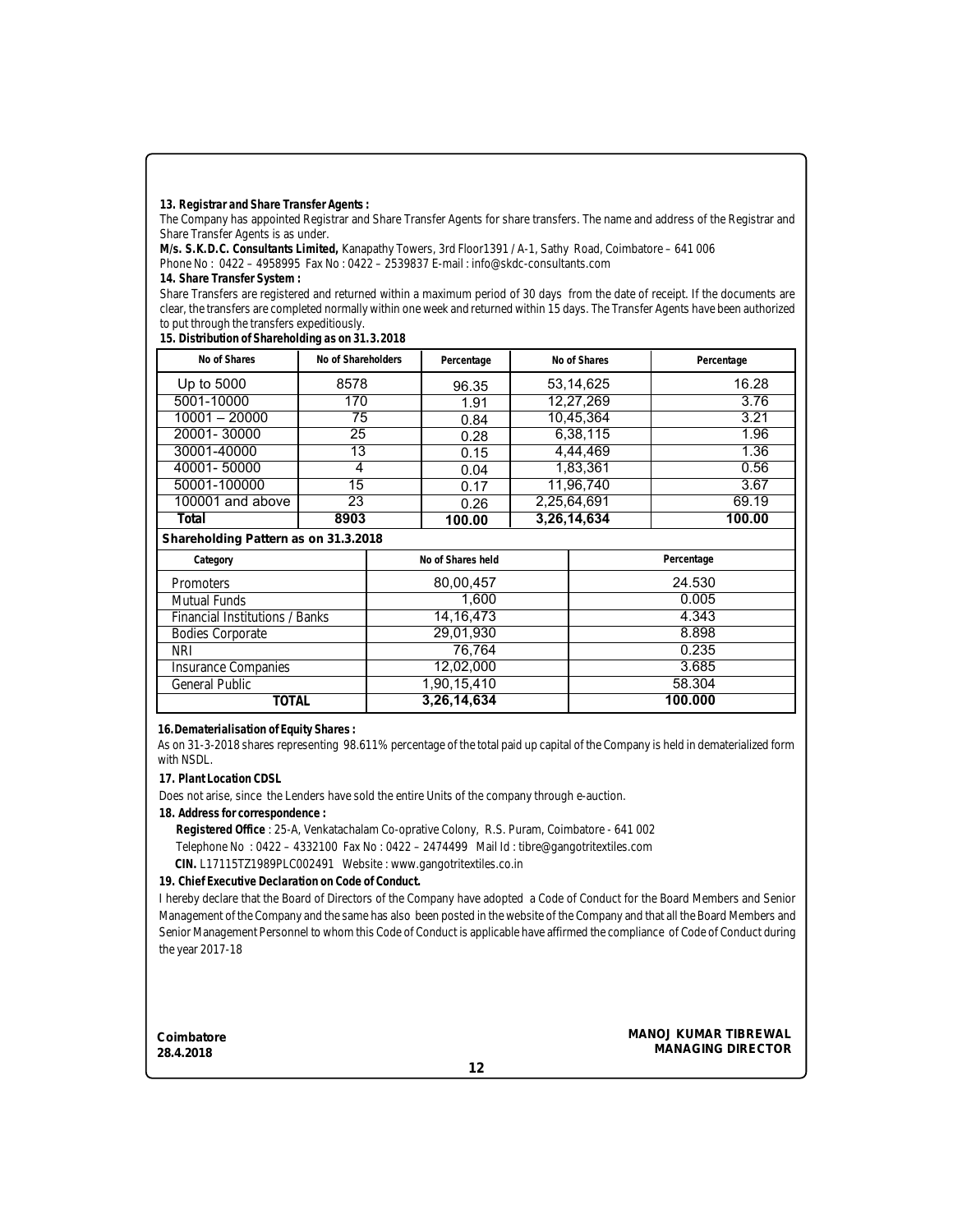**13. Registrar and Share Transfer Agents :**

The Company has appointed Registrar and Share Transfer Agents for share transfers. The name and address of the Registrar and Share Transfer Agents is as under.

**M/s. S.K.D.C. Consultants Limited,** Kanapathy Towers, 3rd Floor1391 / A-1, Sathy Road, Coimbatore – 641 006

Phone No : 0422 – 4958995 Fax No : 0422 – 2539837 E-mail : info@skdc-consultants.com

**14. Share Transfer System :**

Share Transfers are registered and returned within a maximum period of 30 days from the date of receipt. If the documents are clear, the transfers are completed normally within one week and returned within 15 days. The Transfer Agents have been authorized to put through the transfers expeditiously.

**15. Distribution of Shareholding as on 31.3.2018**

| No of Shares | No of Shareholders | Percentage | No of Shares | Percentage |
|---|---|---|---|---|
| Up to 5000 | 8578 | 96.35 | 53,14,625 | 16.28 |
| 5001-10000 | 170 | 1.91 | 12,27,269 | 3.76 |
| 10001 – 20000 | 75 | 0.84 | 10,45,364 | 3.21 |
| 20001- 30000 | 25 | 0.28 | 6,38,115 | 1.96 |
| 30001-40000 | 13 | 0.15 | 4,44,469 | 1.36 |
| 40001- 50000 | 4 | 0.04 | 1,83,361 | 0.56 |
| 50001-100000 | 15 | 0.17 | 11,96,740 | 3.67 |
| 100001 and above | 23 | 0.26 | 2,25,64,691 | 69.19 |
| **Total** | **8903** | **100.00** | **3,26,14,634** | **100.00** |

**Shareholding Pattern as on 31.3.2018**

| Category | No of Shares held | Percentage |
|---|---|---|
| Promoters | 80,00,457 | 24.530 |
| Mutual Funds | 1,600 | 0.005 |
| Financial Institutions / Banks | 14,16,473 | 4.343 |
| Bodies Corporate | 29,01,930 | 8.898 |
| NRI | 76,764 | 0.235 |
| Insurance Companies | 12,02,000 | 3.685 |
| General Public | 1,90,15,410 | 58.304 |
| **TOTAL** | **3,26,14,634** | **100.000** |

**16.Dematerialisation of Equity Shares :**

As on 31-3-2018 shares representing 98.611% percentage of the total paid up capital of the Company is held in dematerialized form with NSDL.

**17. Plant Location CDSL**

Does not arise, since the Lenders have sold the entire Units of the company through e-auction.

**18. Address for correspondence :**

**Registered Office** : 25-A, Venkatachalam Co-oprative Colony, R.S. Puram, Coimbatore - 641 002

Telephone No : 0422 – 4332100 Fax No : 0422 – 2474499 Mail Id : tibre@gangotritextiles.com

**CIN.** L17115TZ1989PLC002491 Website : www.gangotritextiles.co.in

**19. Chief Executive Declaration on Code of Conduct.**

I hereby declare that the Board of Directors of the Company have adopted a Code of Conduct for the Board Members and Senior Management of the Company and the same has also been posted in the website of the Company and that all the Board Members and Senior Management Personnel to whom this Code of Conduct is applicable have affirmed the compliance of Code of Conduct during the year 2017-18

**Coimbatore**
**28.4.2018**

**MANOJ KUMAR TIBREWAL**
**MANAGING DIRECTOR**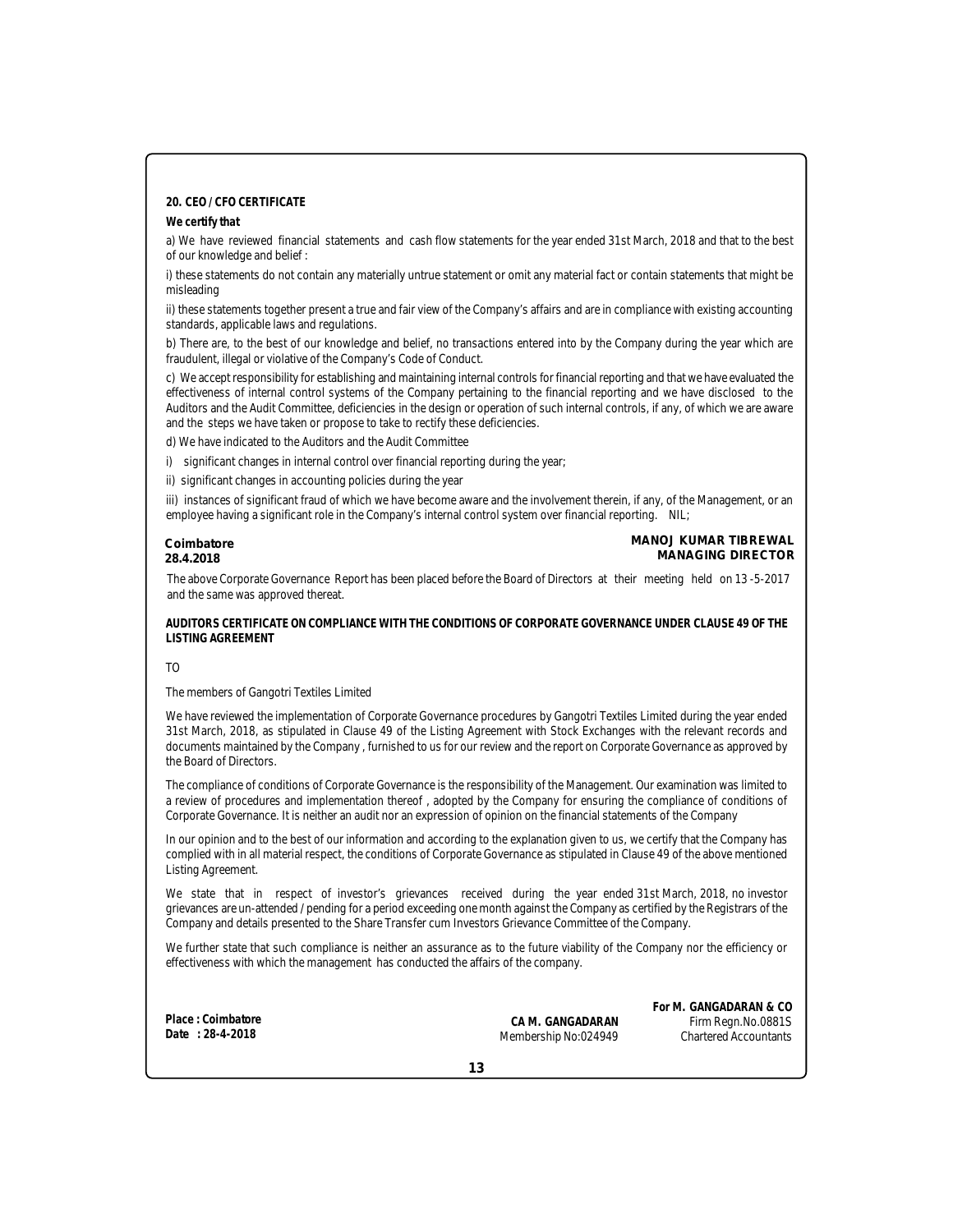**20. CEO / CFO CERTIFICATE**

**We certify that**

a) We have reviewed financial statements and cash flow statements for the year ended 31st March, 2018 and that to the best of our knowledge and belief :

i) these statements do not contain any materially untrue statement or omit any material fact or contain statements that might be misleading

ii) these statements together present a true and fair view of the Company's affairs and are in compliance with existing accounting standards, applicable laws and regulations.

b) There are, to the best of our knowledge and belief, no transactions entered into by the Company during the year which are fraudulent, illegal or violative of the Company's Code of Conduct.

c) We accept responsibility for establishing and maintaining internal controls for financial reporting and that we have evaluated the effectiveness of internal control systems of the Company pertaining to the financial reporting and we have disclosed to the Auditors and the Audit Committee, deficiencies in the design or operation of such internal controls, if any, of which we are aware and the steps we have taken or propose to take to rectify these deficiencies.

d) We have indicated to the Auditors and the Audit Committee

i) significant changes in internal control over financial reporting during the year;

ii) significant changes in accounting policies during the year

iii) instances of significant fraud of which we have become aware and the involvement therein, if any, of the Management, or an employee having a significant role in the Company's internal control system over financial reporting. NIL;

**Coimbatore**
**28.4.2018**

**MANOJ KUMAR TIBREWAL**
**MANAGING DIRECTOR**

The above Corporate Governance Report has been placed before the Board of Directors at their meeting held on 13 -5-2017 and the same was approved thereat.

**AUDITORS CERTIFICATE ON COMPLIANCE WITH THE CONDITIONS OF CORPORATE GOVERNANCE UNDER CLAUSE 49 OF THE LISTING AGREEMENT**

TO

The members of Gangotri Textiles Limited

We have reviewed the implementation of Corporate Governance procedures by Gangotri Textiles Limited during the year ended 31st March, 2018, as stipulated in Clause 49 of the Listing Agreement with Stock Exchanges with the relevant records and documents maintained by the Company , furnished to us for our review and the report on Corporate Governance as approved by the Board of Directors.

The compliance of conditions of Corporate Governance is the responsibility of the Management. Our examination was limited to a review of procedures and implementation thereof , adopted by the Company for ensuring the compliance of conditions of Corporate Governance. It is neither an audit nor an expression of opinion on the financial statements of the Company

In our opinion and to the best of our information and according to the explanation given to us, we certify that the Company has complied with in all material respect, the conditions of Corporate Governance as stipulated in Clause 49 of the above mentioned Listing Agreement.

We state that in respect of investor's grievances received during the year ended 31st March, 2018, no investor grievances are un-attended / pending for a period exceeding one month against the Company as certified by the Registrars of the Company and details presented to the Share Transfer cum Investors Grievance Committee of the Company.

We further state that such compliance is neither an assurance as to the future viability of the Company nor the efficiency or effectiveness with which the management has conducted the affairs of the company.

**Place : Coimbatore**
**Date : 28-4-2018**

**CA M. GANGADARAN**
Membership No:024949

**For M. GANGADARAN & CO**
Firm Regn.No.0881S
Chartered Accountants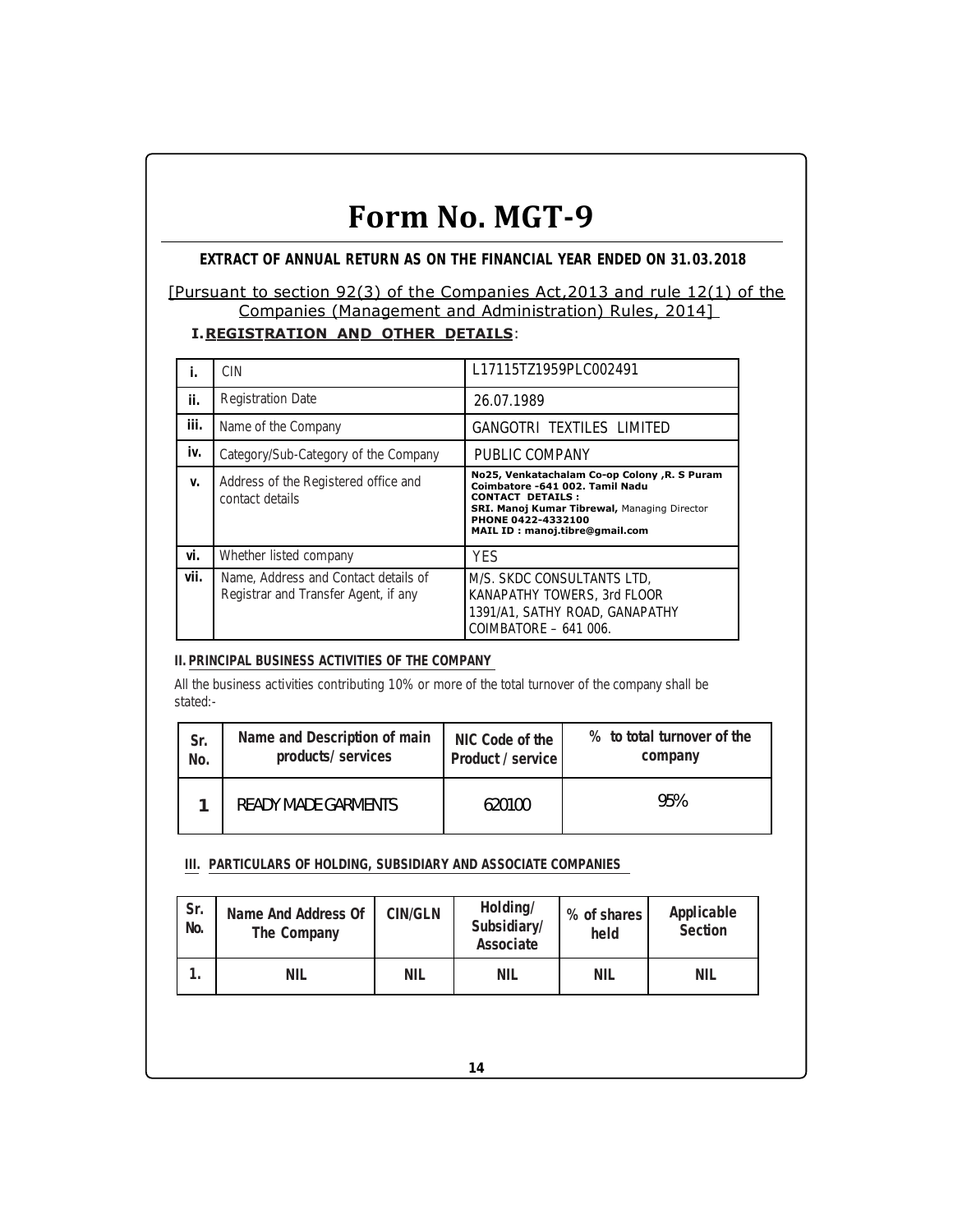# Form No. MGT-9

**EXTRACT OF ANNUAL RETURN AS ON THE FINANCIAL YEAR ENDED ON 31.03.2018**

[Pursuant to section 92(3) of the Companies Act,2013 and rule 12(1) of the Companies (Management and Administration) Rules, 2014]

## I. REGISTRATION AND OTHER DETAILS:

| | | |
|---|---|---|
| **i.** | CIN | L17115TZ1959PLC002491 |
| **ii.** | Registration Date | 26.07.1989 |
| **iii.** | Name of the Company | GANGOTRI TEXTILES LIMITED |
| **iv.** | Category/Sub-Category of the Company | PUBLIC COMPANY |
| **v.** | Address of the Registered office and contact details | **No25, Venkatachalam Co-op Colony ,R. S Puram Coimbatore -641 002. Tamil Nadu**<br>**CONTACT DETAILS :**<br>**SRI. Manoj Kumar Tibrewal,** Managing Director<br>**PHONE 0422-4332100**<br>**MAIL ID : manoj.tibre@gmail.com** |
| **vi.** | Whether listed company | YES |
| **vii.** | Name, Address and Contact details of Registrar and Transfer Agent, if any | M/S. SKDC CONSULTANTS LTD,<br>KANAPATHY TOWERS, 3rd FLOOR<br>1391/A1, SATHY ROAD, GANAPATHY<br>COIMBATORE – 641 006. |

## II. PRINCIPAL BUSINESS ACTIVITIES OF THE COMPANY

All the business activities contributing 10% or more of the total turnover of the company shall be stated:-

| Sr. No. | Name and Description of main products/ services | NIC Code of the Product / service | % to total turnover of the company |
|---|---|---|---|
| 1 | READY MADE GARMENTS | 620100 | 95% |

## III. PARTICULARS OF HOLDING, SUBSIDIARY AND ASSOCIATE COMPANIES

| Sr. No. | Name And Address Of The Company | CIN/GLN | Holding/ Subsidiary/ Associate | % of shares held | Applicable Section |
|---|---|---|---|---|---|
| 1. | NIL | NIL | NIL | NIL | NIL |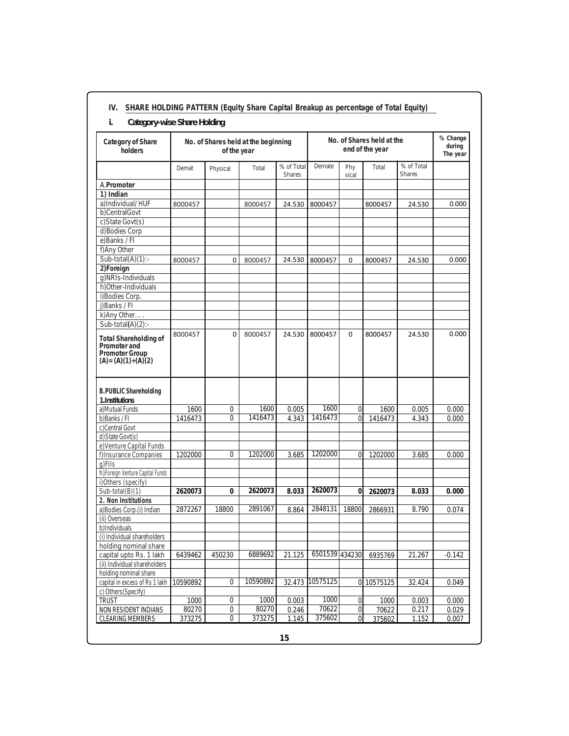## IV. SHARE HOLDING PATTERN (Equity Share Capital Breakup as percentage of Total Equity)

### i. Category-wise Share Holding

| Category of Share holders | No. of Shares held at the beginning of the year | | | | No. of Shares held at the end of the year | | | | % Change during The year |
|---|---|---|---|---|---|---|---|---|---|
| | Demat | Physical | Total | % of Total Shares | Demate | Physical | Total | % of Total Shares | |
| A. **Promoter** | | | | | | | | | |
| **1) Indian** | | | | | | | | | |
| a)Individual/ HUF | 8000457 | | 8000457 | 24.530 | 8000457 | | 8000457 | 24.530 | 0.000 |
| b)CentralGovt | | | | | | | | | |
| c)State Govt(s) | | | | | | | | | |
| d)Bodies Corp | | | | | | | | | |
| e)Banks / FI | | | | | | | | | |
| f)Any Other | | | | | | | | | |
| Sub-total(A)(1):- | 8000457 | 0 | 8000457 | 24.530 | 8000457 | 0 | 8000457 | 24.530 | 0.000 |
| **2)Foreign** | | | | | | | | | |
| g)NRIs-Individuals | | | | | | | | | |
| h)Other-Individuals | | | | | | | | | |
| i)Bodies Corp. | | | | | | | | | |
| j)Banks / FI | | | | | | | | | |
| k)Any Other…. | | | | | | | | | |
| Sub-total(A)(2):- | | | | | | | | | |
| **Total Shareholding of Promoter and Promoter Group (A)= (A)(1)+(A)(2)** | 8000457 | 0 | 8000457 | 24.530 | 8000457 | 0 | 8000457 | 24.530 | 0.000 |
| **B.PUBLIC Shareholding** | | | | | | | | | |
| ***1.Institutions*** | | | | | | | | | |
| a)Mutual Funds | 1600 | 0 | 1600 | 0.005 | 1600 | 0 | 1600 | 0.005 | 0.000 |
| b)Banks / FI | 1416473 | 0 | 1416473 | 4.343 | 1416473 | 0 | 1416473 | 4.343 | 0.000 |
| c)Central Govt | | | | | | | | | |
| d)State Govt(s) | | | | | | | | | |
| e)Venture Capital Funds | | | | | | | | | |
| f)Insurance Companies | 1202000 | 0 | 1202000 | 3.685 | 1202000 | 0 | 1202000 | 3.685 | 0.000 |
| g)FIIs | | | | | | | | | |
| h)Foreign Venture Capital Funds | | | | | | | | | |
| i)Others (specify) | | | | | | | | | |
| Sub-total(B)(1) | **2620073** | **0** | **2620073** | **8.033** | **2620073** | **0** | **2620073** | **8.033** | **0.000** |
| **2. Non Institutions** | | | | | | | | | |
| a)Bodies Corp.(i) Indian | 2872267 | 18800 | 2891067 | 8.864 | 2848131 | 18800 | 2866931 | 8.790 | 0.074 |
| (ii) Overseas | | | | | | | | | |
| b)Individuals | | | | | | | | | |
| (i) Individual shareholders holding nominal share capital upto Rs. 1 lakh | 6439462 | 450230 | 6889692 | 21.125 | 6501539 | 434230 | 6935769 | 21.267 | -0.142 |
| (ii) Individual shareholders holding nominal share capital in excess of Rs 1 lakh | 10590892 | 0 | 10590892 | 32.473 | 10575125 | 0 | 10575125 | 32.424 | 0.049 |
| c) Others(Specify) | | | | | | | | | |
| TRUST | 1000 | 0 | 1000 | 0.003 | 1000 | 0 | 1000 | 0.003 | 0.000 |
| NON RESIDENT INDIANS | 80270 | 0 | 80270 | 0.246 | 70622 | 0 | 70622 | 0.217 | 0.029 |
| CLEARING MEMBERS | 373275 | 0 | 373275 | 1.145 | 375602 | 0 | 375602 | 1.152 | 0.007 |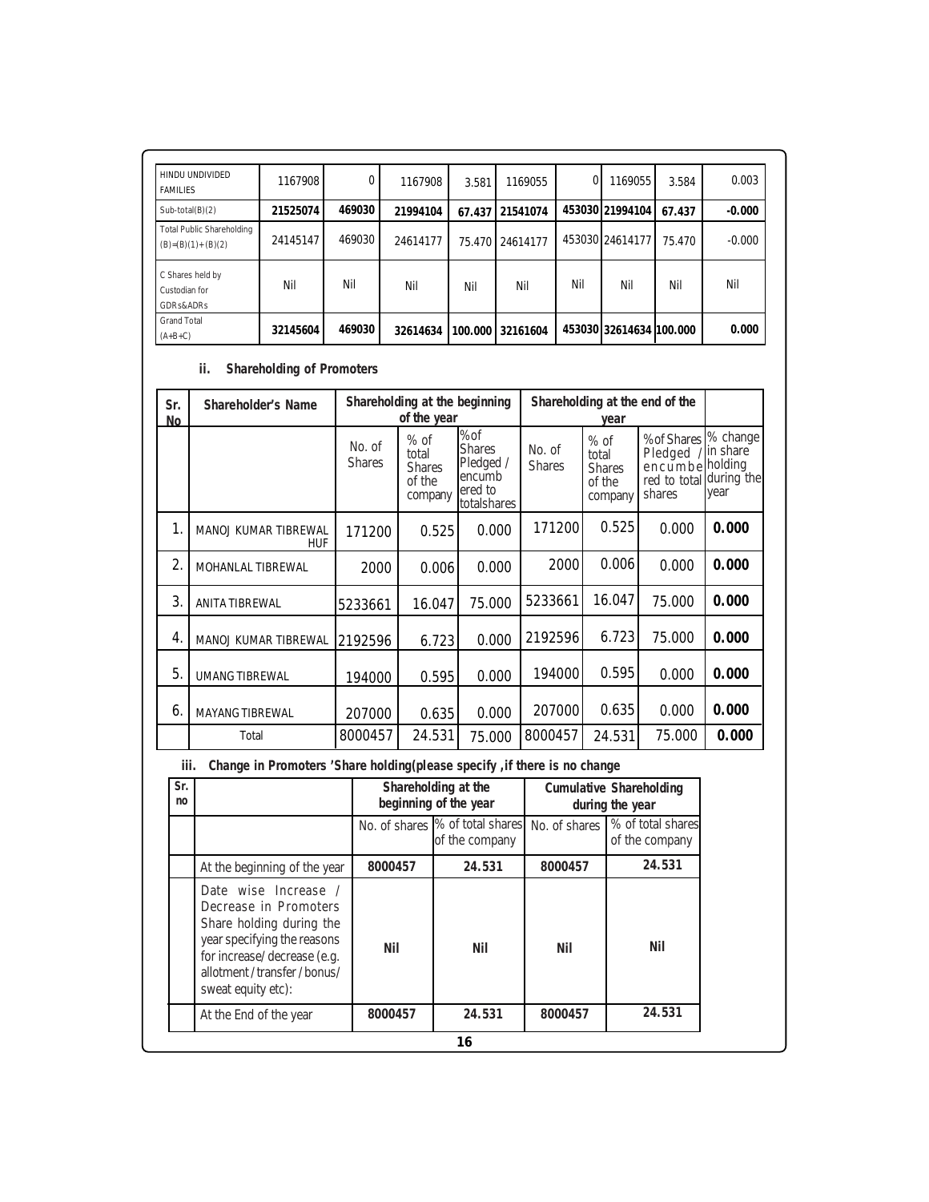| HINDU UNDIVIDED FAMILIES | 1167908 | 0 | 1167908 | 3.581 | 1169055 | 0 | 1169055 | 3.584 | 0.003 |
|---|---|---|---|---|---|---|---|---|---|
| Sub-total(B)(2) | **21525074** | **469030** | **21994104** | **67.437** | **21541074** | **453030** | **21994104** | **67.437** | **-0.000** |
| Total Public Shareholding (B)=(B)(1)+(B)(2) | 24145147 | 469030 | 24614177 | 75.470 | 24614177 | 453030 | 24614177 | 75.470 | -0.000 |
| C Shares held by Custodian for GDRs&ADRs | Nil | Nil | Nil | Nil | Nil | Nil | Nil | Nil | Nil |
| Grand Total (A+B+C) | **32145604** | **469030** | **32614634** | **100.000** | **32161604** | **453030** | **32614634** | **100.000** | **0.000** |

### ii. Shareholding of Promoters

| Sr. No | Shareholder's Name | Shareholding at the beginning of the year | | | Shareholding at the end of the year | | | |
|---|---|---|---|---|---|---|---|---|
| | | No. of Shares | % of total Shares of the company | %of Shares Pledged / encumbered to totalshares | No. of Shares | % of total Shares of the company | %of Shares Pledged / encumbered to total shares | % change in share holding during the year |
| 1. | MANOJ KUMAR TIBREWAL HUF | 171200 | 0.525 | 0.000 | 171200 | 0.525 | 0.000 | **0.000** |
| 2. | MOHANLAL TIBREWAL | 2000 | 0.006 | 0.000 | 2000 | 0.006 | 0.000 | **0.000** |
| 3. | ANITA TIBREWAL | 5233661 | 16.047 | 75.000 | 5233661 | 16.047 | 75.000 | **0.000** |
| 4. | MANOJ KUMAR TIBREWAL | 2192596 | 6.723 | 0.000 | 2192596 | 6.723 | 75.000 | **0.000** |
| 5. | UMANG TIBREWAL | 194000 | 0.595 | 0.000 | 194000 | 0.595 | 0.000 | **0.000** |
| 6. | MAYANG TIBREWAL | 207000 | 0.635 | 0.000 | 207000 | 0.635 | 0.000 | **0.000** |
| | Total | 8000457 | 24.531 | 75.000 | 8000457 | 24.531 | 75.000 | **0.000** |

### iii. Change in Promoters 'Share holding(please specify ,if there is no change

| Sr. no | | Shareholding at the beginning of the year | | Cumulative Shareholding during the year | |
|---|---|---|---|---|---|
| | | No. of shares | % of total shares of the company | No. of shares | % of total shares of the company |
| | At the beginning of the year | **8000457** | **24.531** | **8000457** | **24.531** |
| | Date wise Increase / Decrease in Promoters Share holding during the year specifying the reasons for increase/ decrease (e.g. allotment / transfer / bonus/ sweat equity etc): | **Nil** | **Nil** | **Nil** | **Nil** |
| | At the End of the year | **8000457** | **24.531** | **8000457** | **24.531** |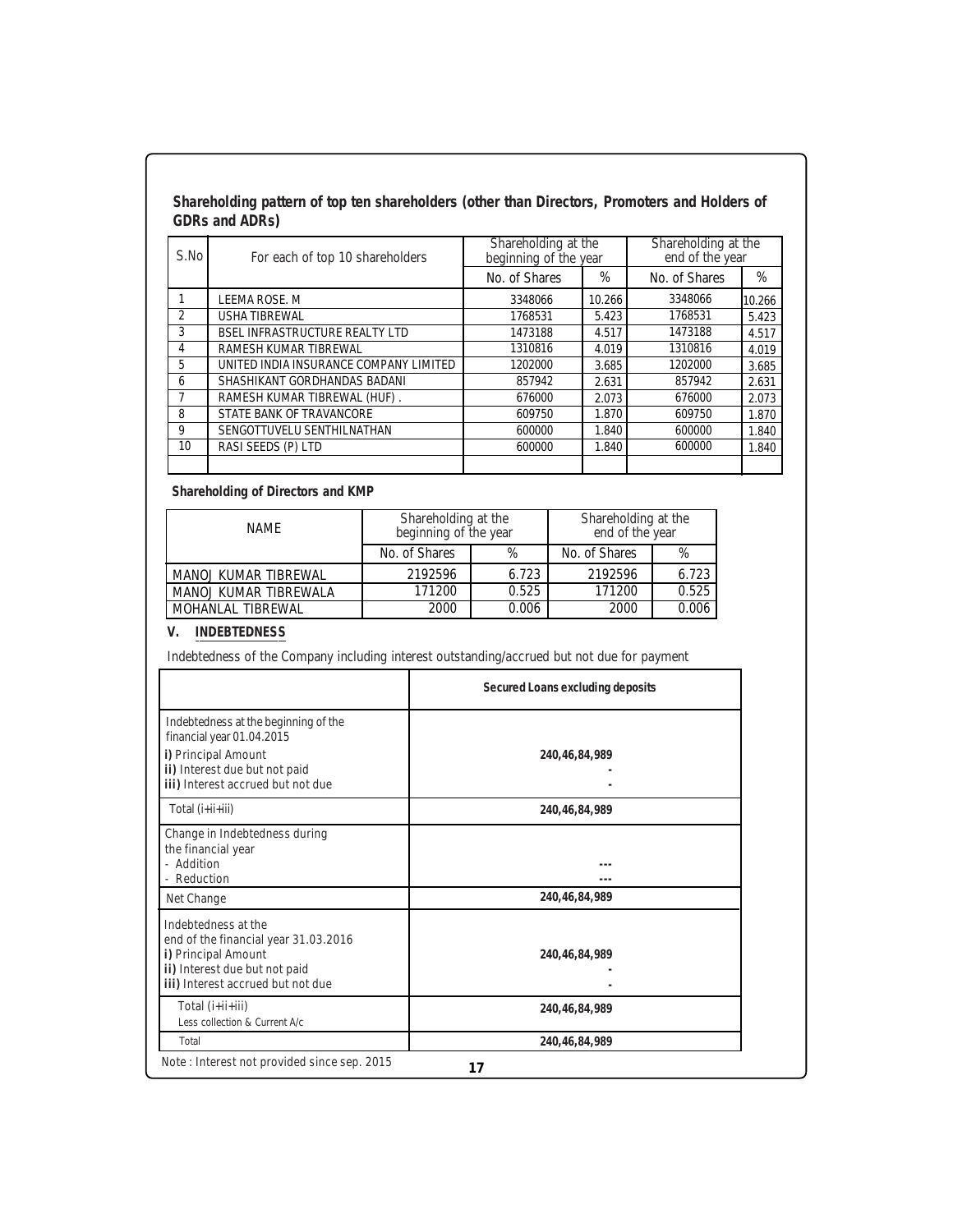**Shareholding pattern of top ten shareholders (other than Directors, Promoters and Holders of GDRs and ADRs)**

| S.No | For each of top 10 shareholders | Shareholding at the beginning of the year | | Shareholding at the end of the year | |
|---|---|---|---|---|---|
| | | No. of Shares | % | No. of Shares | % |
| 1 | LEEMA ROSE. M | 3348066 | 10.266 | 3348066 | 10.266 |
| 2 | USHA TIBREWAL | 1768531 | 5.423 | 1768531 | 5.423 |
| 3 | BSEL INFRASTRUCTURE REALTY LTD | 1473188 | 4.517 | 1473188 | 4.517 |
| 4 | RAMESH KUMAR TIBREWAL | 1310816 | 4.019 | 1310816 | 4.019 |
| 5 | UNITED INDIA INSURANCE COMPANY LIMITED | 1202000 | 3.685 | 1202000 | 3.685 |
| 6 | SHASHIKANT GORDHANDAS BADANI | 857942 | 2.631 | 857942 | 2.631 |
| 7 | RAMESH KUMAR TIBREWAL (HUF) . | 676000 | 2.073 | 676000 | 2.073 |
| 8 | STATE BANK OF TRAVANCORE | 609750 | 1.870 | 609750 | 1.870 |
| 9 | SENGOTTUVELU SENTHILNATHAN | 600000 | 1.840 | 600000 | 1.840 |
| 10 | RASI SEEDS (P) LTD | 600000 | 1.840 | 600000 | 1.840 |

**Shareholding of Directors and KMP**

| NAME | Shareholding at the beginning of the year | | Shareholding at the end of the year | |
|---|---|---|---|---|
| | No. of Shares | % | No. of Shares | % |
| MANOJ KUMAR TIBREWAL | 2192596 | 6.723 | 2192596 | 6.723 |
| MANOJ KUMAR TIBREWALA | 171200 | 0.525 | 171200 | 0.525 |
| MOHANLAL TIBREWAL | 2000 | 0.006 | 2000 | 0.006 |

**V. INDEBTEDNESS**

Indebtedness of the Company including interest outstanding/accrued but not due for payment

| | Secured Loans excluding deposits |
|---|---|
| Indebtedness at the beginning of the financial year 01.04.2015<br>i) Principal Amount<br>ii) Interest due but not paid<br>iii) Interest accrued but not due | <br><br>240,46,84,989<br>-<br>- |
| Total (i+ii+iii) | 240,46,84,989 |
| Change in Indebtedness during the financial year<br>- Addition<br>- Reduction | <br><br>---<br>--- |
| Net Change | 240,46,84,989 |
| Indebtedness at the end of the financial year 31.03.2016<br>i) Principal Amount<br>ii) Interest due but not paid<br>iii) Interest accrued but not due | <br><br>240,46,84,989<br>-<br>- |
| Total (i+ii+iii)<br>Less collection & Current A/c | 240,46,84,989 |
| Total | 240,46,84,989 |

Note : Interest not provided since sep. 2015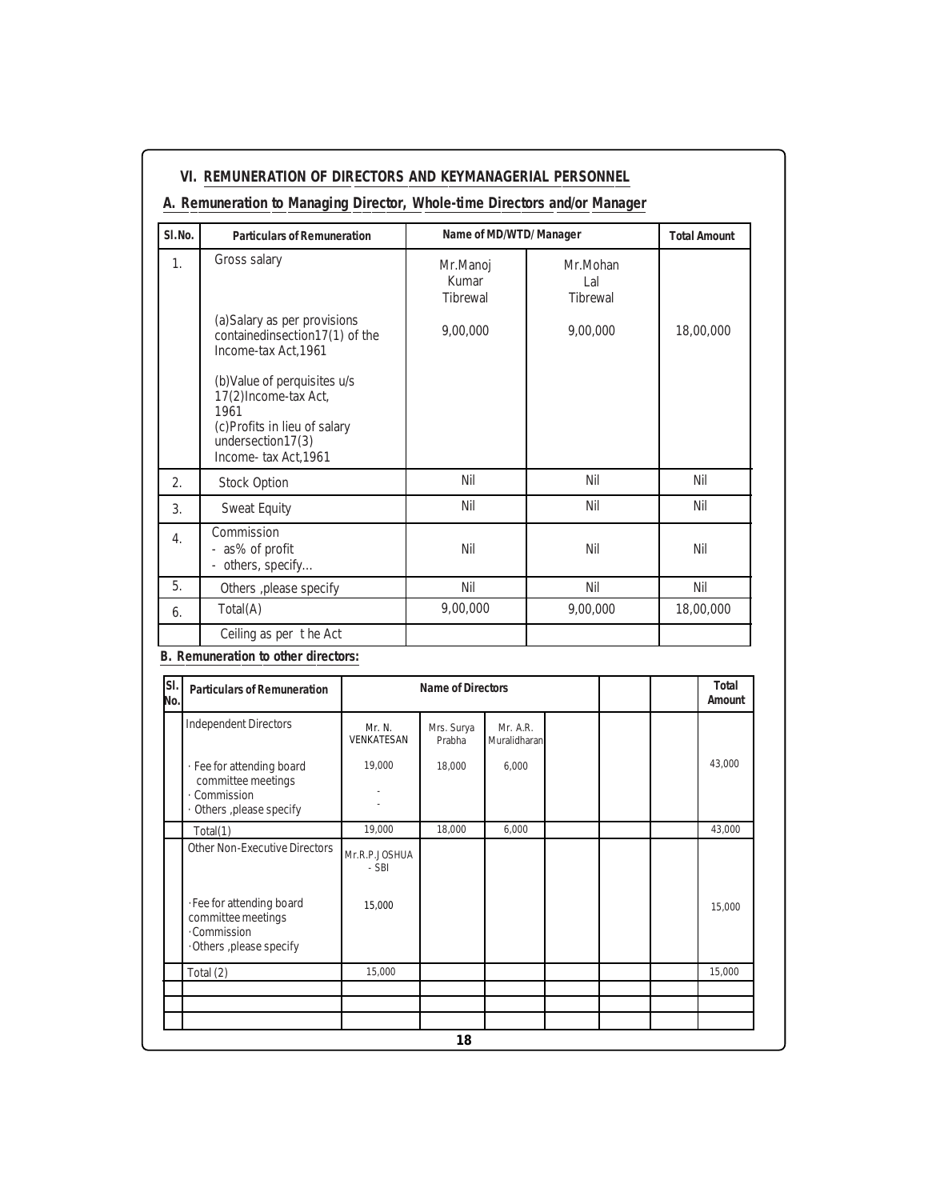## VI. REMUNERATION OF DIRECTORS AND KEYMANAGERIAL PERSONNEL

### A. Remuneration to Managing Director, Whole-time Directors and/or Manager

| Sl.No. | Particulars of Remuneration | Name of MD/WTD/ Manager | | Total Amount |
|---|---|---|---|---|
| 1. | Gross salary | Mr.Manoj Kumar Tibrewal | Mr.Mohan Lal Tibrewal | |
| | (a)Salary as per provisions containedinsection17(1) of the Income-tax Act,1961 | 9,00,000 | 9,00,000 | 18,00,000 |
| | (b)Value of perquisites u/s 17(2)Income-tax Act, 1961<br>(c)Profits in lieu of salary undersection17(3) Income- tax Act,1961 | | | |
| 2. | Stock Option | Nil | Nil | Nil |
| 3. | Sweat Equity | Nil | Nil | Nil |
| 4. | Commission<br>- as% of profit<br>- others, specify... | Nil | Nil | Nil |
| 5. | Others ,please specify | Nil | Nil | Nil |
| 6. | Total(A) | 9,00,000 | 9,00,000 | 18,00,000 |
| | Ceiling as per t he Act | | | |

### B. Remuneration to other directors:

| Sl. No. | Particulars of Remuneration | Name of Directors | | | | | | Total Amount |
|---|---|---|---|---|---|---|---|---|
| | Independent Directors | Mr. N. VENKATESAN | Mrs. Surya Prabha | Mr. A.R. Muralidharan | | | | |
| | · Fee for attending board committee meetings<br>· Commission<br>· Others ,please specify | 19,000<br>-<br>- | 18,000 | 6,000 | | | | 43,000 |
| | Total(1) | 19,000 | 18,000 | 6,000 | | | | 43,000 |
| | Other Non-Executive Directors | Mr.R.P.JOSHUA - SBI | | | | | | |
| | ·Fee for attending board committee meetings<br>·Commission<br>·Others ,please specify | 15,000 | | | | | | 15,000 |
| | Total (2) | 15,000 | | | | | | 15,000 |
| | | | | | | | | |
| | | | | | | | | |
| | | | | | | | | |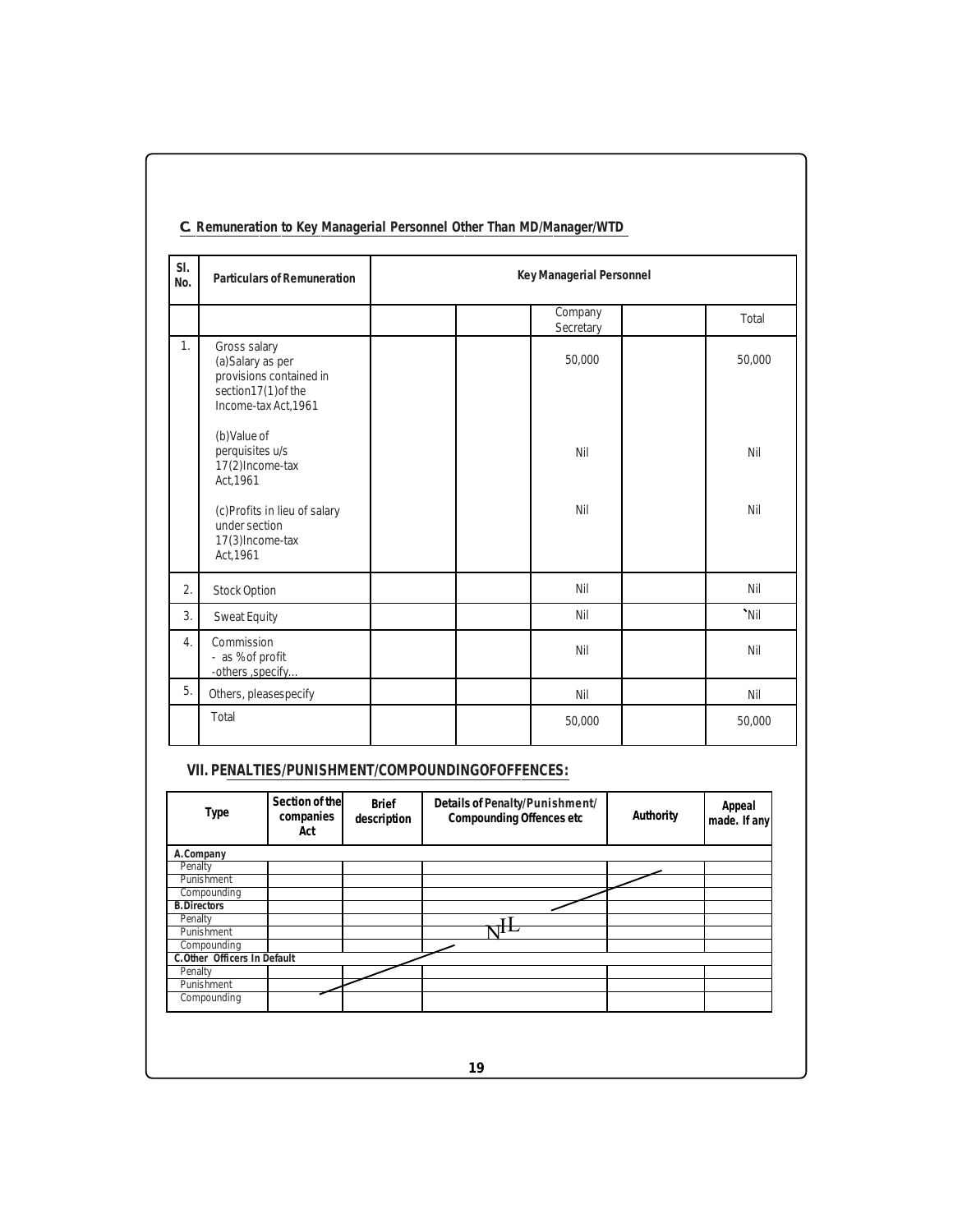## C. Remuneration to Key Managerial Personnel Other Than MD/Manager/WTD

| Sl. No. | Particulars of Remuneration | Key Managerial Personnel | | | | |
|---|---|---|---|---|---|---|
| | | | | Company Secretary | | Total |
| 1. | Gross salary (a)Salary as per provisions contained in section17(1)of the Income-tax Act,1961 | | | 50,000 | | 50,000 |
| | (b)Value of perquisites u/s 17(2)Income-tax Act,1961 | | | Nil | | Nil |
| | (c)Profits in lieu of salary under section 17(3)Income-tax Act,1961 | | | Nil | | Nil |
| 2. | Stock Option | | | Nil | | Nil |
| 3. | Sweat Equity | | | Nil | | `Nil |
| 4. | Commission - as % of profit -others ,specify... | | | Nil | | Nil |
| 5. | Others, pleasespecify | | | Nil | | Nil |
| | Total | | | 50,000 | | 50,000 |

## VII. PENALTIES/PUNISHMENT/COMPOUNDINGOFOFFENCES:

| Type | Section of the companies Act | Brief description | Details of Penalty/Punishment/ Compounding Offences etc | Authority | Appeal made. If any |
|---|---|---|---|---|---|
| **A.Company** | | | | | |
| Penalty | | | | | |
| Punishment | | | | | |
| Compounding | | | | | |
| **B.Directors** | | | | | |
| Penalty | | | | | |
| Punishment | | | NIL | | |
| Compounding | | | | | |
| **C.Other Officers In Default** | | | | | |
| Penalty | | | | | |
| Punishment | | | | | |
| Compounding | | | | | |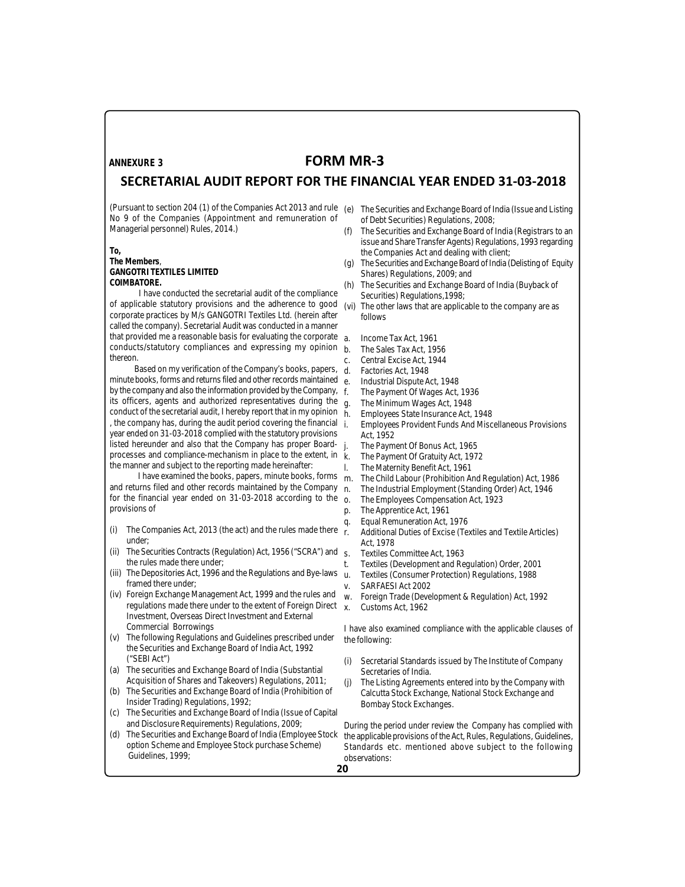**ANNEXURE 3**

# FORM MR-3

## SECRETARIAL AUDIT REPORT FOR THE FINANCIAL YEAR ENDED 31-03-2018

(Pursuant to section 204 (1) of the Companies Act 2013 and rule No 9 of the Companies (Appointment and remuneration of Managerial personnel) Rules, 2014.)

**To,**
**The Members**,
**GANGOTRI TEXTILES LIMITED**
**COIMBATORE.**

I have conducted the secretarial audit of the compliance of applicable statutory provisions and the adherence to good corporate practices by M/s GANGOTRI Textiles Ltd. (herein after called the company). Secretarial Audit was conducted in a manner that provided me a reasonable basis for evaluating the corporate conducts/statutory compliances and expressing my opinion thereon.

Based on my verification of the Company's books, papers, minute books, forms and returns filed and other records maintained by the company and also the information provided by the Company, its officers, agents and authorized representatives during the conduct of the secretarial audit, I hereby report that in my opinion , the company has, during the audit period covering the financial year ended on 31-03-2018 complied with the statutory provisions listed hereunder and also that the Company has proper Board-processes and compliance-mechanism in place to the extent, in the manner and subject to the reporting made hereinafter:

I have examined the books, papers, minute books, forms and returns filed and other records maintained by the Company for the financial year ended on 31-03-2018 according to the provisions of

(i) The Companies Act, 2013 (the act) and the rules made there under;
(ii) The Securities Contracts (Regulation) Act, 1956 ("SCRA") and the rules made there under;
(iii) The Depositories Act, 1996 and the Regulations and Bye-laws framed there under;
(iv) Foreign Exchange Management Act, 1999 and the rules and regulations made there under to the extent of Foreign Direct Investment, Overseas Direct Investment and External Commercial Borrowings
(v) The following Regulations and Guidelines prescribed under the Securities and Exchange Board of India Act, 1992 ("SEBI Act")
(a) The securities and Exchange Board of India (Substantial Acquisition of Shares and Takeovers) Regulations, 2011;
(b) The Securities and Exchange Board of India (Prohibition of Insider Trading) Regulations, 1992;
(c) The Securities and Exchange Board of India (Issue of Capital and Disclosure Requirements) Regulations, 2009;
(d) The Securities and Exchange Board of India (Employee Stock option Scheme and Employee Stock purchase Scheme) Guidelines, 1999;
(e) The Securities and Exchange Board of India (Issue and Listing of Debt Securities) Regulations, 2008;
(f) The Securities and Exchange Board of India (Registrars to an issue and Share Transfer Agents) Regulations, 1993 regarding the Companies Act and dealing with client;
(g) The Securities and Exchange Board of India (Delisting of Equity Shares) Regulations, 2009; and
(h) The Securities and Exchange Board of India (Buyback of Securities) Regulations,1998;
(vi) The other laws that are applicable to the company are as follows

a. Income Tax Act, 1961
b. The Sales Tax Act, 1956
c. Central Excise Act, 1944
d. Factories Act, 1948
e. Industrial Dispute Act, 1948
f. The Payment Of Wages Act, 1936
g. The Minimum Wages Act, 1948
h. Employees State Insurance Act, 1948
i. Employees Provident Funds And Miscellaneous Provisions Act, 1952
j. The Payment Of Bonus Act, 1965
k. The Payment Of Gratuity Act, 1972
l. The Maternity Benefit Act, 1961
m. The Child Labour (Prohibition And Regulation) Act, 1986
n. The Industrial Employment (Standing Order) Act, 1946
o. The Employees Compensation Act, 1923
p. The Apprentice Act, 1961
q. Equal Remuneration Act, 1976
r. Additional Duties of Excise (Textiles and Textile Articles) Act, 1978
s. Textiles Committee Act, 1963
t. Textiles (Development and Regulation) Order, 2001
u. Textiles (Consumer Protection) Regulations, 1988
v. SARFAESI Act 2002
w. Foreign Trade (Development & Regulation) Act, 1992
x. Customs Act, 1962

I have also examined compliance with the applicable clauses of the following:

(i) Secretarial Standards issued by The Institute of Company Secretaries of India.
(j) The Listing Agreements entered into by the Company with Calcutta Stock Exchange, National Stock Exchange and Bombay Stock Exchanges.

During the period under review the Company has complied with the applicable provisions of the Act, Rules, Regulations, Guidelines, Standards etc. mentioned above subject to the following observations: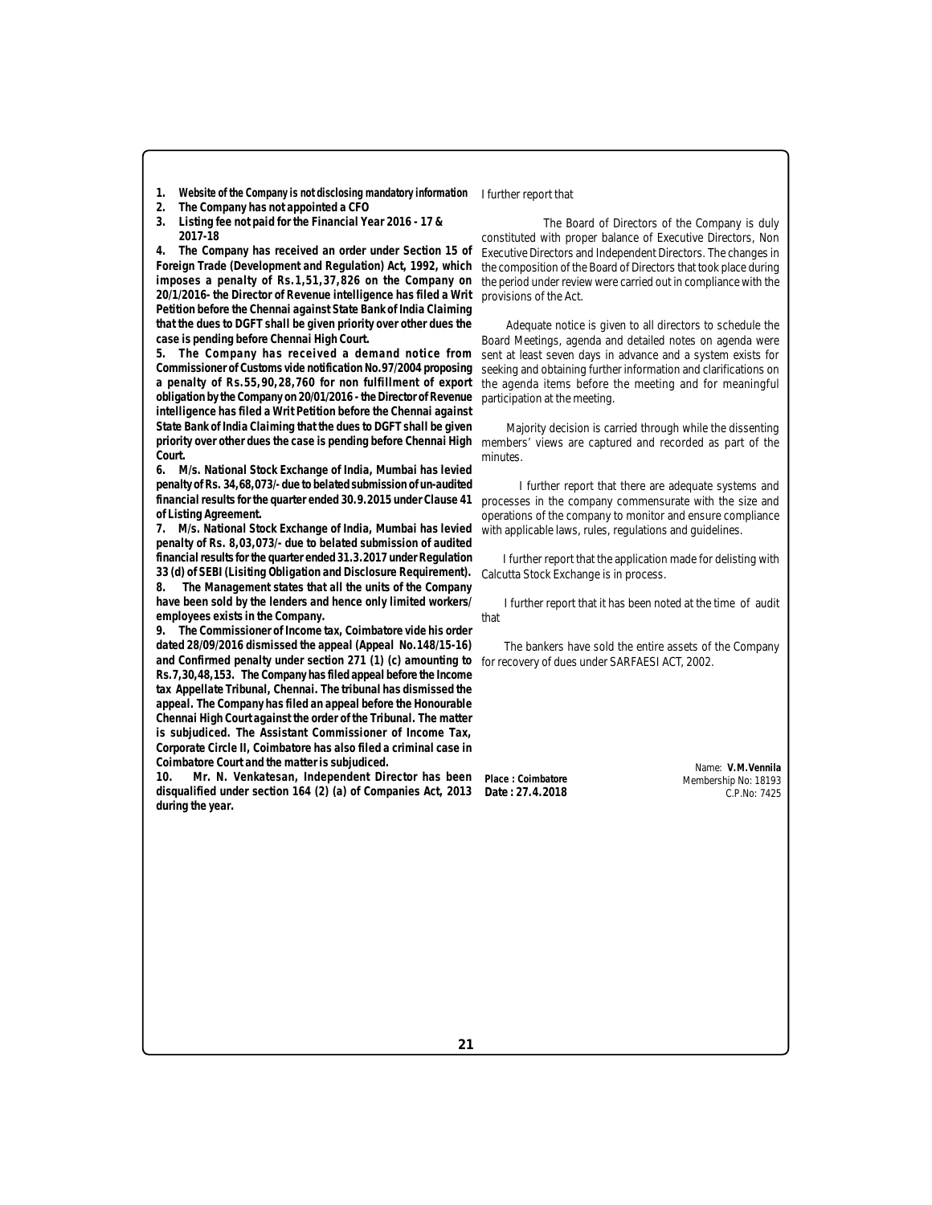1. **Website of the Company is not disclosing mandatory information**
2. **The Company has not appointed a CFO**
3. **Listing fee not paid for the Financial Year 2016 - 17 & 2017-18**
4. **The Company has received an order under Section 15 of Foreign Trade (Development and Regulation) Act, 1992, which imposes a penalty of Rs.1,51,37,826 on the Company on 20/1/2016- the Director of Revenue intelligence has filed a Writ Petition before the Chennai against State Bank of India Claiming that the dues to DGFT shall be given priority over other dues the case is pending before Chennai High Court.**
5. **The Company has received a demand notice from Commissioner of Customs vide notification No.97/2004 proposing a penalty of Rs.55,90,28,760 for non fulfillment of export obligation by the Company on 20/01/2016 - the Director of Revenue intelligence has filed a Writ Petition before the Chennai against State Bank of India Claiming that the dues to DGFT shall be given priority over other dues the case is pending before Chennai High Court.**
6. **M/s. National Stock Exchange of India, Mumbai has levied penalty of Rs. 34,68,073/- due to belated submission of un-audited financial results for the quarter ended 30.9.2015 under Clause 41 of Listing Agreement.**
7. **M/s. National Stock Exchange of India, Mumbai has levied penalty of Rs. 8,03,073/- due to belated submission of audited financial results for the quarter ended 31.3.2017 under Regulation 33 (d) of SEBI (Lisiting Obligation and Disclosure Requirement).**
8. **The Management states that all the units of the Company have been sold by the lenders and hence only limited workers/ employees exists in the Company.**
9. **The Commissioner of Income tax, Coimbatore vide his order dated 28/09/2016 dismissed the appeal (Appeal No.148/15-16) and Confirmed penalty under section 271 (1) (c) amounting to Rs.7,30,48,153. The Company has filed appeal before the Income tax Appellate Tribunal, Chennai. The tribunal has dismissed the appeal. The Company has filed an appeal before the Honourable Chennai High Court against the order of the Tribunal. The matter is subjudiced. The Assistant Commissioner of Income Tax, Corporate Circle II, Coimbatore has also filed a criminal case in Coimbatore Court and the matter is subjudiced.**
10. **Mr. N. Venkatesan, Independent Director has been disqualified under section 164 (2) (a) of Companies Act, 2013 during the year.**

I further report that

The Board of Directors of the Company is duly constituted with proper balance of Executive Directors, Non Executive Directors and Independent Directors. The changes in the composition of the Board of Directors that took place during the period under review were carried out in compliance with the provisions of the Act.

Adequate notice is given to all directors to schedule the Board Meetings, agenda and detailed notes on agenda were sent at least seven days in advance and a system exists for seeking and obtaining further information and clarifications on the agenda items before the meeting and for meaningful participation at the meeting.

Majority decision is carried through while the dissenting members' views are captured and recorded as part of the minutes.

I further report that there are adequate systems and processes in the company commensurate with the size and operations of the company to monitor and ensure compliance with applicable laws, rules, regulations and guidelines.

I further report that the application made for delisting with Calcutta Stock Exchange is in process.

I further report that it has been noted at the time of audit that

The bankers have sold the entire assets of the Company for recovery of dues under SARFAESI ACT, 2002.

**Place : Coimbatore**
**Date : 27.4.2018**

Name: **V.M.Vennila**
Membership No: 18193
C.P.No: 7425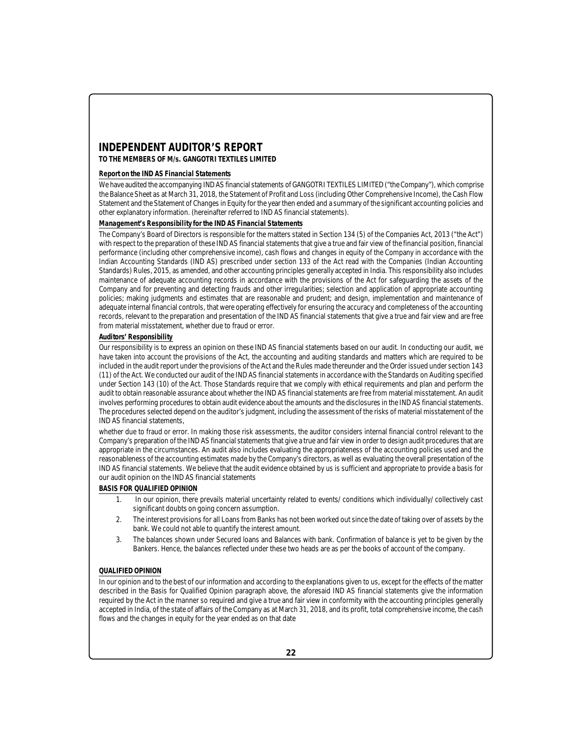# INDEPENDENT AUDITOR'S REPORT

**TO THE MEMBERS OF M/s. GANGOTRI TEXTILES LIMITED**

**Report on the IND AS Financial Statements**

We have audited the accompanying IND AS financial statements of GANGOTRI TEXTILES LIMITED ("the Company"), which comprise the Balance Sheet as at March 31, 2018, the Statement of Profit and Loss (including Other Comprehensive Income), the Cash Flow Statement and the Statement of Changes in Equity for the year then ended and a summary of the significant accounting policies and other explanatory information. (hereinafter referred to IND AS financial statements).

**Management's Responsibility for the IND AS Financial Statements**

The Company's Board of Directors is responsible for the matters stated in Section 134 (5) of the Companies Act, 2013 ("the Act") with respect to the preparation of these IND AS financial statements that give a true and fair view of the financial position, financial performance (including other comprehensive income), cash flows and changes in equity of the Company in accordance with the Indian Accounting Standards (IND AS) prescribed under section 133 of the Act read with the Companies (Indian Accounting Standards) Rules, 2015, as amended, and other accounting principles generally accepted in India. This responsibility also includes maintenance of adequate accounting records in accordance with the provisions of the Act for safeguarding the assets of the Company and for preventing and detecting frauds and other irregularities; selection and application of appropriate accounting policies; making judgments and estimates that are reasonable and prudent; and design, implementation and maintenance of adequate internal financial controls, that were operating effectively for ensuring the accuracy and completeness of the accounting records, relevant to the preparation and presentation of the IND AS financial statements that give a true and fair view and are free from material misstatement, whether due to fraud or error.

**Auditors' Responsibility**

Our responsibility is to express an opinion on these IND AS financial statements based on our audit. In conducting our audit, we have taken into account the provisions of the Act, the accounting and auditing standards and matters which are required to be included in the audit report under the provisions of the Act and the Rules made thereunder and the Order issued under section 143 (11) of the Act. We conducted our audit of the IND AS financial statements in accordance with the Standards on Auditing specified under Section 143 (10) of the Act. Those Standards require that we comply with ethical requirements and plan and perform the audit to obtain reasonable assurance about whether the IND AS financial statements are free from material misstatement. An audit involves performing procedures to obtain audit evidence about the amounts and the disclosures in the IND AS financial statements. The procedures selected depend on the auditor's judgment, including the assessment of the risks of material misstatement of the IND AS financial statements,

whether due to fraud or error. In making those risk assessments, the auditor considers internal financial control relevant to the Company's preparation of the IND AS financial statements that give a true and fair view in order to design audit procedures that are appropriate in the circumstances. An audit also includes evaluating the appropriateness of the accounting policies used and the reasonableness of the accounting estimates made by the Company's directors, as well as evaluating the overall presentation of the IND AS financial statements. We believe that the audit evidence obtained by us is sufficient and appropriate to provide a basis for our audit opinion on the IND AS financial statements

**BASIS FOR QUALIFIED OPINION**

1. In our opinion, there prevails material uncertainty related to events/ conditions which individually/ collectively cast significant doubts on going concern assumption.
2. The interest provisions for all Loans from Banks has not been worked out since the date of taking over of assets by the bank. We could not able to quantify the interest amount.
3. The balances shown under Secured loans and Balances with bank. Confirmation of balance is yet to be given by the Bankers. Hence, the balances reflected under these two heads are as per the books of account of the company.

**QUALIFIED OPINION**

In our opinion and to the best of our information and according to the explanations given to us, except for the effects of the matter described in the Basis for Qualified Opinion paragraph above, the aforesaid IND AS financial statements give the information required by the Act in the manner so required and give a true and fair view in conformity with the accounting principles generally accepted in India, of the state of affairs of the Company as at March 31, 2018, and its profit, total comprehensive income, the cash flows and the changes in equity for the year ended as on that date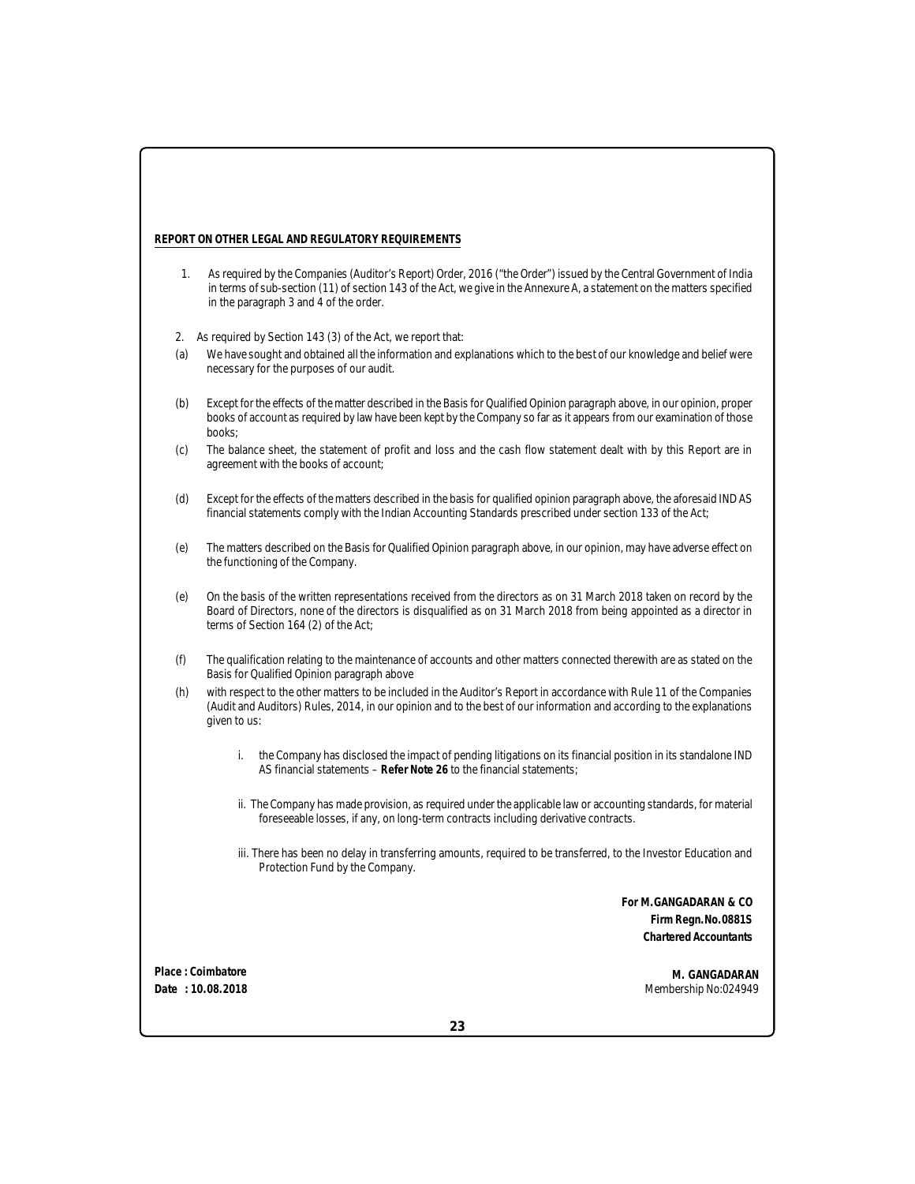## REPORT ON OTHER LEGAL AND REGULATORY REQUIREMENTS

1. As required by the Companies (Auditor's Report) Order, 2016 ("the Order") issued by the Central Government of India in terms of sub-section (11) of section 143 of the Act, we give in the Annexure A, a statement on the matters specified in the paragraph 3 and 4 of the order.

2. As required by Section 143 (3) of the Act, we report that:

(a) We have sought and obtained all the information and explanations which to the best of our knowledge and belief were necessary for the purposes of our audit.

(b) Except for the effects of the matter described in the Basis for Qualified Opinion paragraph above, in our opinion, proper books of account as required by law have been kept by the Company so far as it appears from our examination of those books;

(c) The balance sheet, the statement of profit and loss and the cash flow statement dealt with by this Report are in agreement with the books of account;

(d) Except for the effects of the matters described in the basis for qualified opinion paragraph above, the aforesaid IND AS financial statements comply with the Indian Accounting Standards prescribed under section 133 of the Act;

(e) The matters described on the Basis for Qualified Opinion paragraph above, in our opinion, may have adverse effect on the functioning of the Company.

(e) On the basis of the written representations received from the directors as on 31 March 2018 taken on record by the Board of Directors, none of the directors is disqualified as on 31 March 2018 from being appointed as a director in terms of Section 164 (2) of the Act;

(f) The qualification relating to the maintenance of accounts and other matters connected therewith are as stated on the Basis for Qualified Opinion paragraph above

(h) with respect to the other matters to be included in the Auditor's Report in accordance with Rule 11 of the Companies (Audit and Auditors) Rules, 2014, in our opinion and to the best of our information and according to the explanations given to us:

   i. the Company has disclosed the impact of pending litigations on its financial position in its standalone IND AS financial statements – **Refer Note 26** to the financial statements;

   ii. The Company has made provision, as required under the applicable law or accounting standards, for material foreseeable losses, if any, on long-term contracts including derivative contracts.

   iii. There has been no delay in transferring amounts, required to be transferred, to the Investor Education and Protection Fund by the Company.

**For M.GANGADARAN & CO**
**Firm Regn.No.0881S**
**Chartered Accountants**

**Place : Coimbatore**
**Date : 10.08.2018**

**M. GANGADARAN**
Membership No:024949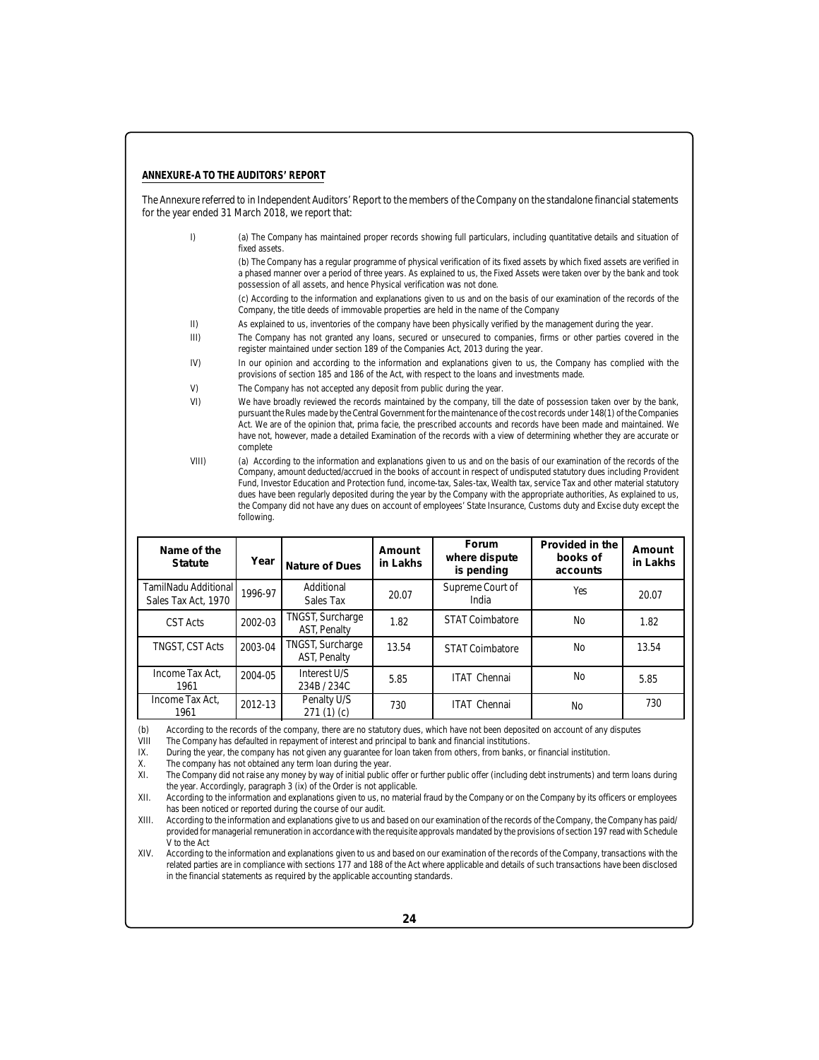### ANNEXURE-A TO THE AUDITORS' REPORT

The Annexure referred to in Independent Auditors' Report to the members of the Company on the standalone financial statements for the year ended 31 March 2018, we report that:

I) (a) The Company has maintained proper records showing full particulars, including quantitative details and situation of fixed assets.

(b) The Company has a regular programme of physical verification of its fixed assets by which fixed assets are verified in a phased manner over a period of three years. As explained to us, the Fixed Assets were taken over by the bank and took possession of all assets, and hence Physical verification was not done.

(c) According to the information and explanations given to us and on the basis of our examination of the records of the Company, the title deeds of immovable properties are held in the name of the Company

II) As explained to us, inventories of the company have been physically verified by the management during the year.

III) The Company has not granted any loans, secured or unsecured to companies, firms or other parties covered in the register maintained under section 189 of the Companies Act, 2013 during the year.

IV) In our opinion and according to the information and explanations given to us, the Company has complied with the provisions of section 185 and 186 of the Act, with respect to the loans and investments made.

V) The Company has not accepted any deposit from public during the year.

VI) We have broadly reviewed the records maintained by the company, till the date of possession taken over by the bank, pursuant the Rules made by the Central Government for the maintenance of the cost records under 148(1) of the Companies Act. We are of the opinion that, prima facie, the prescribed accounts and records have been made and maintained. We have not, however, made a detailed Examination of the records with a view of determining whether they are accurate or complete

VIII) (a) According to the information and explanations given to us and on the basis of our examination of the records of the Company, amount deducted/accrued in the books of account in respect of undisputed statutory dues including Provident Fund, Investor Education and Protection fund, income-tax, Sales-tax, Wealth tax, service Tax and other material statutory dues have been regularly deposited during the year by the Company with the appropriate authorities, As explained to us, the Company did not have any dues on account of employees' State Insurance, Customs duty and Excise duty except the following.

| Name of the Statute | Year | Nature of Dues | Amount in Lakhs | Forum where dispute is pending | Provided in the books of accounts | Amount in Lakhs |
|---|---|---|---|---|---|---|
| TamilNadu Additional Sales Tax Act, 1970 | 1996-97 | Additional Sales Tax | 20.07 | Supreme Court of India | Yes | 20.07 |
| CST Acts | 2002-03 | TNGST, Surcharge AST, Penalty | 1.82 | STAT Coimbatore | No | 1.82 |
| TNGST, CST Acts | 2003-04 | TNGST, Surcharge AST, Penalty | 13.54 | STAT Coimbatore | No | 13.54 |
| Income Tax Act, 1961 | 2004-05 | Interest U/S 234B / 234C | 5.85 | ITAT Chennai | No | 5.85 |
| Income Tax Act, 1961 | 2012-13 | Penalty U/S 271 (1) (c) | 730 | ITAT Chennai | No | 730 |

(b) According to the records of the company, there are no statutory dues, which have not been deposited on account of any disputes

VIII The Company has defaulted in repayment of interest and principal to bank and financial institutions.

IX. During the year, the company has not given any guarantee for loan taken from others, from banks, or financial institution.

X. The company has not obtained any term loan during the year.

XI. The Company did not raise any money by way of initial public offer or further public offer (including debt instruments) and term loans during the year. Accordingly, paragraph 3 (ix) of the Order is not applicable.

XII. According to the information and explanations given to us, no material fraud by the Company or on the Company by its officers or employees has been noticed or reported during the course of our audit.

XIII. According to the information and explanations give to us and based on our examination of the records of the Company, the Company has paid/ provided for managerial remuneration in accordance with the requisite approvals mandated by the provisions of section 197 read with Schedule V to the Act

XIV. According to the information and explanations given to us and based on our examination of the records of the Company, transactions with the related parties are in compliance with sections 177 and 188 of the Act where applicable and details of such transactions have been disclosed in the financial statements as required by the applicable accounting standards.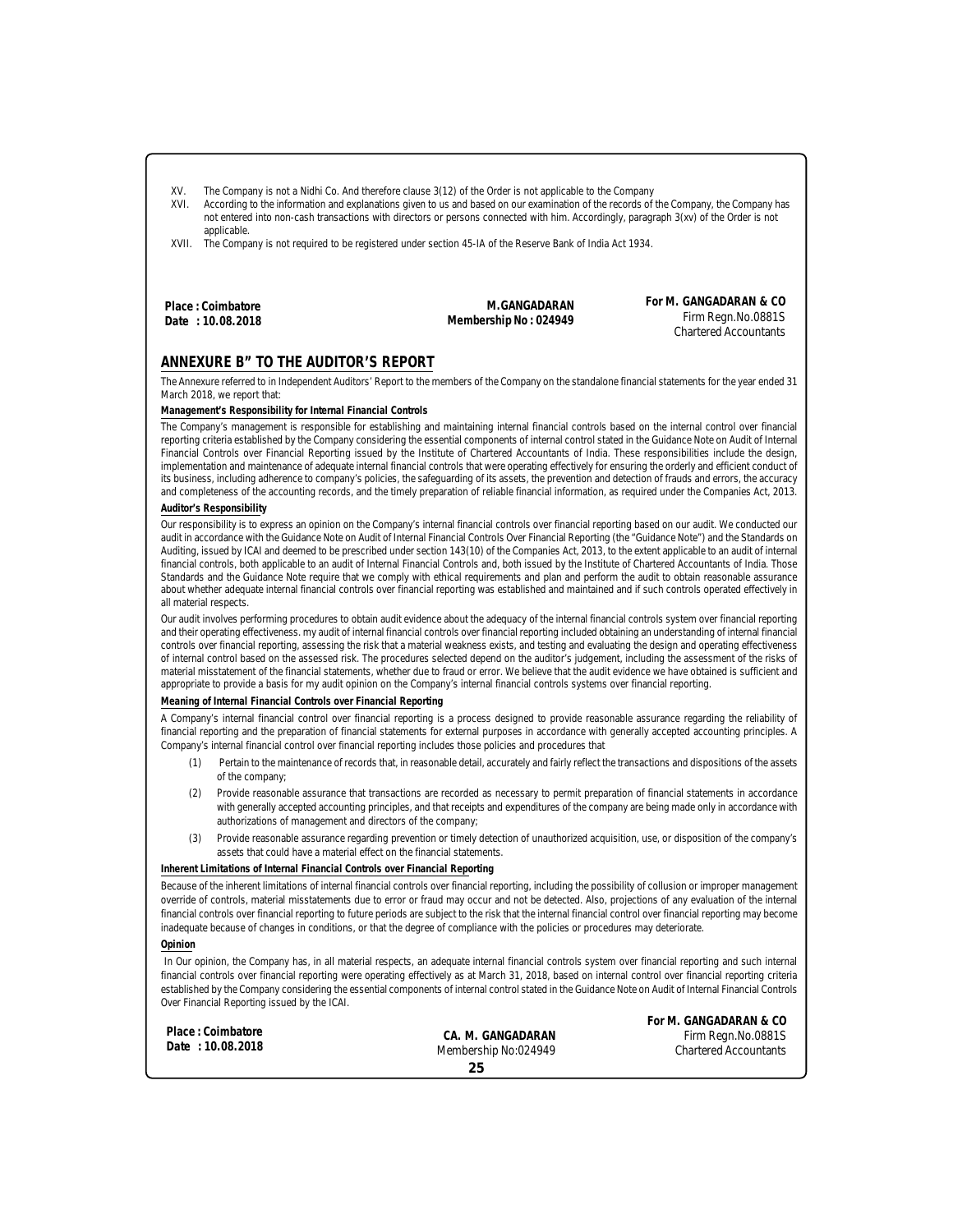XV. The Company is not a Nidhi Co. And therefore clause 3(12) of the Order is not applicable to the Company

XVI. According to the information and explanations given to us and based on our examination of the records of the Company, the Company has not entered into non-cash transactions with directors or persons connected with him. Accordingly, paragraph 3(xv) of the Order is not applicable.

XVII. The Company is not required to be registered under section 45-IA of the Reserve Bank of India Act 1934.

**Place : Coimbatore**
**Date : 10.08.2018**

**M.GANGADARAN**
**Membership No : 024949**

**For M. GANGADARAN & CO**
Firm Regn.No.0881S
Chartered Accountants

## ANNEXURE B" TO THE AUDITOR'S REPORT

The Annexure referred to in Independent Auditors' Report to the members of the Company on the standalone financial statements for the year ended 31 March 2018, we report that:

**Management's Responsibility for Internal Financial Controls**

The Company's management is responsible for establishing and maintaining internal financial controls based on the internal control over financial reporting criteria established by the Company considering the essential components of internal control stated in the Guidance Note on Audit of Internal Financial Controls over Financial Reporting issued by the Institute of Chartered Accountants of India. These responsibilities include the design, implementation and maintenance of adequate internal financial controls that were operating effectively for ensuring the orderly and efficient conduct of its business, including adherence to company's policies, the safeguarding of its assets, the prevention and detection of frauds and errors, the accuracy and completeness of the accounting records, and the timely preparation of reliable financial information, as required under the Companies Act, 2013.

**Auditor's Responsibility**

Our responsibility is to express an opinion on the Company's internal financial controls over financial reporting based on our audit. We conducted our audit in accordance with the Guidance Note on Audit of Internal Financial Controls Over Financial Reporting (the "Guidance Note") and the Standards on Auditing, issued by ICAI and deemed to be prescribed under section 143(10) of the Companies Act, 2013, to the extent applicable to an audit of internal financial controls, both applicable to an audit of Internal Financial Controls and, both issued by the Institute of Chartered Accountants of India. Those Standards and the Guidance Note require that we comply with ethical requirements and plan and perform the audit to obtain reasonable assurance about whether adequate internal financial controls over financial reporting was established and maintained and if such controls operated effectively in all material respects.

Our audit involves performing procedures to obtain audit evidence about the adequacy of the internal financial controls system over financial reporting and their operating effectiveness. my audit of internal financial controls over financial reporting included obtaining an understanding of internal financial controls over financial reporting, assessing the risk that a material weakness exists, and testing and evaluating the design and operating effectiveness of internal control based on the assessed risk. The procedures selected depend on the auditor's judgement, including the assessment of the risks of material misstatement of the financial statements, whether due to fraud or error. We believe that the audit evidence we have obtained is sufficient and appropriate to provide a basis for my audit opinion on the Company's internal financial controls systems over financial reporting.

**Meaning of Internal Financial Controls over Financial Reporting**

A Company's internal financial control over financial reporting is a process designed to provide reasonable assurance regarding the reliability of financial reporting and the preparation of financial statements for external purposes in accordance with generally accepted accounting principles. A Company's internal financial control over financial reporting includes those policies and procedures that

(1) Pertain to the maintenance of records that, in reasonable detail, accurately and fairly reflect the transactions and dispositions of the assets of the company;

(2) Provide reasonable assurance that transactions are recorded as necessary to permit preparation of financial statements in accordance with generally accepted accounting principles, and that receipts and expenditures of the company are being made only in accordance with authorizations of management and directors of the company;

(3) Provide reasonable assurance regarding prevention or timely detection of unauthorized acquisition, use, or disposition of the company's assets that could have a material effect on the financial statements.

**Inherent Limitations of Internal Financial Controls over Financial Reporting**

Because of the inherent limitations of internal financial controls over financial reporting, including the possibility of collusion or improper management override of controls, material misstatements due to error or fraud may occur and not be detected. Also, projections of any evaluation of the internal financial controls over financial reporting to future periods are subject to the risk that the internal financial control over financial reporting may become inadequate because of changes in conditions, or that the degree of compliance with the policies or procedures may deteriorate.

**Opinion**

In Our opinion, the Company has, in all material respects, an adequate internal financial controls system over financial reporting and such internal financial controls over financial reporting were operating effectively as at March 31, 2018, based on internal control over financial reporting criteria established by the Company considering the essential components of internal control stated in the Guidance Note on Audit of Internal Financial Controls Over Financial Reporting issued by the ICAI.

**Place : Coimbatore**
**Date : 10.08.2018**

**CA. M. GANGADARAN**
Membership No:024949

**For M. GANGADARAN & CO**
Firm Regn.No.0881S
Chartered Accountants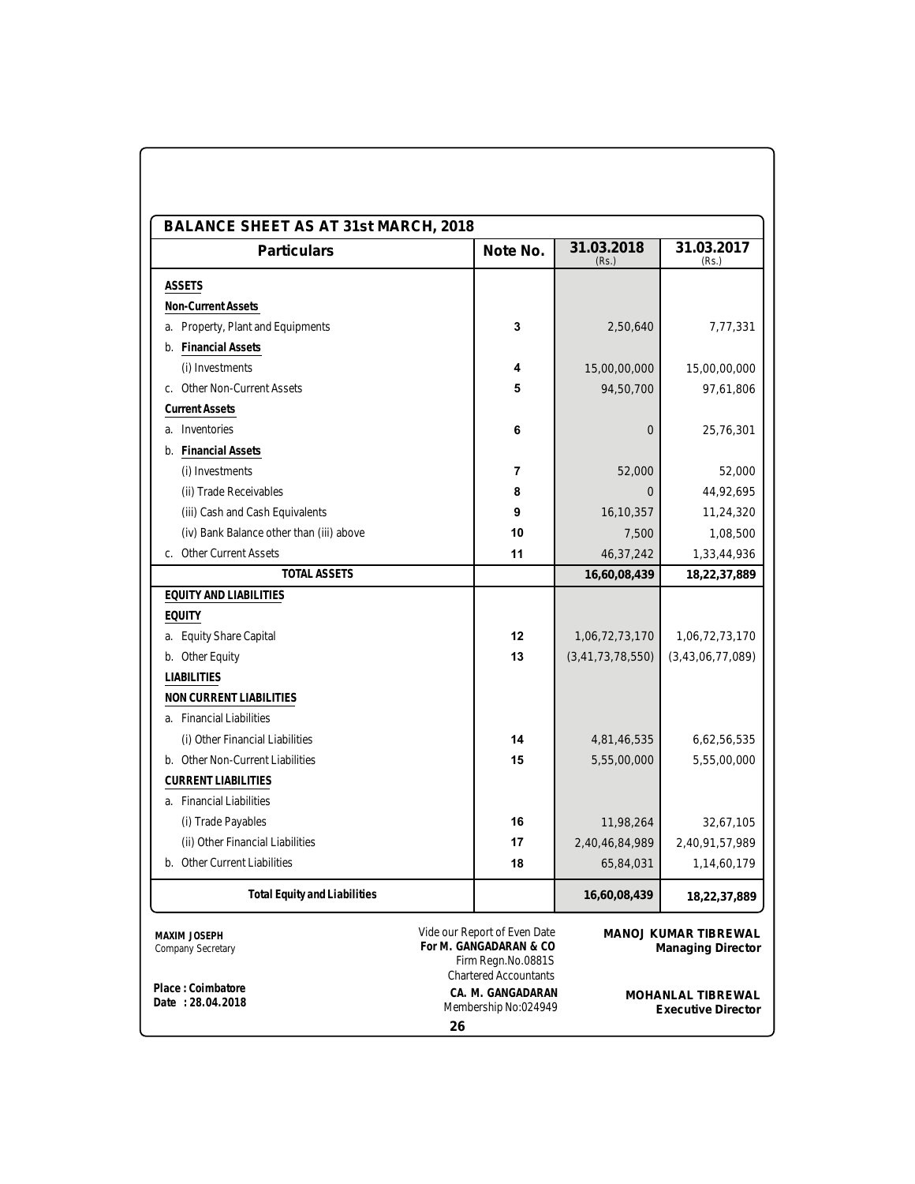## BALANCE SHEET AS AT 31st MARCH, 2018

| Particulars | Note No. | 31.03.2018 (Rs.) | 31.03.2017 (Rs.) |
|---|---|---|---|
| **ASSETS** | | | |
| **Non-Current Assets** | | | |
| a. Property, Plant and Equipments | 3 | 2,50,640 | 7,77,331 |
| b. **Financial Assets** | | | |
| (i) Investments | 4 | 15,00,00,000 | 15,00,00,000 |
| c. Other Non-Current Assets | 5 | 94,50,700 | 97,61,806 |
| **Current Assets** | | | |
| a. Inventories | 6 | 0 | 25,76,301 |
| b. **Financial Assets** | | | |
| (i) Investments | 7 | 52,000 | 52,000 |
| (ii) Trade Receivables | 8 | 0 | 44,92,695 |
| (iii) Cash and Cash Equivalents | 9 | 16,10,357 | 11,24,320 |
| (iv) Bank Balance other than (iii) above | 10 | 7,500 | 1,08,500 |
| c. Other Current Assets | 11 | 46,37,242 | 1,33,44,936 |
| **TOTAL ASSETS** | | **16,60,08,439** | **18,22,37,889** |
| **EQUITY AND LIABILITIES** | | | |
| **EQUITY** | | | |
| a. Equity Share Capital | 12 | 1,06,72,73,170 | 1,06,72,73,170 |
| b. Other Equity | 13 | (3,41,73,78,550) | (3,43,06,77,089) |
| **LIABILITIES** | | | |
| **NON CURRENT LIABILITIES** | | | |
| a. Financial Liabilities | | | |
| (i) Other Financial Liabilities | 14 | 4,81,46,535 | 6,62,56,535 |
| b. Other Non-Current Liabilities | 15 | 5,55,00,000 | 5,55,00,000 |
| **CURRENT LIABILITIES** | | | |
| a. Financial Liabilities | | | |
| (i) Trade Payables | 16 | 11,98,264 | 32,67,105 |
| (ii) Other Financial Liabilities | 17 | 2,40,46,84,989 | 2,40,91,57,989 |
| b. Other Current Liabilities | 18 | 65,84,031 | 1,14,60,179 |
| **Total Equity and Liabilities** | | **16,60,08,439** | **18,22,37,889** |

**MAXIM JOSEPH**
Company Secretary

Vide our Report of Even Date
**For M. GANGADARAN & CO**
Firm Regn.No.0881S
Chartered Accountants
**CA. M. GANGADARAN**
Membership No:024949

**MANOJ KUMAR TIBREWAL**
**Managing Director**

**MOHANLAL TIBREWAL**
**Executive Director**

**Place : Coimbatore**
**Date : 28.04.2018**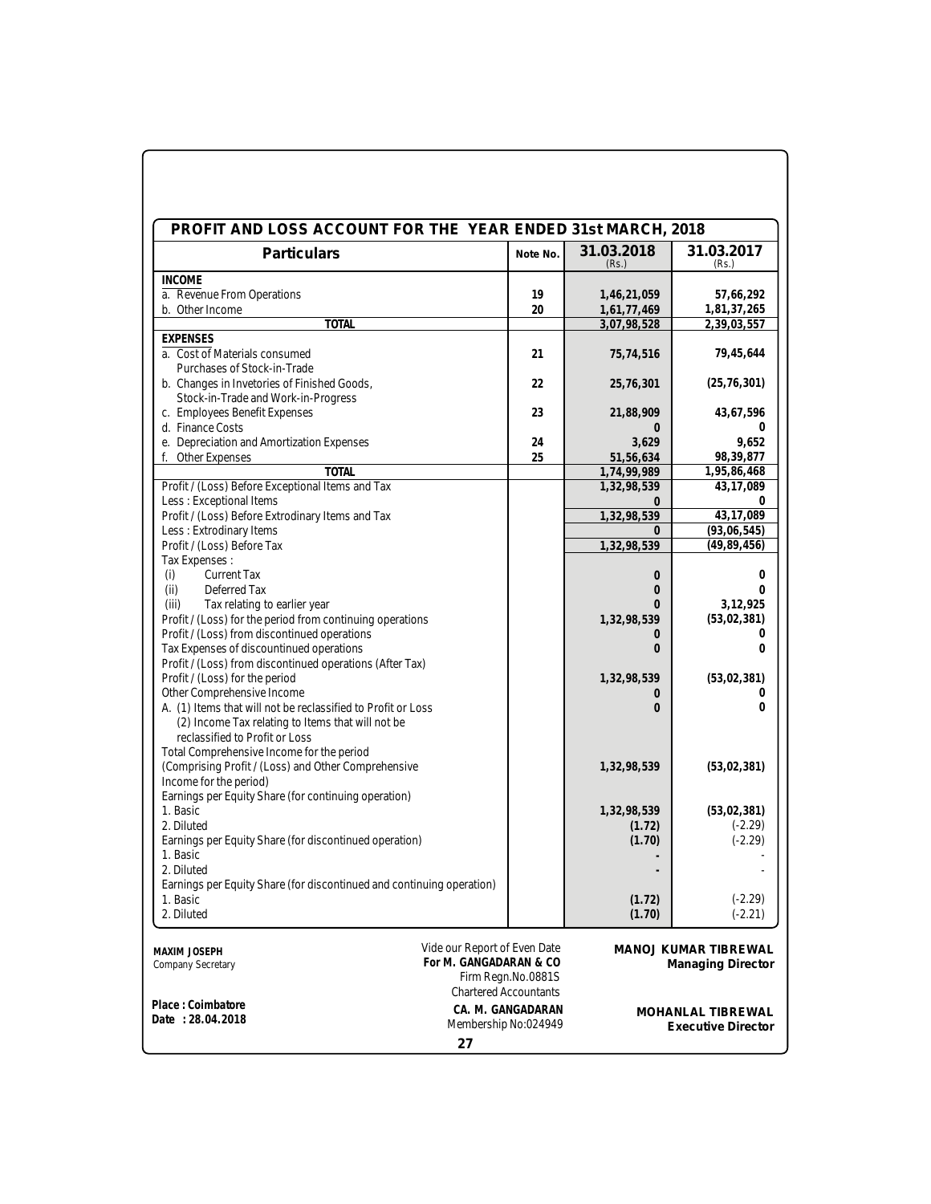## PROFIT AND LOSS ACCOUNT FOR THE YEAR ENDED 31st MARCH, 2018

| Particulars | Note No. | 31.03.2018 (Rs.) | 31.03.2017 (Rs.) |
|---|---|---|---|
| **INCOME** | | | |
| a. Revenue From Operations | 19 | 1,46,21,059 | 57,66,292 |
| b. Other Income | 20 | 1,61,77,469 | 1,81,37,265 |
| **TOTAL** | | 3,07,98,528 | 2,39,03,557 |
| **EXPENSES** | | | |
| a. Cost of Materials consumed Purchases of Stock-in-Trade | 21 | 75,74,516 | 79,45,644 |
| b. Changes in Invetories of Finished Goods, Stock-in-Trade and Work-in-Progress | 22 | 25,76,301 | (25,76,301) |
| c. Employees Benefit Expenses | 23 | 21,88,909 | 43,67,596 |
| d. Finance Costs | | 0 | 0 |
| e. Depreciation and Amortization Expenses | 24 | 3,629 | 9,652 |
| f. Other Expenses | 25 | 51,56,634 | 98,39,877 |
| **TOTAL** | | 1,74,99,989 | 1,95,86,468 |
| Profit / (Loss) Before Exceptional Items and Tax | | 1,32,98,539 | 43,17,089 |
| Less : Exceptional Items | | 0 | 0 |
| Profit / (Loss) Before Extrodinary Items and Tax | | 1,32,98,539 | 43,17,089 |
| Less : Extrodinary Items | | 0 | (93,06,545) |
| Profit / (Loss) Before Tax | | 1,32,98,539 | (49,89,456) |
| Tax Expenses : | | | |
| (i) Current Tax | | 0 | 0 |
| (ii) Deferred Tax | | 0 | 0 |
| (iii) Tax relating to earlier year | | 0 | 3,12,925 |
| Profit / (Loss) for the period from continuing operations | | 1,32,98,539 | (53,02,381) |
| Profit / (Loss) from discontinued operations | | 0 | 0 |
| Tax Expenses of discountinued operations | | 0 | 0 |
| Profit / (Loss) from discontinued operations (After Tax) | | | |
| Profit / (Loss) for the period | | 1,32,98,539 | (53,02,381) |
| Other Comprehensive Income | | 0 | 0 |
| A. (1) Items that will not be reclassified to Profit or Loss | | 0 | 0 |
| (2) Income Tax relating to Items that will not be reclassified to Profit or Loss | | | |
| Total Comprehensive Income for the period (Comprising Profit / (Loss) and Other Comprehensive Income for the period) | | 1,32,98,539 | (53,02,381) |
| Earnings per Equity Share (for continuing operation) | | | |
| 1. Basic | | 1,32,98,539 | (53,02,381) |
| 2. Diluted | | (1.72) | (-2.29) |
| Earnings per Equity Share (for discontinued operation) | | (1.70) | (-2.29) |
| 1. Basic | | - | - |
| 2. Diluted | | - | - |
| Earnings per Equity Share (for discontinued and continuing operation) | | | |
| 1. Basic | | (1.72) | (-2.29) |
| 2. Diluted | | (1.70) | (-2.21) |

**MAXIM JOSEPH**
Company Secretary

Vide our Report of Even Date
**For M. GANGADARAN & CO**
Firm Regn.No.0881S
Chartered Accountants

**MANOJ KUMAR TIBREWAL**
**Managing Director**

**Place : Coimbatore**
**Date : 28.04.2018**

**CA. M. GANGADARAN**
Membership No:024949

**MOHANLAL TIBREWAL**
**Executive Director**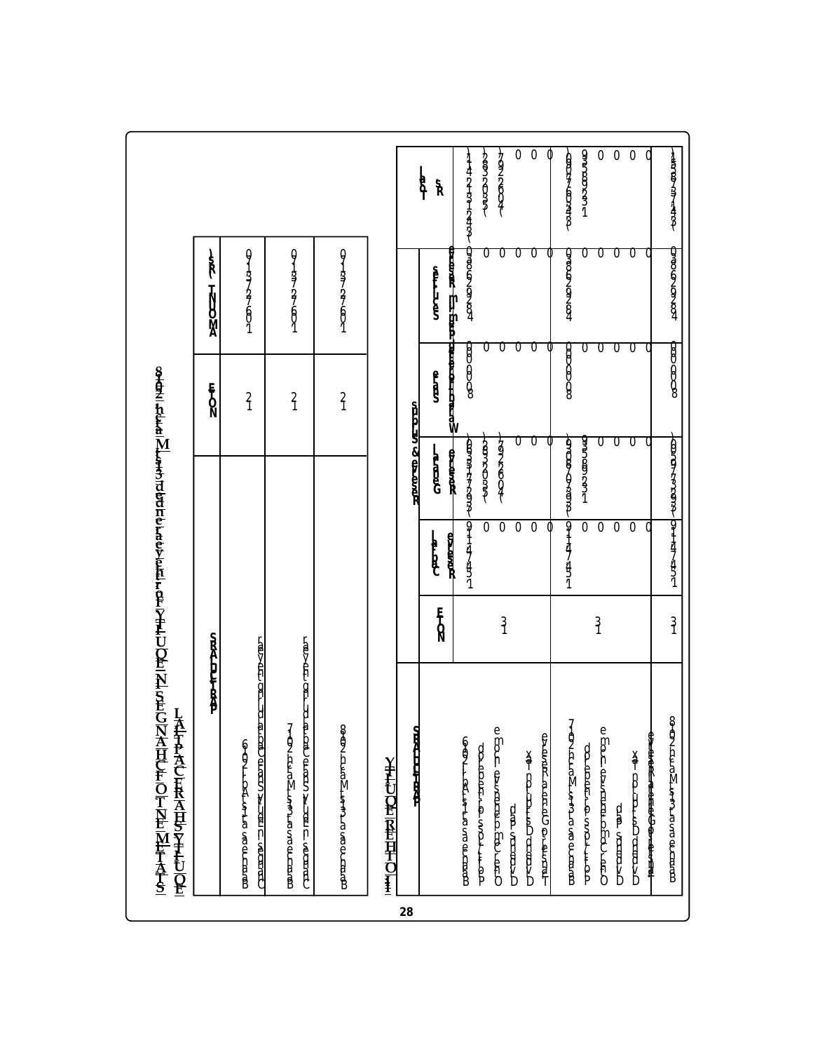# STATEMENT OF CHANGES IN EQUITY For the year ended 31 March 2018

## EQUITY SHARE CAPITAL

| PARTICULARS | NOTE | AMOUNT (Rs) |
|---|---|---|
| Balance as at 1 April 2016 | 12 | 10627310 |
| Changes in equity share capital during the year | | |
| Balance as at 31 March 2017 | 12 | 10627310 |
| Changes in equity share capital during the year | | |
| Balance as at 31 March 2018 | 12 | 10627310 |

## II. OTHER EQUITY

| PARTICULARS | NOTE | Reserves & Surplus | | | | Total (Rs) |
|---|---|---|---|---|---|---|
| | | Capital Reserve | General Reserve | Share Warrants Forfeited | Securities Premium Reserve | |
| Balance as at 1 April 2016 | 13 | 15474119 | (392775386) | 8000000 | 482926830 | (342131241) |
| Profit for the period | | 0 | (5302382) | 0 | 0 | (5302382) |
| Other Comprehensive Income | | 0 | (4062297) | 0 | 0 | (4062297) |
| Dividends paid | | 0 | 0 | 0 | 0 | 0 |
| Dividend Distribution tax | | 0 | 0 | 0 | 0 | 0 |
| Transfer to General Reserve | | 0 | 0 | 0 | 0 | 0 |
| Balance as at 31 March 2017 | 13 | 15474119 | (540468039) | 8000000 | 482926830 | (34067090) |
| Profit for the period | | 0 | 13298539 | 0 | 0 | 13298539 |
| Other Comprehensive Income | | 0 | 0 | 0 | 0 | 0 |
| Dividends paid | | 0 | 0 | 0 | 0 | 0 |
| Dividend Distribution tax | | 0 | 0 | 0 | 0 | 0 |
| Transfer to General Reserve | | 0 | 0 | 0 | 0 | 0 |
| Balance as at 31 March 2018 | 13 | 15474119 | (527169500) | 8000000 | 482926830 | (20768551) |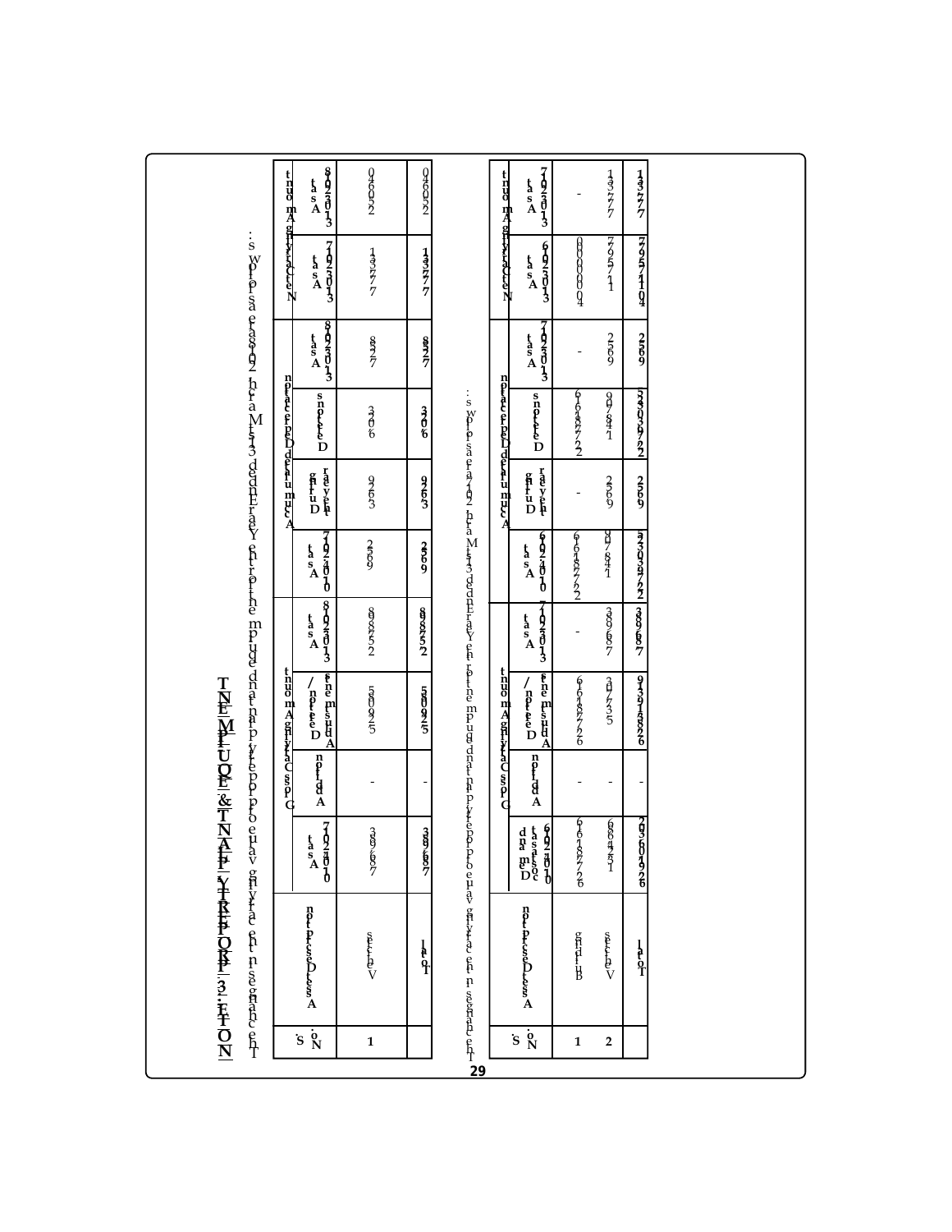# NOTE - 3 : PROPERTY, PLANT & EQUIPMENT

The changes in the carrying value of property plant and equipment for the Year Ended 31 March 2018 are as follows:

| S. No. | Asset Description | Gross Carrying Amount | | | | Accumulated Depreciation | | | | Net Carrying Amount | |
|---|---|---|---|---|---|---|---|---|---|---|---|
| | | As at 01.04.2017 | Addition | Deduction/ Adjustments | As at 31.03.2018 | As at 01.04.2017 | During the year | Deletions | As at 31.03.2018 | As at 31.03.2017 | As at 31.03.2018 |
| 1 | Vehicles | 78,693 | - | 52,795 | 25,898 | 962 | 369 | 603 | 728 | 77,731 | 25,170 |
| | **Total** | **78,693** | **-** | **52,795** | **25,898** | **962** | **369** | **603** | **728** | **77,731** | **25,170** |

The changes in the carrying value of property plant and equipment for the Year Ended 31 March 2017 are as follows:

| S. No. | Asset Description | Gross Carrying Amount | | | | Accumulated Depreciation | | | | Net Carrying Amount | |
|---|---|---|---|---|---|---|---|---|---|---|---|
| | | Deemed cost as at 01.04.2016 | Addition | Deduction/ Adjustments | As at 31.03.2017 | As at 01.04.2016 | During the year | Deletions | As at 31.03.2017 | As at 31.03.2016 | As at 31.03.2017 |
| 1 | Building | 62,78,166 | - | 62,78,166 | - | 22,78,166 | - | 22,78,166 | - | 40,00,000 | - |
| 2 | Vehicles | 1,52,486 | - | 73,793 | 78,693 | 1,48,709 | 962 | 1,48,709 | 962 | 3,777 | 77,731 |
| | **Total** | **64,30,652** | **-** | **63,51,959** | **78,693** | **24,26,875** | **962** | **24,26,875** | **962** | **40,03,777** | **77,731** |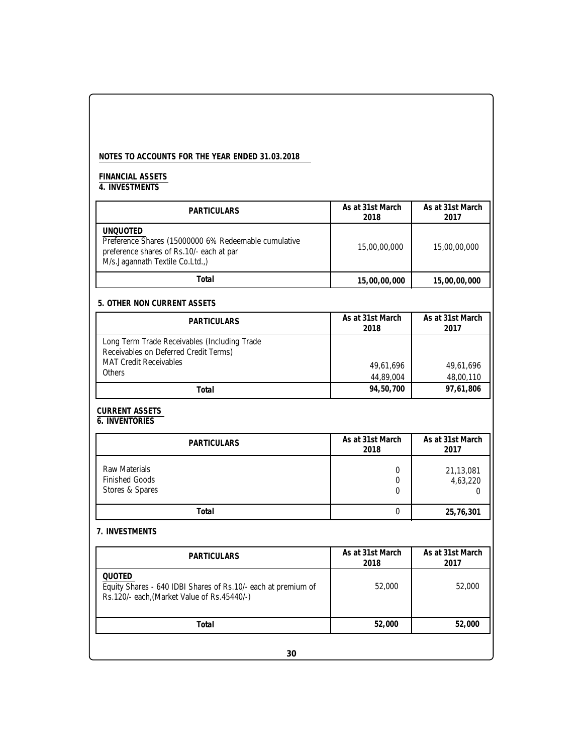**NOTES TO ACCOUNTS FOR THE YEAR ENDED 31.03.2018**

**FINANCIAL ASSETS**

**4. INVESTMENTS**

| PARTICULARS | As at 31st March 2018 | As at 31st March 2017 |
|---|---|---|
| **UNQUOTED**<br>Preference Shares (15000000 6% Redeemable cumulative preference shares of Rs.10/- each at par M/s.Jagannath Textile Co.Ltd.,) | 15,00,00,000 | 15,00,00,000 |
| **Total** | **15,00,00,000** | **15,00,00,000** |

**5. OTHER NON CURRENT ASSETS**

| PARTICULARS | As at 31st March 2018 | As at 31st March 2017 |
|---|---|---|
| Long Term Trade Receivables (Including Trade Receivables on Deferred Credit Terms) | | |
| MAT Credit Receivables | 49,61,696 | 49,61,696 |
| Others | 44,89,004 | 48,00,110 |
| **Total** | **94,50,700** | **97,61,806** |

**CURRENT ASSETS**

**6. INVENTORIES**

| PARTICULARS | As at 31st March 2018 | As at 31st March 2017 |
|---|---|---|
| Raw Materials | 0 | 21,13,081 |
| Finished Goods | 0 | 4,63,220 |
| Stores & Spares | 0 | 0 |
| **Total** | 0 | **25,76,301** |

**7. INVESTMENTS**

| PARTICULARS | As at 31st March 2018 | As at 31st March 2017 |
|---|---|---|
| **QUOTED**<br>Equity Shares - 640 IDBI Shares of Rs.10/- each at premium of Rs.120/- each,(Market Value of Rs.45440/-) | 52,000 | 52,000 |
| **Total** | **52,000** | **52,000** |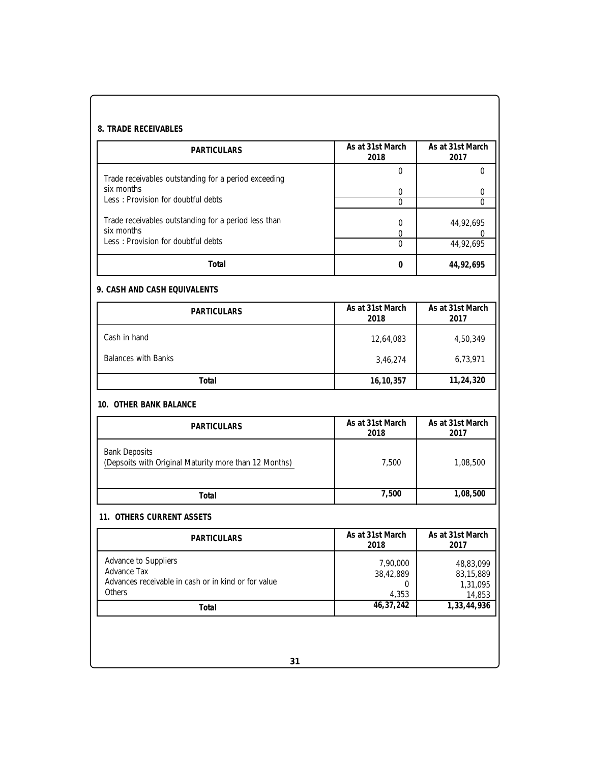**8. TRADE RECEIVABLES**

| PARTICULARS | As at 31st March 2018 | As at 31st March 2017 |
|---|---|---|
| Trade receivables outstanding for a period exceeding six months | 0 | 0 |
| Less : Provision for doubtful debts | 0 | 0 |
| | 0 | 0 |
| Trade receivables outstanding for a period less than six months | 0 | 44,92,695 |
| Less : Provision for doubtful debts | 0 | 0 |
| | 0 | 44,92,695 |
| **Total** | **0** | **44,92,695** |

**9. CASH AND CASH EQUIVALENTS**

| PARTICULARS | As at 31st March 2018 | As at 31st March 2017 |
|---|---|---|
| Cash in hand | 12,64,083 | 4,50,349 |
| Balances with Banks | 3,46,274 | 6,73,971 |
| **Total** | **16,10,357** | **11,24,320** |

**10. OTHER BANK BALANCE**

| PARTICULARS | As at 31st March 2018 | As at 31st March 2017 |
|---|---|---|
| Bank Deposits<br>(Depsoits with Original Maturity more than 12 Months) | 7,500 | 1,08,500 |
| **Total** | **7,500** | **1,08,500** |

**11. OTHERS CURRENT ASSETS**

| PARTICULARS | As at 31st March 2018 | As at 31st March 2017 |
|---|---|---|
| Advance to Suppliers | 7,90,000 | 48,83,099 |
| Advance Tax | 38,42,889 | 83,15,889 |
| Advances receivable in cash or in kind or for value | 0 | 1,31,095 |
| Others | 4,353 | 14,853 |
| **Total** | **46,37,242** | **1,33,44,936** |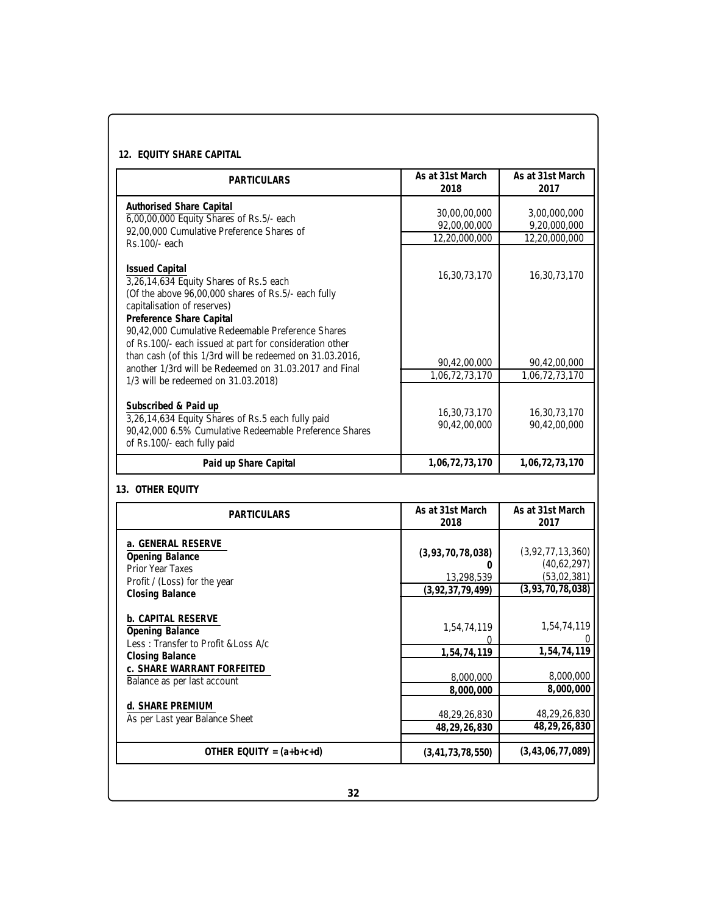## 12. EQUITY SHARE CAPITAL

| PARTICULARS | As at 31st March 2018 | As at 31st March 2017 |
|---|---|---|
| **Authorised Share Capital** | | |
| 6,00,00,000 Equity Shares of Rs.5/- each | 30,00,00,000 | 3,00,000,000 |
| 92,00,000 Cumulative Preference Shares of Rs.100/- each | 92,00,00,000 | 9,20,000,000 |
| | 12,20,000,000 | 12,20,000,000 |
| **Issued Capital** | | |
| 3,26,14,634 Equity Shares of Rs.5 each (Of the above 96,00,000 shares of Rs.5/- each fully capitalisation of reserves) | 16,30,73,170 | 16,30,73,170 |
| **Preference Share Capital** | | |
| 90,42,000 Cumulative Redeemable Preference Shares of Rs.100/- each issued at part for consideration other than cash (of this 1/3rd will be redeemed on 31.03.2016, another 1/3rd will be Redeemed on 31.03.2017 and Final 1/3 will be redeemed on 31.03.2018) | 90,42,00,000 | 90,42,00,000 |
| | 1,06,72,73,170 | 1,06,72,73,170 |
| **Subscribed & Paid up** | | |
| 3,26,14,634 Equity Shares of Rs.5 each fully paid | 16,30,73,170 | 16,30,73,170 |
| 90,42,000 6.5% Cumulative Redeemable Preference Shares of Rs.100/- each fully paid | 90,42,00,000 | 90,42,00,000 |
| **Paid up Share Capital** | **1,06,72,73,170** | **1,06,72,73,170** |

## 13. OTHER EQUITY

| PARTICULARS | As at 31st March 2018 | As at 31st March 2017 |
|---|---|---|
| **a. GENERAL RESERVE** | | |
| **Opening Balance** | **(3,93,70,78,038)** | (3,92,77,13,360) |
| Prior Year Taxes | **0** | (40,62,297) |
| Profit / (Loss) for the year | 13,298,539 | (53,02,381) |
| **Closing Balance** | **(3,92,37,79,499)** | **(3,93,70,78,038)** |
| **b. CAPITAL RESERVE** | | |
| **Opening Balance** | 1,54,74,119 | 1,54,74,119 |
| Less : Transfer to Profit &Loss A/c | 0 | 0 |
| **Closing Balance** | **1,54,74,119** | **1,54,74,119** |
| **c. SHARE WARRANT FORFEITED** | | |
| Balance as per last account | 8,000,000 | 8,000,000 |
| | **8,000,000** | **8,000,000** |
| **d. SHARE PREMIUM** | | |
| As per Last year Balance Sheet | 48,29,26,830 | 48,29,26,830 |
| | **48,29,26,830** | **48,29,26,830** |
| **OTHER EQUITY = (a+b+c+d)** | **(3,41,73,78,550)** | **(3,43,06,77,089)** |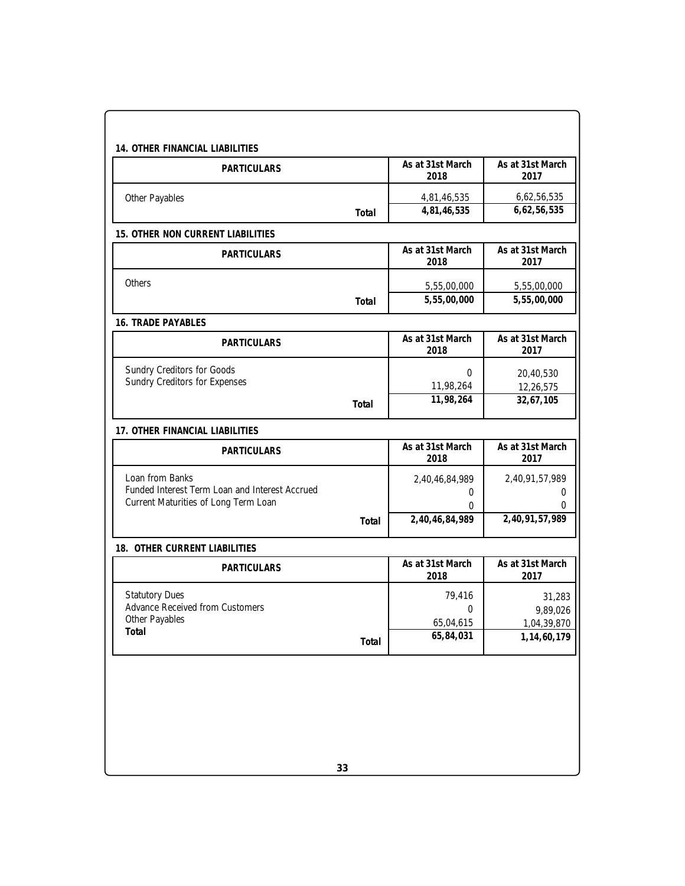### 14. OTHER FINANCIAL LIABILITIES

| PARTICULARS | As at 31st March 2018 | As at 31st March 2017 |
|---|---|---|
| Other Payables | 4,81,46,535 | 6,62,56,535 |
| **Total** | **4,81,46,535** | **6,62,56,535** |

### 15. OTHER NON CURRENT LIABILITIES

| PARTICULARS | As at 31st March 2018 | As at 31st March 2017 |
|---|---|---|
| Others | 5,55,00,000 | 5,55,00,000 |
| **Total** | **5,55,00,000** | **5,55,00,000** |

### 16. TRADE PAYABLES

| PARTICULARS | As at 31st March 2018 | As at 31st March 2017 |
|---|---|---|
| Sundry Creditors for Goods | 0 | 20,40,530 |
| Sundry Creditors for Expenses | 11,98,264 | 12,26,575 |
| **Total** | **11,98,264** | **32,67,105** |

### 17. OTHER FINANCIAL LIABILITIES

| PARTICULARS | As at 31st March 2018 | As at 31st March 2017 |
|---|---|---|
| Loan from Banks | 2,40,46,84,989 | 2,40,91,57,989 |
| Funded Interest Term Loan and Interest Accrued | 0 | 0 |
| Current Maturities of Long Term Loan | 0 | 0 |
| **Total** | **2,40,46,84,989** | **2,40,91,57,989** |

### 18. OTHER CURRENT LIABILITIES

| PARTICULARS | As at 31st March 2018 | As at 31st March 2017 |
|---|---|---|
| Statutory Dues | 79,416 | 31,283 |
| Advance Received from Customers | 0 | 9,89,026 |
| Other Payables | 65,04,615 | 1,04,39,870 |
| **Total** | **65,84,031** | **1,14,60,179** |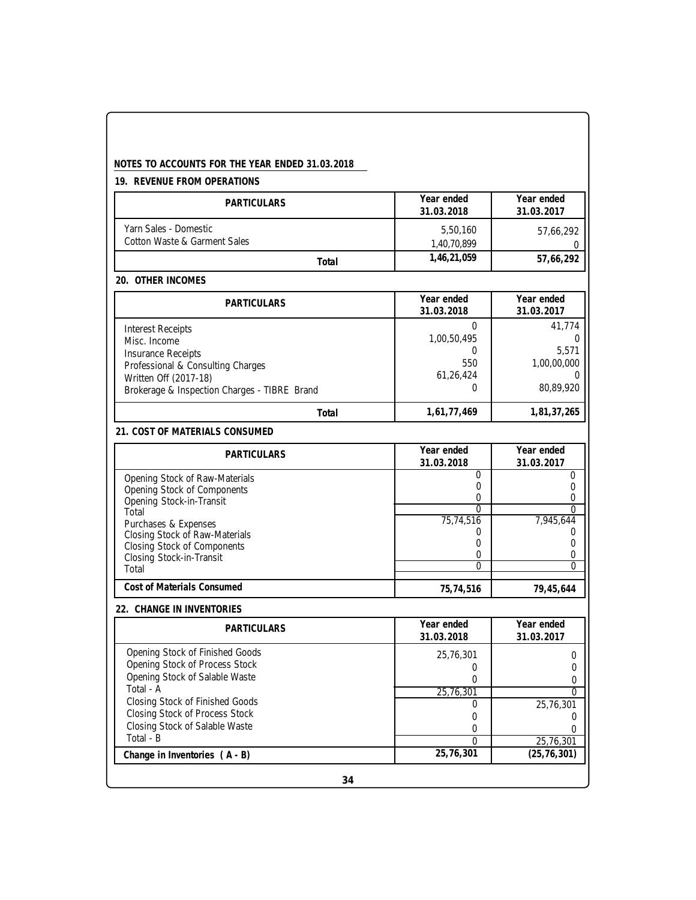**NOTES TO ACCOUNTS FOR THE YEAR ENDED 31.03.2018**

**19. REVENUE FROM OPERATIONS**

| PARTICULARS | Year ended 31.03.2018 | Year ended 31.03.2017 |
|---|---|---|
| Yarn Sales - Domestic | 5,50,160 | 57,66,292 |
| Cotton Waste & Garment Sales | 1,40,70,899 | 0 |
| **Total** | **1,46,21,059** | **57,66,292** |

**20. OTHER INCOMES**

| PARTICULARS | Year ended 31.03.2018 | Year ended 31.03.2017 |
|---|---|---|
| Interest Receipts | 0 | 41,774 |
| Misc. Income | 1,00,50,495 | 0 |
| Insurance Receipts | 0 | 5,571 |
| Professional & Consulting Charges | 550 | 1,00,00,000 |
| Written Off (2017-18) | 61,26,424 | 0 |
| Brokerage & Inspection Charges - TIBRE Brand | 0 | 80,89,920 |
| **Total** | **1,61,77,469** | **1,81,37,265** |

**21. COST OF MATERIALS CONSUMED**

| PARTICULARS | Year ended 31.03.2018 | Year ended 31.03.2017 |
|---|---|---|
| Opening Stock of Raw-Materials | 0 | 0 |
| Opening Stock of Components | 0 | 0 |
| Opening Stock-in-Transit | 0 | 0 |
| Total | 0 | 0 |
| Purchases & Expenses | 75,74,516 | 7,945,644 |
| Closing Stock of Raw-Materials | 0 | 0 |
| Closing Stock of Components | 0 | 0 |
| Closing Stock-in-Transit | 0 | 0 |
| Total | 0 | 0 |
| **Cost of Materials Consumed** | **75,74,516** | **79,45,644** |

**22. CHANGE IN INVENTORIES**

| PARTICULARS | Year ended 31.03.2018 | Year ended 31.03.2017 |
|---|---|---|
| Opening Stock of Finished Goods | 25,76,301 | 0 |
| Opening Stock of Process Stock | 0 | 0 |
| Opening Stock of Salable Waste | 0 | 0 |
| Total - A | 25,76,301 | 0 |
| Closing Stock of Finished Goods | 0 | 25,76,301 |
| Closing Stock of Process Stock | 0 | 0 |
| Closing Stock of Salable Waste | 0 | 0 |
| Total - B | 0 | 25,76,301 |
| **Change in Inventories ( A - B)** | **25,76,301** | **(25,76,301)** |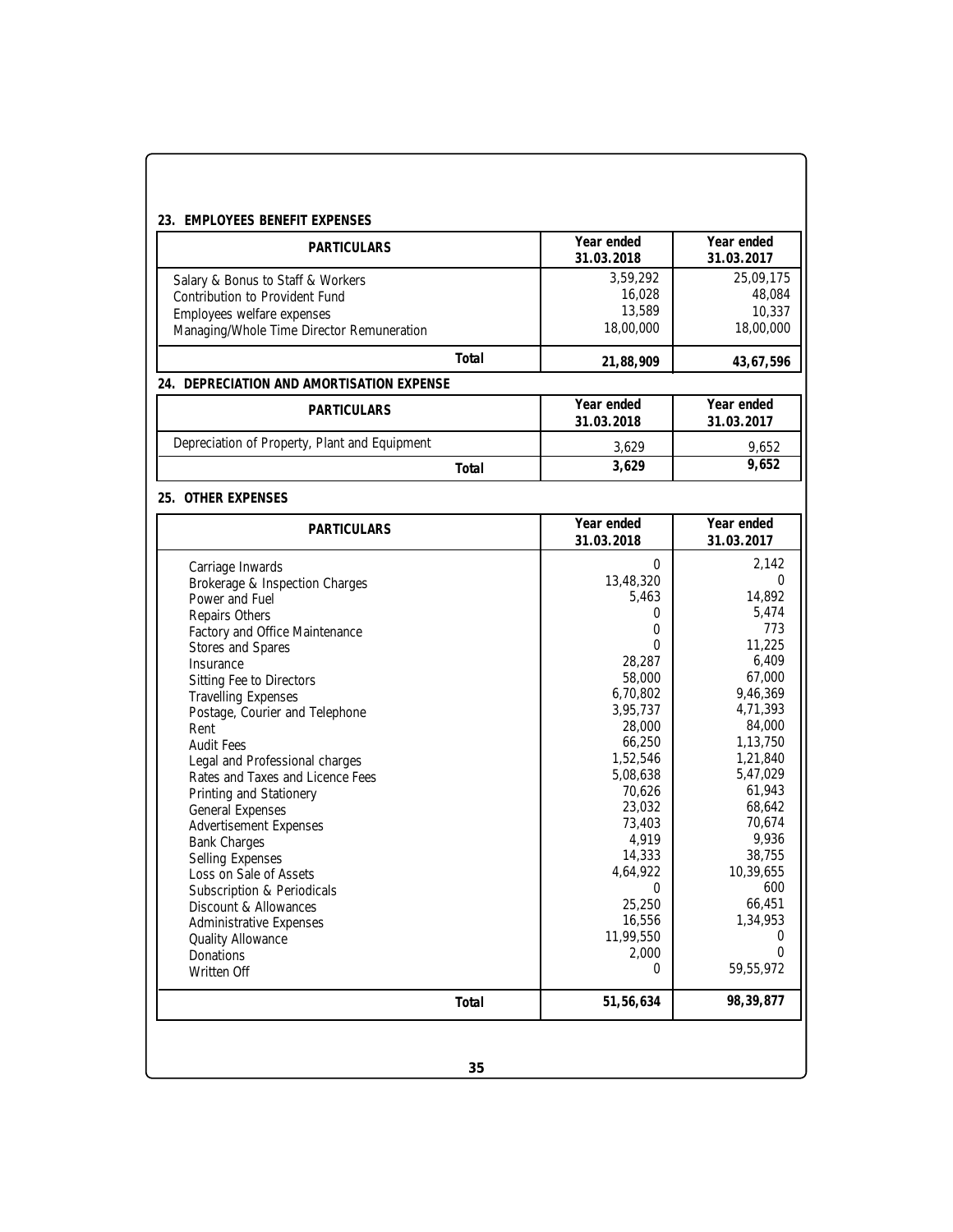## 23. EMPLOYEES BENEFIT EXPENSES

| PARTICULARS | Year ended 31.03.2018 | Year ended 31.03.2017 |
|---|---|---|
| Salary & Bonus to Staff & Workers | 3,59,292 | 25,09,175 |
| Contribution to Provident Fund | 16,028 | 48,084 |
| Employees welfare expenses | 13,589 | 10,337 |
| Managing/Whole Time Director Remuneration | 18,00,000 | 18,00,000 |
| **Total** | **21,88,909** | **43,67,596** |

## 24. DEPRECIATION AND AMORTISATION EXPENSE

| PARTICULARS | Year ended 31.03.2018 | Year ended 31.03.2017 |
|---|---|---|
| Depreciation of Property, Plant and Equipment | 3,629 | 9,652 |
| **Total** | **3,629** | **9,652** |

## 25. OTHER EXPENSES

| PARTICULARS | Year ended 31.03.2018 | Year ended 31.03.2017 |
|---|---|---|
| Carriage Inwards | 0 | 2,142 |
| Brokerage & Inspection Charges | 13,48,320 | 0 |
| Power and Fuel | 5,463 | 14,892 |
| Repairs Others | 0 | 5,474 |
| Factory and Office Maintenance | 0 | 773 |
| Stores and Spares | 0 | 11,225 |
| Insurance | 28,287 | 6,409 |
| Sitting Fee to Directors | 58,000 | 67,000 |
| Travelling Expenses | 6,70,802 | 9,46,369 |
| Postage, Courier and Telephone | 3,95,737 | 4,71,393 |
| Rent | 28,000 | 84,000 |
| Audit Fees | 66,250 | 1,13,750 |
| Legal and Professional charges | 1,52,546 | 1,21,840 |
| Rates and Taxes and Licence Fees | 5,08,638 | 5,47,029 |
| Printing and Stationery | 70,626 | 61,943 |
| General Expenses | 23,032 | 68,642 |
| Advertisement Expenses | 73,403 | 70,674 |
| Bank Charges | 4,919 | 9,936 |
| Selling Expenses | 14,333 | 38,755 |
| Loss on Sale of Assets | 4,64,922 | 10,39,655 |
| Subscription & Periodicals | 0 | 600 |
| Discount & Allowances | 25,250 | 66,451 |
| Administrative Expenses | 16,556 | 1,34,953 |
| Quality Allowance | 11,99,550 | 0 |
| Donations | 2,000 | 0 |
| Written Off | 0 | 59,55,972 |
| **Total** | **51,56,634** | **98,39,877** |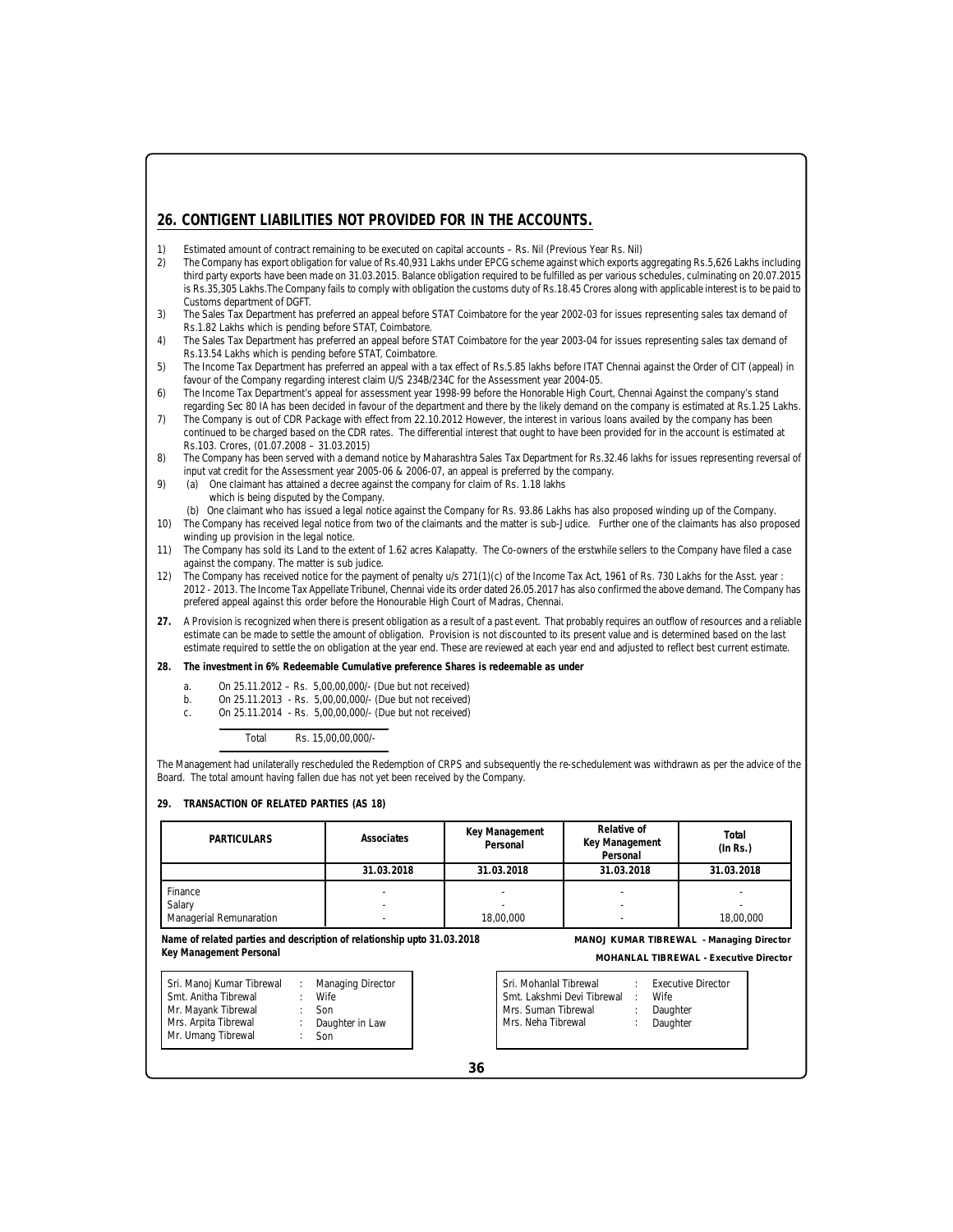## 26. CONTIGENT LIABILITIES NOT PROVIDED FOR IN THE ACCOUNTS.

1) Estimated amount of contract remaining to be executed on capital accounts – Rs. Nil (Previous Year Rs. Nil)
2) The Company has export obligation for value of Rs.40,931 Lakhs under EPCG scheme against which exports aggregating Rs.5,626 Lakhs including third party exports have been made on 31.03.2015. Balance obligation required to be fulfilled as per various schedules, culminating on 20.07.2015 is Rs.35,305 Lakhs.The Company fails to comply with obligation the customs duty of Rs.18.45 Crores along with applicable interest is to be paid to Customs department of DGFT.
3) The Sales Tax Department has preferred an appeal before STAT Coimbatore for the year 2002-03 for issues representing sales tax demand of Rs.1.82 Lakhs which is pending before STAT, Coimbatore.
4) The Sales Tax Department has preferred an appeal before STAT Coimbatore for the year 2003-04 for issues representing sales tax demand of Rs.13.54 Lakhs which is pending before STAT, Coimbatore.
5) The Income Tax Department has preferred an appeal with a tax effect of Rs.5.85 lakhs before ITAT Chennai against the Order of CIT (appeal) in favour of the Company regarding interest claim U/S 234B/234C for the Assessment year 2004-05.
6) The Income Tax Department's appeal for assessment year 1998-99 before the Honorable High Court, Chennai Against the company's stand regarding Sec 80 IA has been decided in favour of the department and there by the likely demand on the company is estimated at Rs.1.25 Lakhs.
7) The Company is out of CDR Package with effect from 22.10.2012 However, the interest in various loans availed by the company has been continued to be charged based on the CDR rates. The differential interest that ought to have been provided for in the account is estimated at Rs.103. Crores, (01.07.2008 – 31.03.2015)
8) The Company has been served with a demand notice by Maharashtra Sales Tax Department for Rs.32.46 lakhs for issues representing reversal of input vat credit for the Assessment year 2005-06 & 2006-07, an appeal is preferred by the company.
9) (a) One claimant has attained a decree against the company for claim of Rs. 1.18 lakhs which is being disputed by the Company.
   (b) One claimant who has issued a legal notice against the Company for Rs. 93.86 Lakhs has also proposed winding up of the Company.
10) The Company has received legal notice from two of the claimants and the matter is sub-Judice. Further one of the claimants has also proposed winding up provision in the legal notice.
11) The Company has sold its Land to the extent of 1.62 acres Kalapatty. The Co-owners of the erstwhile sellers to the Company have filed a case against the company. The matter is sub judice.
12) The Company has received notice for the payment of penalty u/s 271(1)(c) of the Income Tax Act, 1961 of Rs. 730 Lakhs for the Asst. year : 2012 - 2013. The Income Tax Appellate Tribunel, Chennai vide its order dated 26.05.2017 has also confirmed the above demand. The Company has prefered appeal against this order before the Honourable High Court of Madras, Chennai.

**27.** A Provision is recognized when there is present obligation as a result of a past event. That probably requires an outflow of resources and a reliable estimate can be made to settle the amount of obligation. Provision is not discounted to its present value and is determined based on the last estimate required to settle the on obligation at the year end. These are reviewed at each year end and adjusted to reflect best current estimate.

**28. The investment in 6% Redeemable Cumulative preference Shares is redeemable as under**

a. On 25.11.2012 – Rs. 5,00,00,000/- (Due but not received)
b. On 25.11.2013 - Rs. 5,00,00,000/- (Due but not received)
c. On 25.11.2014 - Rs. 5,00,00,000/- (Due but not received)

Total Rs. 15,00,00,000/-

The Management had unilaterally rescheduled the Redemption of CRPS and subsequently the re-schedulement was withdrawn as per the advice of the Board. The total amount having fallen due has not yet been received by the Company.

**29. TRANSACTION OF RELATED PARTIES (AS 18)**

| PARTICULARS | Associates | Key Management Personal | Relative of Key Management Personal | Total (In Rs.) |
|---|---|---|---|---|
| | 31.03.2018 | 31.03.2018 | 31.03.2018 | 31.03.2018 |
| Finance | - | - | - | - |
| Salary | - | - | - | - |
| Managerial Remunaration | - | 18,00,000 | - | 18,00,000 |

**Name of related parties and description of relationship upto 31.03.2018**
**Key Management Personal**

**MANOJ KUMAR TIBREWAL - Managing Director**
**MOHANLAL TIBREWAL - Executive Director**

| Name | | Relationship |
|---|---|---|
| Sri. Manoj Kumar Tibrewal | : | Managing Director |
| Smt. Anitha Tibrewal | : | Wife |
| Mr. Mayank Tibrewal | : | Son |
| Mrs. Arpita Tibrewal | : | Daughter in Law |
| Mr. Umang Tibrewal | : | Son |

| Name | | Relationship |
|---|---|---|
| Sri. Mohanlal Tibrewal | : | Executive Director |
| Smt. Lakshmi Devi Tibrewal | : | Wife |
| Mrs. Suman Tibrewal | : | Daughter |
| Mrs. Neha Tibrewal | : | Daughter |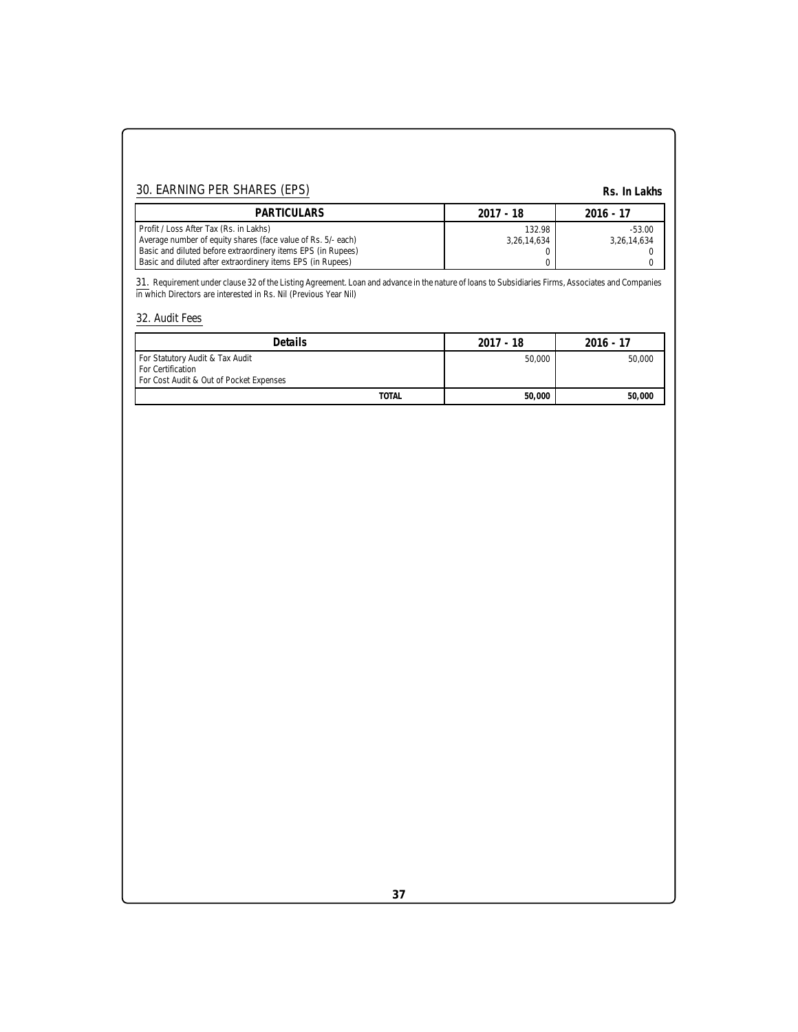## 30. EARNING PER SHARES (EPS)

**Rs. In Lakhs**

| PARTICULARS | 2017 - 18 | 2016 - 17 |
|---|---|---|
| Profit / Loss After Tax (Rs. in Lakhs) | 132.98 | -53.00 |
| Average number of equity shares (face value of Rs. 5/- each) | 3,26,14,634 | 3,26,14,634 |
| Basic and diluted before extraordinery items EPS (in Rupees) | 0 | 0 |
| Basic and diluted after extraordinery items EPS (in Rupees) | 0 | 0 |

31. Requirement under clause 32 of the Listing Agreement. Loan and advance in the nature of loans to Subsidiaries Firms, Associates and Companies in which Directors are interested in Rs. Nil (Previous Year Nil)

## 32. Audit Fees

| Details | 2017 - 18 | 2016 - 17 |
|---|---|---|
| For Statutory Audit & Tax Audit | 50,000 | 50,000 |
| For Certification | | |
| For Cost Audit & Out of Pocket Expenses | | |
| **TOTAL** | **50,000** | **50,000** |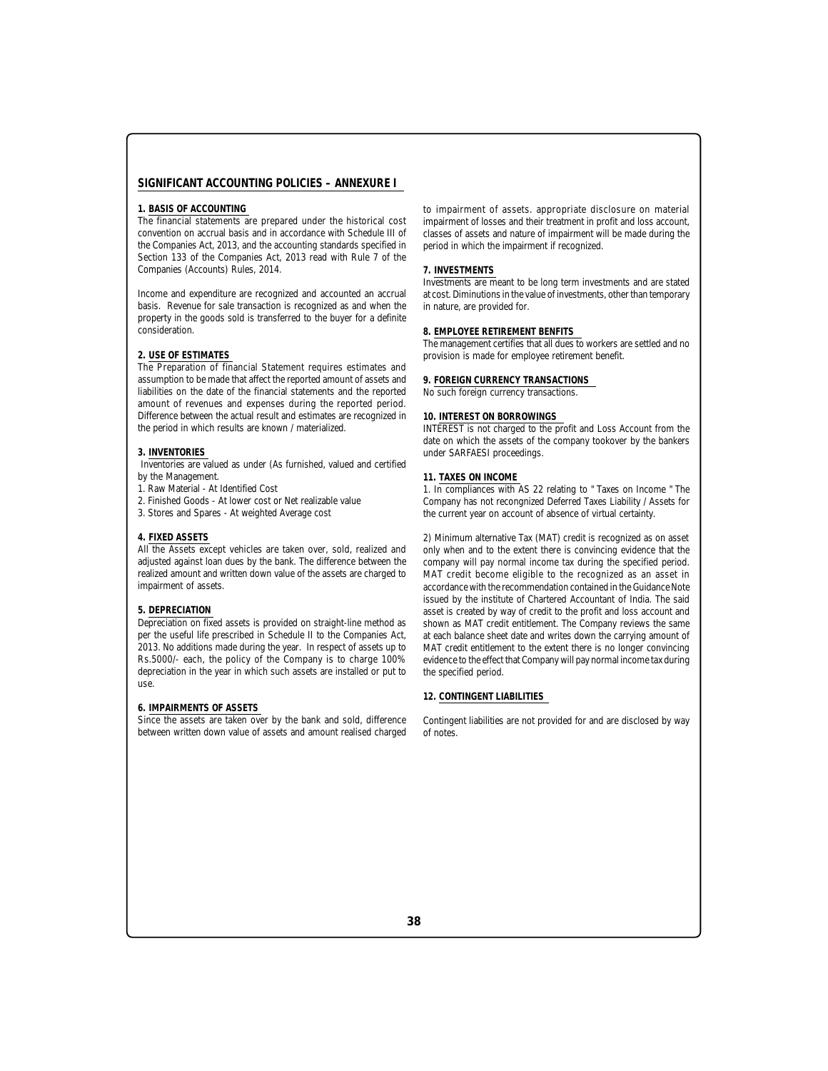## SIGNIFICANT ACCOUNTING POLICIES – ANNEXURE I

### 1. BASIS OF ACCOUNTING

The financial statements are prepared under the historical cost convention on accrual basis and in accordance with Schedule III of the Companies Act, 2013, and the accounting standards specified in Section 133 of the Companies Act, 2013 read with Rule 7 of the Companies (Accounts) Rules, 2014.

Income and expenditure are recognized and accounted an accrual basis. Revenue for sale transaction is recognized as and when the property in the goods sold is transferred to the buyer for a definite consideration.

### 2. USE OF ESTIMATES

The Preparation of financial Statement requires estimates and assumption to be made that affect the reported amount of assets and liabilities on the date of the financial statements and the reported amount of revenues and expenses during the reported period. Difference between the actual result and estimates are recognized in the period in which results are known / materialized.

### 3. INVENTORIES

Inventories are valued as under (As furnished, valued and certified by the Management.

1. Raw Material - At Identified Cost
2. Finished Goods - At lower cost or Net realizable value
3. Stores and Spares - At weighted Average cost

### 4. FIXED ASSETS

All the Assets except vehicles are taken over, sold, realized and adjusted against loan dues by the bank. The difference between the realized amount and written down value of the assets are charged to impairment of assets.

### 5. DEPRECIATION

Depreciation on fixed assets is provided on straight-line method as per the useful life prescribed in Schedule II to the Companies Act, 2013. No additions made during the year. In respect of assets up to Rs.5000/- each, the policy of the Company is to charge 100% depreciation in the year in which such assets are installed or put to use.

### 6. IMPAIRMENTS OF ASSETS

Since the assets are taken over by the bank and sold, difference between written down value of assets and amount realised charged to impairment of assets. appropriate disclosure on material impairment of losses and their treatment in profit and loss account, classes of assets and nature of impairment will be made during the period in which the impairment if recognized.

### 7. INVESTMENTS

Investments are meant to be long term investments and are stated at cost. Diminutions in the value of investments, other than temporary in nature, are provided for.

### 8. EMPLOYEE RETIREMENT BENFITS

The management certifies that all dues to workers are settled and no provision is made for employee retirement benefit.

### 9. FOREIGN CURRENCY TRANSACTIONS

No such foreign currency transactions.

### 10. INTEREST ON BORROWINGS

INTEREST is not charged to the profit and Loss Account from the date on which the assets of the company tookover by the bankers under SARFAESI proceedings.

### 11. TAXES ON INCOME

1. In compliances with AS 22 relating to " Taxes on Income " The Company has not recognized Deferred Taxes Liability / Assets for the current year on account of absence of virtual certainty.

2) Minimum alternative Tax (MAT) credit is recognized as on asset only when and to the extent there is convincing evidence that the company will pay normal income tax during the specified period. MAT credit become eligible to the recognized as an asset in accordance with the recommendation contained in the Guidance Note issued by the institute of Chartered Accountant of India. The said asset is created by way of credit to the profit and loss account and shown as MAT credit entitlement. The Company reviews the same at each balance sheet date and writes down the carrying amount of MAT credit entitlement to the extent there is no longer convincing evidence to the effect that Company will pay normal income tax during the specified period.

### 12. CONTINGENT LIABILITIES

Contingent liabilities are not provided for and are disclosed by way of notes.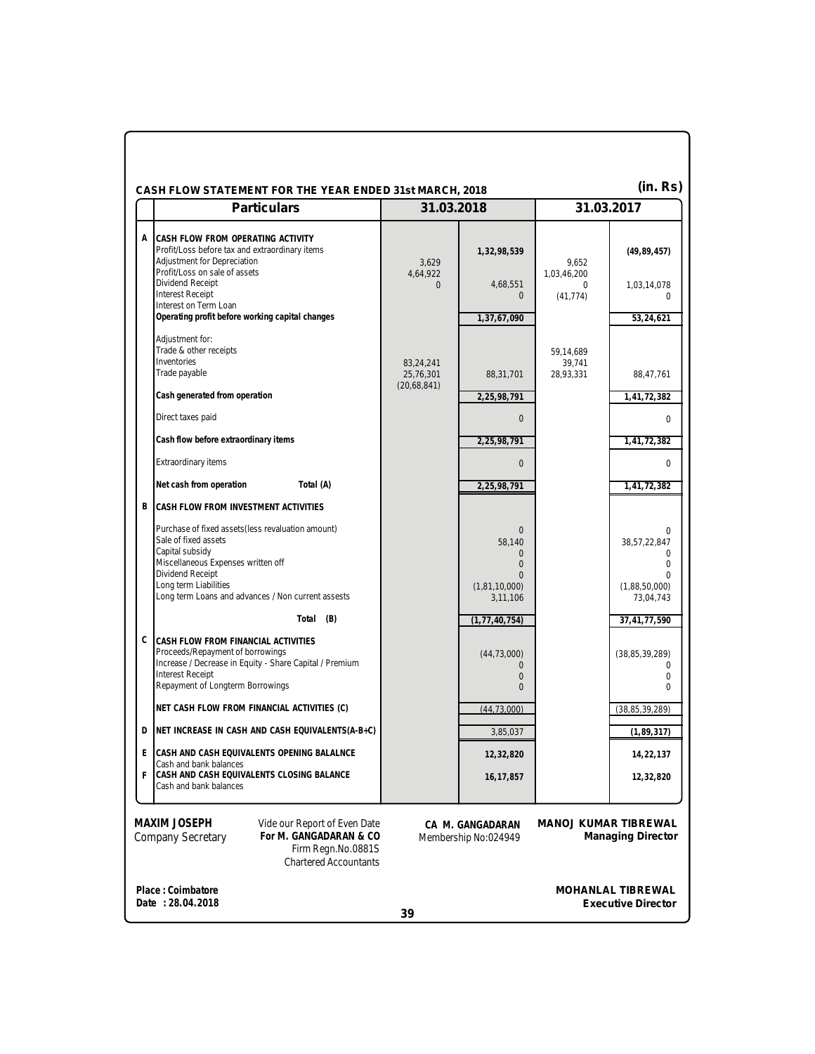## CASH FLOW STATEMENT FOR THE YEAR ENDED 31st MARCH, 2018

(in. Rs)

| | Particulars | 31.03.2018 | | 31.03.2017 | |
|---|---|---|---|---|---|
| **A** | **CASH FLOW FROM OPERATING ACTIVITY** | | | | |
| | Profit/Loss before tax and extraordinary items | | **1,32,98,539** | | **(49,89,457)** |
| | Adjustment for Depreciation | 3,629 | | 9,652 | |
| | Profit/Loss on sale of assets | 4,64,922 | | 1,03,46,200 | |
| | Dividend Receipt | 0 | 4,68,551 | 0 | 1,03,14,078 |
| | Interest Receipt | | 0 | (41,774) | 0 |
| | Interest on Term Loan | | | | |
| | **Operating profit before working capital changes** | | **1,37,67,090** | | **53,24,621** |
| | Adjustment for: | | | | |
| | Trade & other receipts | 83,24,241 | | 59,14,689 | |
| | Inventories | 25,76,301 | | 39,741 | |
| | Trade payable | (20,68,841) | 88,31,701 | 28,93,331 | 88,47,761 |
| | **Cash generated from operation** | | **2,25,98,791** | | **1,41,72,382** |
| | Direct taxes paid | | 0 | | 0 |
| | **Cash flow before extraordinary items** | | **2,25,98,791** | | **1,41,72,382** |
| | Extraordinary items | | 0 | | 0 |
| | **Net cash from operation Total (A)** | | **2,25,98,791** | | **1,41,72,382** |
| **B** | **CASH FLOW FROM INVESTMENT ACTIVITIES** | | | | |
| | Purchase of fixed assets(less revaluation amount) | | 0 | | 0 |
| | Sale of fixed assets | | 58,140 | | 38,57,22,847 |
| | Capital subsidy | | 0 | | 0 |
| | Miscellaneous Expenses written off | | 0 | | 0 |
| | Dividend Receipt | | 0 | | 0 |
| | Long term Liabilities | | (1,81,10,000) | | (1,88,50,000) |
| | Long term Loans and advances / Non current assests | | 3,11,106 | | 73,04,743 |
| | **Total (B)** | | **(1,77,40,754)** | | **37,41,77,590** |
| **C** | **CASH FLOW FROM FINANCIAL ACTIVITIES** | | | | |
| | Proceeds/Repayment of borrowings | | (44,73,000) | | (38,85,39,289) |
| | Increase / Decrease in Equity - Share Capital / Premium | | 0 | | 0 |
| | Interest Receipt | | 0 | | 0 |
| | Repayment of Longterm Borrowings | | 0 | | 0 |
| | **NET CASH FLOW FROM FINANCIAL ACTIVITIES (C)** | | (44,73,000) | | (38,85,39,289) |
| **D** | **NET INCREASE IN CASH AND CASH EQUIVALENTS(A-B+C)** | | 3,85,037 | | **(1,89,317)** |
| **E** | **CASH AND CASH EQUIVALENTS OPENING BALALNCE** Cash and bank balances | | **12,32,820** | | **14,22,137** |
| **F** | **CASH AND CASH EQUIVALENTS CLOSING BALANCE** Cash and bank balances | | **16,17,857** | | **12,32,820** |

**MAXIM JOSEPH**
Company Secretary

Vide our Report of Even Date
**For M. GANGADARAN & CO**
Firm Regn.No.0881S
Chartered Accountants

**CA M. GANGADARAN**
Membership No:024949

**MANOJ KUMAR TIBREWAL**
**Managing Director**

**Place : Coimbatore**
**Date : 28.04.2018**

**MOHANLAL TIBREWAL**
**Executive Director**